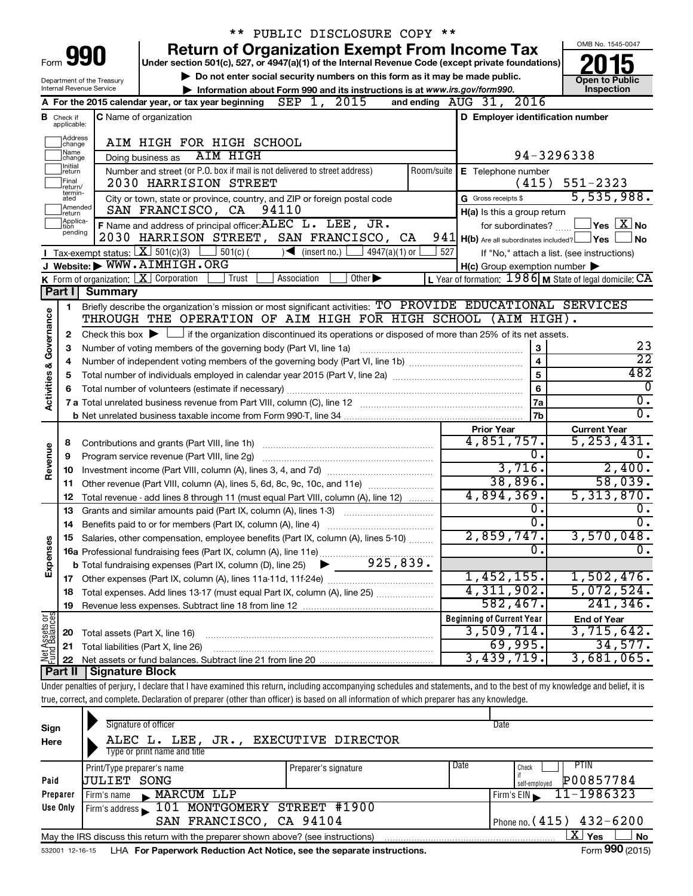** PUBLIC DISCLOSURE COPY **

# Form 990 — Return of Organization Exempt From Income Tax (2015)

Under section 501(c), 527, or 4947(a)(1) of the Internal Revenue Code (except private foundations)

▶ Do not enter social security numbers on this form as it may be made public.

▶ Information about Form 990 and its instructions is at www.irs.gov/form990.

Department of the Treasury
Internal Revenue Service

OMB No. 1545-0047

**Open to Public Inspection**

**A** For the 2015 calendar year, or tax year beginning SEP 1, 2015 and ending AUG 31, 2016

**B** Check if applicable: Address change, Name change, Initial return, Final return/terminated, Amended return, Application pending

**C** Name of organization: AIM HIGH FOR HIGH SCHOOL

Doing business as: AIM HIGH

Number and street (or P.O. box if mail is not delivered to street address): 2030 HARRISION STREET

City or town, state or province, country, and ZIP or foreign postal code: SAN FRANCISCO, CA 94110

**D** Employer identification number: 94-3296338

**E** Telephone number: (415) 551-2323

**G** Gross receipts $ 5,535,988.

**F** Name and address of principal officer: ALEC L. LEE, JR. 2030 HARRISON STREET, SAN FRANCISCO, CA 941

**H(a)** Is this a group return for subordinates? Yes [ ] No [X]

**H(b)** Are all subordinates included? Yes [ ] No [ ]

If "No," attach a list. (see instructions)

**H(c)** Group exemption number ▶

**I** Tax-exempt status: [X] 501(c)(3) [ ] 501(c) ( ) ◀ (insert no.) [ ] 4947(a)(1) or [ ] 527

**J** Website: ▶ WWW.AIMHIGH.ORG

**K** Form of organization: [X] Corporation [ ] Trust [ ] Association [ ] Other ▶

**L** Year of formation: 1986 **M** State of legal domicile: CA

## Part I Summary

**Activities & Governance**

1. Briefly describe the organization's mission or most significant activities: TO PROVIDE EDUCATIONAL SERVICES THROUGH THE OPERATION OF AIM HIGH FOR HIGH SCHOOL (AIM HIGH).
2. Check this box ▶ [ ] if the organization discontinued its operations or disposed of more than 25% of its net assets.

| Line | Description | | Value |
|---|---|---|---|
| 3 | Number of voting members of the governing body (Part VI, line 1a) | 3 | 23 |
| 4 | Number of independent voting members of the governing body (Part VI, line 1b) | 4 | 22 |
| 5 | Total number of individuals employed in calendar year 2015 (Part V, line 2a) | 5 | 482 |
| 6 | Total number of volunteers (estimate if necessary) | 6 | 0 |
| 7a | Total unrelated business revenue from Part VIII, column (C), line 12 | 7a | 0. |
| b | Net unrelated business taxable income from Form 990-T, line 34 | 7b | 0. |

| Line | Description | Prior Year | Current Year |
|---|---|---|---|
| **Revenue** | | | |
| 8 | Contributions and grants (Part VIII, line 1h) | 4,851,757. | 5,253,431. |
| 9 | Program service revenue (Part VIII, line 2g) | 0. | 0. |
| 10 | Investment income (Part VIII, column (A), lines 3, 4, and 7d) | 3,716. | 2,400. |
| 11 | Other revenue (Part VIII, column (A), lines 5, 6d, 8c, 9c, 10c, and 11e) | 38,896. | 58,039. |
| 12 | Total revenue - add lines 8 through 11 (must equal Part VIII, column (A), line 12) | 4,894,369. | 5,313,870. |
| **Expenses** | | | |
| 13 | Grants and similar amounts paid (Part IX, column (A), lines 1-3) | 0. | 0. |
| 14 | Benefits paid to or for members (Part IX, column (A), line 4) | 0. | 0. |
| 15 | Salaries, other compensation, employee benefits (Part IX, column (A), lines 5-10) | 2,859,747. | 3,570,048. |
| 16a | Professional fundraising fees (Part IX, column (A), line 11e) | 0. | 0. |
| b | Total fundraising expenses (Part IX, column (D), line 25) ▶ 925,839. | | |
| 17 | Other expenses (Part IX, column (A), lines 11a-11d, 11f-24e) | 1,452,155. | 1,502,476. |
| 18 | Total expenses. Add lines 13-17 (must equal Part IX, column (A), line 25) | 4,311,902. | 5,072,524. |
| 19 | Revenue less expenses. Subtract line 18 from line 12 | 582,467. | 241,346. |

| Line | Net Assets or Fund Balances | Beginning of Current Year | End of Year |
|---|---|---|---|
| 20 | Total assets (Part X, line 16) | 3,509,714. | 3,715,642. |
| 21 | Total liabilities (Part X, line 26) | 69,995. | 34,577. |
| 22 | Net assets or fund balances. Subtract line 21 from line 20 | 3,439,719. | 3,681,065. |

## Part II Signature Block

Under penalties of perjury, I declare that I have examined this return, including accompanying schedules and statements, and to the best of my knowledge and belief, it is true, correct, and complete. Declaration of preparer (other than officer) is based on all information of which preparer has any knowledge.

**Sign Here**

Signature of officer — Date

ALEC L. LEE, JR., EXECUTIVE DIRECTOR
Type or print name and title

**Paid Preparer Use Only**

| Print/Type preparer's name | Preparer's signature | Date | Check if self-employed | PTIN |
|---|---|---|---|---|
| JULIET SONG | | | | P00857784 |

Firm's name ▶ MARCUM LLP — Firm's EIN ▶ 11-1986323

Firm's address ▶ 101 MONTGOMERY STREET #1900, SAN FRANCISCO, CA 94104 — Phone no. (415) 432-6200

May the IRS discuss this return with the preparer shown above? (see instructions) [X] Yes [ ] No

532001 12-16-15 LHA For Paperwork Reduction Act Notice, see the separate instructions. Form 990 (2015)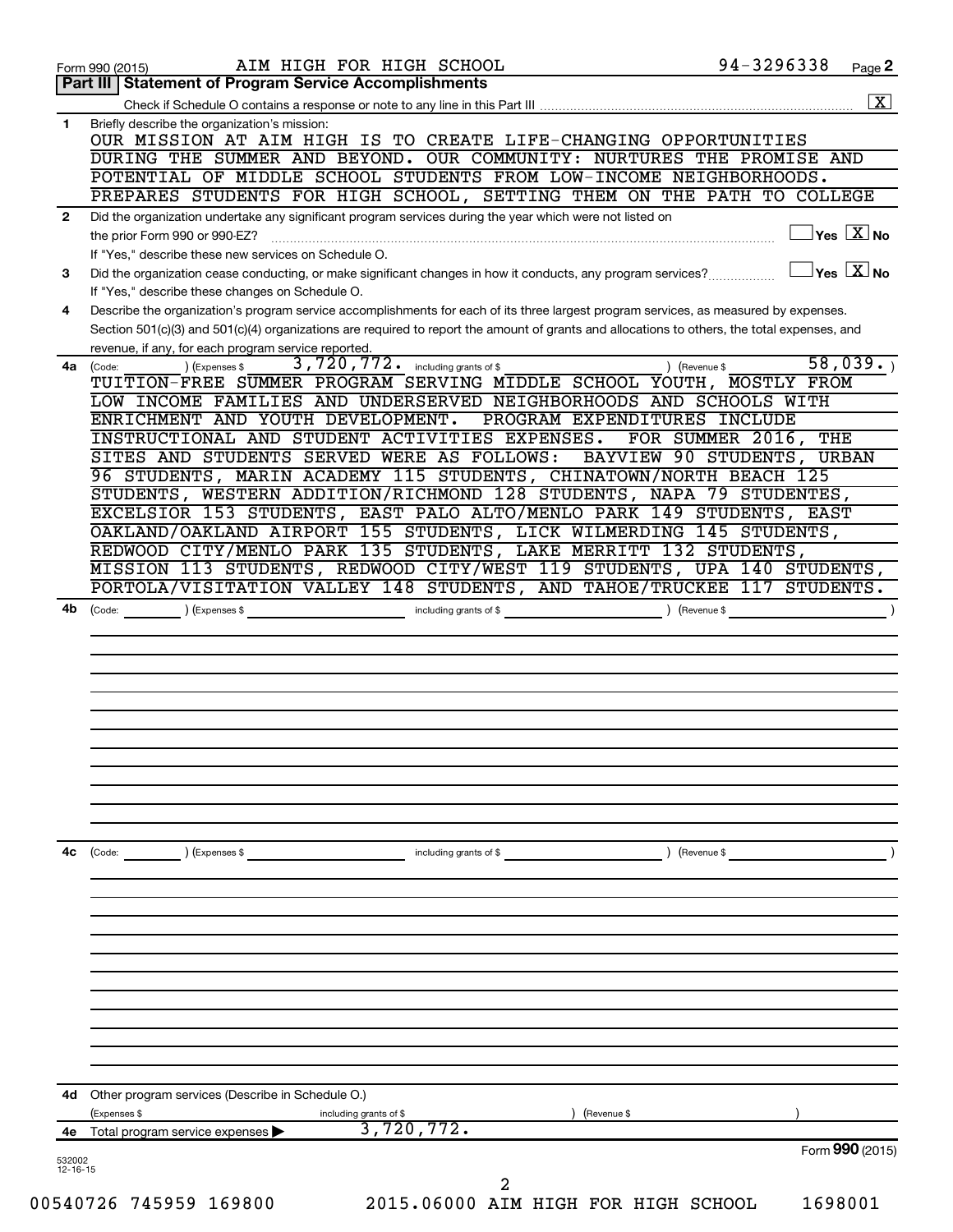Form 990 (2015) AIM HIGH FOR HIGH SCHOOL 94-3296338 Page 2

## Part III | Statement of Program Service Accomplishments

Check if Schedule O contains a response or note to any line in this Part III .......... [X]

**1** Briefly describe the organization's mission:

OUR MISSION AT AIM HIGH IS TO CREATE LIFE-CHANGING OPPORTUNITIES DURING THE SUMMER AND BEYOND. OUR COMMUNITY: NURTURES THE PROMISE AND POTENTIAL OF MIDDLE SCHOOL STUDENTS FROM LOW-INCOME NEIGHBORHOODS. PREPARES STUDENTS FOR HIGH SCHOOL, SETTING THEM ON THE PATH TO COLLEGE

**2** Did the organization undertake any significant program services during the year which were not listed on the prior Form 990 or 990-EZ? .......... [ ] Yes [X] No

If "Yes," describe these new services on Schedule O.

**3** Did the organization cease conducting, or make significant changes in how it conducts, any program services? .......... [ ] Yes [X] No

If "Yes," describe these changes on Schedule O.

**4** Describe the organization's program service accomplishments for each of its three largest program services, as measured by expenses. Section 501(c)(3) and 501(c)(4) organizations are required to report the amount of grants and allocations to others, the total expenses, and revenue, if any, for each program service reported.

**4a** (Code: ) (Expenses $ 3,720,772. including grants of $ ) (Revenue $ 58,039. )

TUITION-FREE SUMMER PROGRAM SERVING MIDDLE SCHOOL YOUTH, MOSTLY FROM LOW INCOME FAMILIES AND UNDERSERVED NEIGHBORHOODS AND SCHOOLS WITH ENRICHMENT AND YOUTH DEVELOPMENT. PROGRAM EXPENDITURES INCLUDE INSTRUCTIONAL AND STUDENT ACTIVITIES EXPENSES. FOR SUMMER 2016, THE SITES AND STUDENTS SERVED WERE AS FOLLOWS: BAYVIEW 90 STUDENTS, URBAN 96 STUDENTS, MARIN ACADEMY 115 STUDENTS, CHINATOWN/NORTH BEACH 125 STUDENTS, WESTERN ADDITION/RICHMOND 128 STUDENTS, NAPA 79 STUDENTES, EXCELSIOR 153 STUDENTS, EAST PALO ALTO/MENLO PARK 149 STUDENTS, EAST OAKLAND/OAKLAND AIRPORT 155 STUDENTS, LICK WILMERDING 145 STUDENTS, REDWOOD CITY/MENLO PARK 135 STUDENTS, LAKE MERRITT 132 STUDENTS, MISSION 113 STUDENTS, REDWOOD CITY/WEST 119 STUDENTS, UPA 140 STUDENTS, PORTOLA/VISITATION VALLEY 148 STUDENTS, AND TAHOE/TRUCKEE 117 STUDENTS.

**4b** (Code: ) (Expenses $ including grants of $ ) (Revenue $ )

**4c** (Code: ) (Expenses $ including grants of $ ) (Revenue $ )

**4d** Other program services (Describe in Schedule O.)

(Expenses $ including grants of $ ) (Revenue $ )

**4e** Total program service expenses ▶ 3,720,772.

Form **990** (2015)

532002 12-16-15

00540726 745959 169800 2015.06000 AIM HIGH FOR HIGH SCHOOL 1698001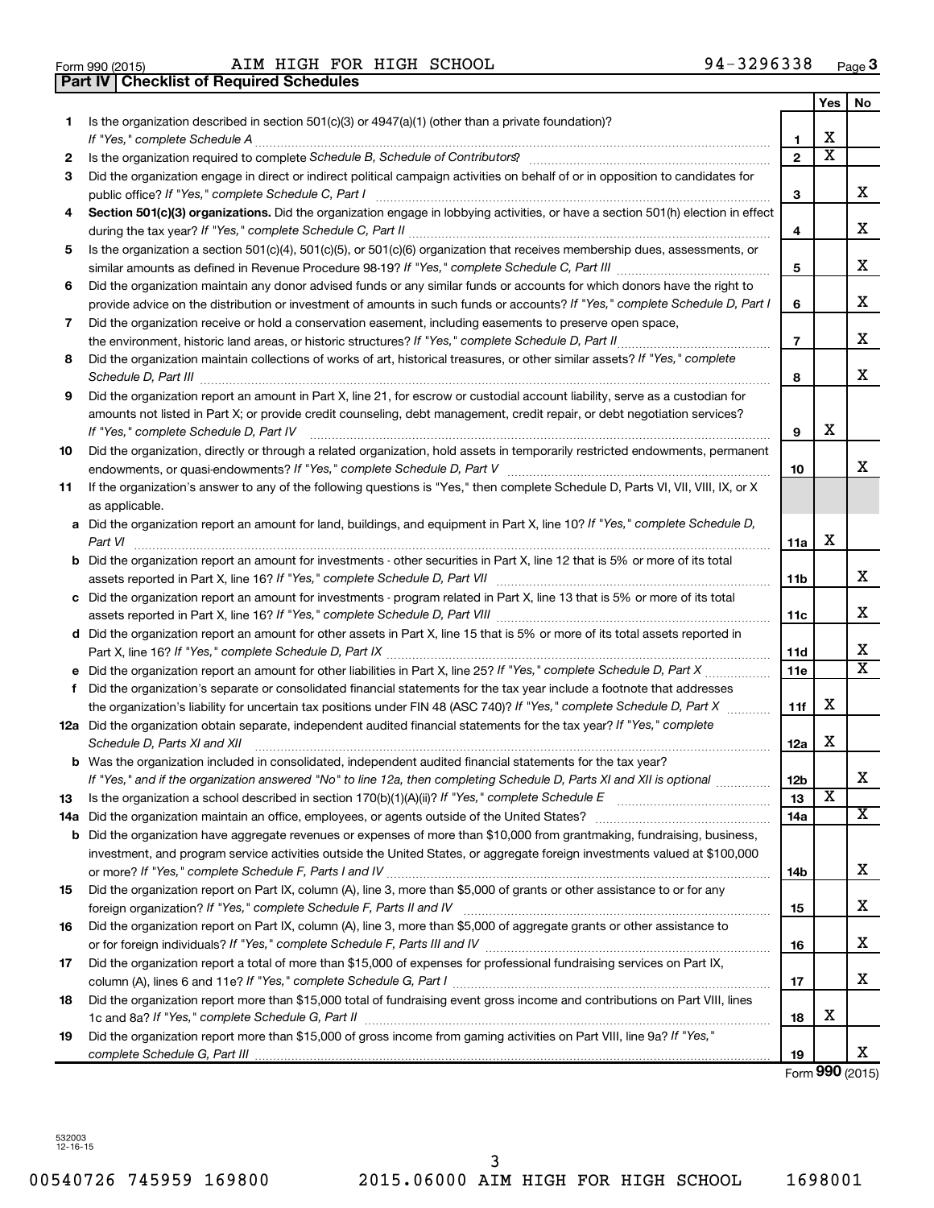Form 990 (2015) AIM HIGH FOR HIGH SCHOOL 94-3296338

## Part IV Checklist of Required Schedules

| | | | Yes | No |
|---|---|---|---|---|
| 1 | Is the organization described in section 501(c)(3) or 4947(a)(1) (other than a private foundation)? *If "Yes," complete Schedule A* | 1 | X | |
| 2 | Is the organization required to complete *Schedule B, Schedule of Contributors*? | 2 | X | |
| 3 | Did the organization engage in direct or indirect political campaign activities on behalf of or in opposition to candidates for public office? *If "Yes," complete Schedule C, Part I* | 3 | | X |
| 4 | **Section 501(c)(3) organizations.** Did the organization engage in lobbying activities, or have a section 501(h) election in effect during the tax year? *If "Yes," complete Schedule C, Part II* | 4 | | X |
| 5 | Is the organization a section 501(c)(4), 501(c)(5), or 501(c)(6) organization that receives membership dues, assessments, or similar amounts as defined in Revenue Procedure 98-19? *If "Yes," complete Schedule C, Part III* | 5 | | X |
| 6 | Did the organization maintain any donor advised funds or any similar funds or accounts for which donors have the right to provide advice on the distribution or investment of amounts in such funds or accounts? *If "Yes," complete Schedule D, Part I* | 6 | | X |
| 7 | Did the organization receive or hold a conservation easement, including easements to preserve open space, the environment, historic land areas, or historic structures? *If "Yes," complete Schedule D, Part II* | 7 | | X |
| 8 | Did the organization maintain collections of works of art, historical treasures, or other similar assets? *If "Yes," complete Schedule D, Part III* | 8 | | X |
| 9 | Did the organization report an amount in Part X, line 21, for escrow or custodial account liability, serve as a custodian for amounts not listed in Part X; or provide credit counseling, debt management, credit repair, or debt negotiation services? *If "Yes," complete Schedule D, Part IV* | 9 | X | |
| 10 | Did the organization, directly or through a related organization, hold assets in temporarily restricted endowments, permanent endowments, or quasi-endowments? *If "Yes," complete Schedule D, Part V* | 10 | | X |
| 11 | If the organization's answer to any of the following questions is "Yes," then complete Schedule D, Parts VI, VII, VIII, IX, or X as applicable. | | | |
| a | Did the organization report an amount for land, buildings, and equipment in Part X, line 10? *If "Yes," complete Schedule D, Part VI* | 11a | X | |
| b | Did the organization report an amount for investments - other securities in Part X, line 12 that is 5% or more of its total assets reported in Part X, line 16? *If "Yes," complete Schedule D, Part VII* | 11b | | X |
| c | Did the organization report an amount for investments - program related in Part X, line 13 that is 5% or more of its total assets reported in Part X, line 16? *If "Yes," complete Schedule D, Part VIII* | 11c | | X |
| d | Did the organization report an amount for other assets in Part X, line 15 that is 5% or more of its total assets reported in Part X, line 16? *If "Yes," complete Schedule D, Part IX* | 11d | | X |
| e | Did the organization report an amount for other liabilities in Part X, line 25? *If "Yes," complete Schedule D, Part X* | 11e | | X |
| f | Did the organization's separate or consolidated financial statements for the tax year include a footnote that addresses the organization's liability for uncertain tax positions under FIN 48 (ASC 740)? *If "Yes," complete Schedule D, Part X* | 11f | X | |
| 12a | Did the organization obtain separate, independent audited financial statements for the tax year? *If "Yes," complete Schedule D, Parts XI and XII* | 12a | X | |
| b | Was the organization included in consolidated, independent audited financial statements for the tax year? *If "Yes," and if the organization answered "No" to line 12a, then completing Schedule D, Parts XI and XII is optional* | 12b | | X |
| 13 | Is the organization a school described in section 170(b)(1)(A)(ii)? *If "Yes," complete Schedule E* | 13 | X | |
| 14a | Did the organization maintain an office, employees, or agents outside of the United States? | 14a | | X |
| b | Did the organization have aggregate revenues or expenses of more than $10,000 from grantmaking, fundraising, business, investment, and program service activities outside the United States, or aggregate foreign investments valued at $100,000 or more? *If "Yes," complete Schedule F, Parts I and IV* | 14b | | X |
| 15 | Did the organization report on Part IX, column (A), line 3, more than $5,000 of grants or other assistance to or for any foreign organization? *If "Yes," complete Schedule F, Parts II and IV* | 15 | | X |
| 16 | Did the organization report on Part IX, column (A), line 3, more than $5,000 of aggregate grants or other assistance to or for foreign individuals? *If "Yes," complete Schedule F, Parts III and IV* | 16 | | X |
| 17 | Did the organization report a total of more than $15,000 of expenses for professional fundraising services on Part IX, column (A), lines 6 and 11e? *If "Yes," complete Schedule G, Part I* | 17 | | X |
| 18 | Did the organization report more than $15,000 total of fundraising event gross income and contributions on Part VIII, lines 1c and 8a? *If "Yes," complete Schedule G, Part II* | 18 | X | |
| 19 | Did the organization report more than $15,000 of gross income from gaming activities on Part VIII, line 9a? *If "Yes," complete Schedule G, Part III* | 19 | | X |

Form **990** (2015)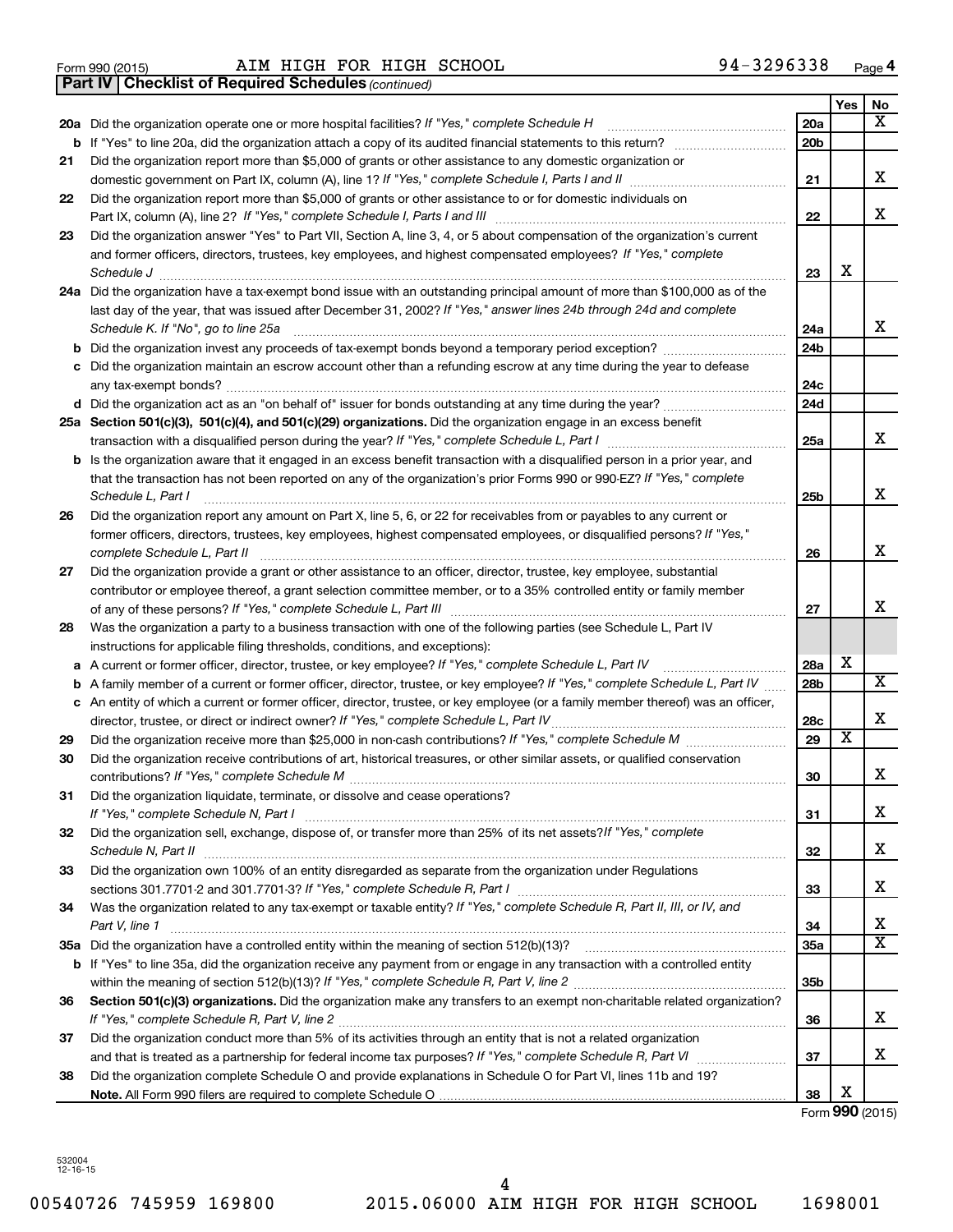Form 990 (2015) AIM HIGH FOR HIGH SCHOOL 94-3296338 Page 4

**Part IV | Checklist of Required Schedules** *(continued)*

| | | | Yes | No |
|---|---|---|---|---|
| **20a** | Did the organization operate one or more hospital facilities? *If "Yes," complete Schedule H* | 20a | | X |
| **b** | If "Yes" to line 20a, did the organization attach a copy of its audited financial statements to this return? | 20b | | |
| **21** | Did the organization report more than $5,000 of grants or other assistance to any domestic organization or domestic government on Part IX, column (A), line 1? *If "Yes," complete Schedule I, Parts I and II* | 21 | | X |
| **22** | Did the organization report more than $5,000 of grants or other assistance to or for domestic individuals on Part IX, column (A), line 2? *If "Yes," complete Schedule I, Parts I and III* | 22 | | X |
| **23** | Did the organization answer "Yes" to Part VII, Section A, line 3, 4, or 5 about compensation of the organization's current and former officers, directors, trustees, key employees, and highest compensated employees? *If "Yes," complete Schedule J* | 23 | X | |
| **24a** | Did the organization have a tax-exempt bond issue with an outstanding principal amount of more than $100,000 as of the last day of the year, that was issued after December 31, 2002? *If "Yes," answer lines 24b through 24d and complete Schedule K. If "No", go to line 25a* | 24a | | X |
| **b** | Did the organization invest any proceeds of tax-exempt bonds beyond a temporary period exception? | 24b | | |
| **c** | Did the organization maintain an escrow account other than a refunding escrow at any time during the year to defease any tax-exempt bonds? | 24c | | |
| **d** | Did the organization act as an "on behalf of" issuer for bonds outstanding at any time during the year? | 24d | | |
| **25a** | **Section 501(c)(3), 501(c)(4), and 501(c)(29) organizations.** Did the organization engage in an excess benefit transaction with a disqualified person during the year? *If "Yes," complete Schedule L, Part I* | 25a | | X |
| **b** | Is the organization aware that it engaged in an excess benefit transaction with a disqualified person in a prior year, and that the transaction has not been reported on any of the organization's prior Forms 990 or 990-EZ? *If "Yes," complete Schedule L, Part I* | 25b | | X |
| **26** | Did the organization report any amount on Part X, line 5, 6, or 22 for receivables from or payables to any current or former officers, directors, trustees, key employees, highest compensated employees, or disqualified persons? *If "Yes," complete Schedule L, Part II* | 26 | | X |
| **27** | Did the organization provide a grant or other assistance to an officer, director, trustee, key employee, substantial contributor or employee thereof, a grant selection committee member, or to a 35% controlled entity or family member of any of these persons? *If "Yes," complete Schedule L, Part III* | 27 | | X |
| **28** | Was the organization a party to a business transaction with one of the following parties (see Schedule L, Part IV instructions for applicable filing thresholds, conditions, and exceptions): | | | |
| **a** | A current or former officer, director, trustee, or key employee? *If "Yes," complete Schedule L, Part IV* | 28a | X | |
| **b** | A family member of a current or former officer, director, trustee, or key employee? *If "Yes," complete Schedule L, Part IV* | 28b | | X |
| **c** | An entity of which a current or former officer, director, trustee, or key employee (or a family member thereof) was an officer, director, trustee, or direct or indirect owner? *If "Yes," complete Schedule L, Part IV* | 28c | | X |
| **29** | Did the organization receive more than $25,000 in non-cash contributions? *If "Yes," complete Schedule M* | 29 | X | |
| **30** | Did the organization receive contributions of art, historical treasures, or other similar assets, or qualified conservation contributions? *If "Yes," complete Schedule M* | 30 | | X |
| **31** | Did the organization liquidate, terminate, or dissolve and cease operations? *If "Yes," complete Schedule N, Part I* | 31 | | X |
| **32** | Did the organization sell, exchange, dispose of, or transfer more than 25% of its net assets? *If "Yes," complete Schedule N, Part II* | 32 | | X |
| **33** | Did the organization own 100% of an entity disregarded as separate from the organization under Regulations sections 301.7701-2 and 301.7701-3? *If "Yes," complete Schedule R, Part I* | 33 | | X |
| **34** | Was the organization related to any tax-exempt or taxable entity? *If "Yes," complete Schedule R, Part II, III, or IV, and Part V, line 1* | 34 | | X |
| **35a** | Did the organization have a controlled entity within the meaning of section 512(b)(13)? | 35a | | X |
| **b** | If "Yes" to line 35a, did the organization receive any payment from or engage in any transaction with a controlled entity within the meaning of section 512(b)(13)? *If "Yes," complete Schedule R, Part V, line 2* | 35b | | |
| **36** | **Section 501(c)(3) organizations.** Did the organization make any transfers to an exempt non-charitable related organization? *If "Yes," complete Schedule R, Part V, line 2* | 36 | | X |
| **37** | Did the organization conduct more than 5% of its activities through an entity that is not a related organization and that is treated as a partnership for federal income tax purposes? *If "Yes," complete Schedule R, Part VI* | 37 | | X |
| **38** | Did the organization complete Schedule O and provide explanations in Schedule O for Part VI, lines 11b and 19? **Note.** All Form 990 filers are required to complete Schedule O | 38 | X | |

Form **990** (2015)

532004
12-16-15

00540726 745959 169800 2015.06000 AIM HIGH FOR HIGH SCHOOL 1698001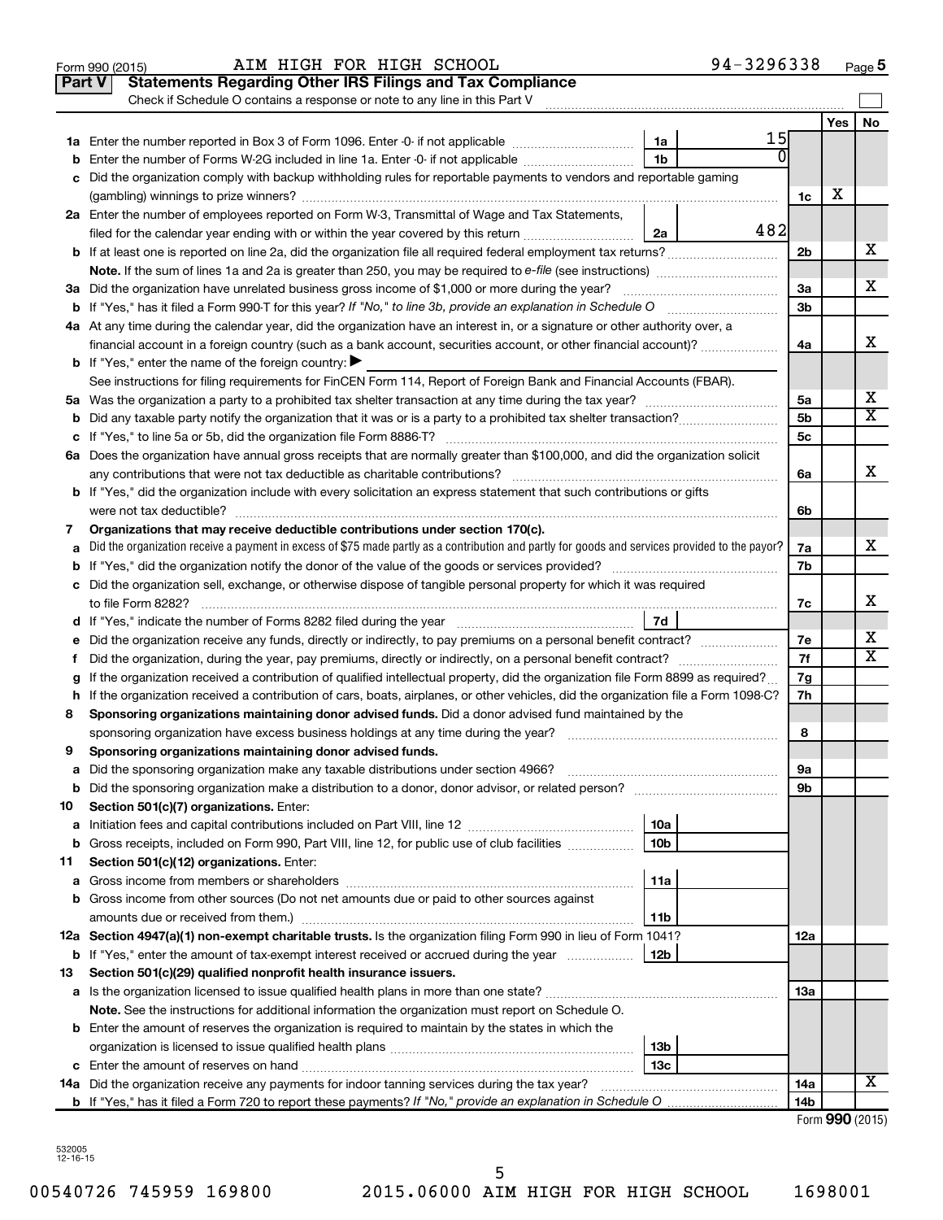Form 990 (2015) AIM HIGH FOR HIGH SCHOOL 94-3296338 Page 5

## Part V Statements Regarding Other IRS Filings and Tax Compliance

Check if Schedule O contains a response or note to any line in this Part V

| | | | | | Yes | No |
|---|---|---|---|---|---|---|
| **1a** | Enter the number reported in Box 3 of Form 1096. Enter -0- if not applicable | 1a | 15 | | | |
| **b** | Enter the number of Forms W-2G included in line 1a. Enter -0- if not applicable | 1b | 0 | | | |
| **c** | Did the organization comply with backup withholding rules for reportable payments to vendors and reportable gaming (gambling) winnings to prize winners? | | | 1c | X | |
| **2a** | Enter the number of employees reported on Form W-3, Transmittal of Wage and Tax Statements, filed for the calendar year ending with or within the year covered by this return | 2a | 482 | | | |
| **b** | If at least one is reported on line 2a, did the organization file all required federal employment tax returns? | | | 2b | | X |
| | **Note.** If the sum of lines 1a and 2a is greater than 250, you may be required to *e-file* (see instructions) | | | | | |
| **3a** | Did the organization have unrelated business gross income of $1,000 or more during the year? | | | 3a | | X |
| **b** | If "Yes," has it filed a Form 990-T for this year? *If "No," to line 3b, provide an explanation in Schedule O* | | | 3b | | |
| **4a** | At any time during the calendar year, did the organization have an interest in, or a signature or other authority over, a financial account in a foreign country (such as a bank account, securities account, or other financial account)? | | | 4a | | X |
| **b** | If "Yes," enter the name of the foreign country: ▶ | | | | | |
| | See instructions for filing requirements for FinCEN Form 114, Report of Foreign Bank and Financial Accounts (FBAR). | | | | | |
| **5a** | Was the organization a party to a prohibited tax shelter transaction at any time during the tax year? | | | 5a | | X |
| **b** | Did any taxable party notify the organization that it was or is a party to a prohibited tax shelter transaction? | | | 5b | | X |
| **c** | If "Yes," to line 5a or 5b, did the organization file Form 8886-T? | | | 5c | | |
| **6a** | Does the organization have annual gross receipts that are normally greater than $100,000, and did the organization solicit any contributions that were not tax deductible as charitable contributions? | | | 6a | | X |
| **b** | If "Yes," did the organization include with every solicitation an express statement that such contributions or gifts were not tax deductible? | | | 6b | | |
| **7** | **Organizations that may receive deductible contributions under section 170(c).** | | | | | |
| **a** | Did the organization receive a payment in excess of $75 made partly as a contribution and partly for goods and services provided to the payor? | | | 7a | | X |
| **b** | If "Yes," did the organization notify the donor of the value of the goods or services provided? | | | 7b | | |
| **c** | Did the organization sell, exchange, or otherwise dispose of tangible personal property for which it was required to file Form 8282? | | | 7c | | X |
| **d** | If "Yes," indicate the number of Forms 8282 filed during the year | 7d | | | | |
| **e** | Did the organization receive any funds, directly or indirectly, to pay premiums on a personal benefit contract? | | | 7e | | X |
| **f** | Did the organization, during the year, pay premiums, directly or indirectly, on a personal benefit contract? | | | 7f | | X |
| **g** | If the organization received a contribution of qualified intellectual property, did the organization file Form 8899 as required? | | | 7g | | |
| **h** | If the organization received a contribution of cars, boats, airplanes, or other vehicles, did the organization file a Form 1098-C? | | | 7h | | |
| **8** | **Sponsoring organizations maintaining donor advised funds.** Did a donor advised fund maintained by the sponsoring organization have excess business holdings at any time during the year? | | | 8 | | |
| **9** | **Sponsoring organizations maintaining donor advised funds.** | | | | | |
| **a** | Did the sponsoring organization make any taxable distributions under section 4966? | | | 9a | | |
| **b** | Did the sponsoring organization make a distribution to a donor, donor advisor, or related person? | | | 9b | | |
| **10** | **Section 501(c)(7) organizations.** Enter: | | | | | |
| **a** | Initiation fees and capital contributions included on Part VIII, line 12 | 10a | | | | |
| **b** | Gross receipts, included on Form 990, Part VIII, line 12, for public use of club facilities | 10b | | | | |
| **11** | **Section 501(c)(12) organizations.** Enter: | | | | | |
| **a** | Gross income from members or shareholders | 11a | | | | |
| **b** | Gross income from other sources (Do not net amounts due or paid to other sources against amounts due or received from them.) | 11b | | | | |
| **12a** | **Section 4947(a)(1) non-exempt charitable trusts.** Is the organization filing Form 990 in lieu of Form 1041? | | | 12a | | |
| **b** | If "Yes," enter the amount of tax-exempt interest received or accrued during the year | 12b | | | | |
| **13** | **Section 501(c)(29) qualified nonprofit health insurance issuers.** | | | | | |
| **a** | Is the organization licensed to issue qualified health plans in more than one state? | | | 13a | | |
| | **Note.** See the instructions for additional information the organization must report on Schedule O. | | | | | |
| **b** | Enter the amount of reserves the organization is required to maintain by the states in which the organization is licensed to issue qualified health plans | 13b | | | | |
| **c** | Enter the amount of reserves on hand | 13c | | | | |
| **14a** | Did the organization receive any payments for indoor tanning services during the tax year? | | | 14a | | X |
| **b** | If "Yes," has it filed a Form 720 to report these payments? *If "No," provide an explanation in Schedule O* | | | 14b | | |

Form **990** (2015)

532005 12-16-15

00540726 745959 169800 2015.06000 AIM HIGH FOR HIGH SCHOOL 1698001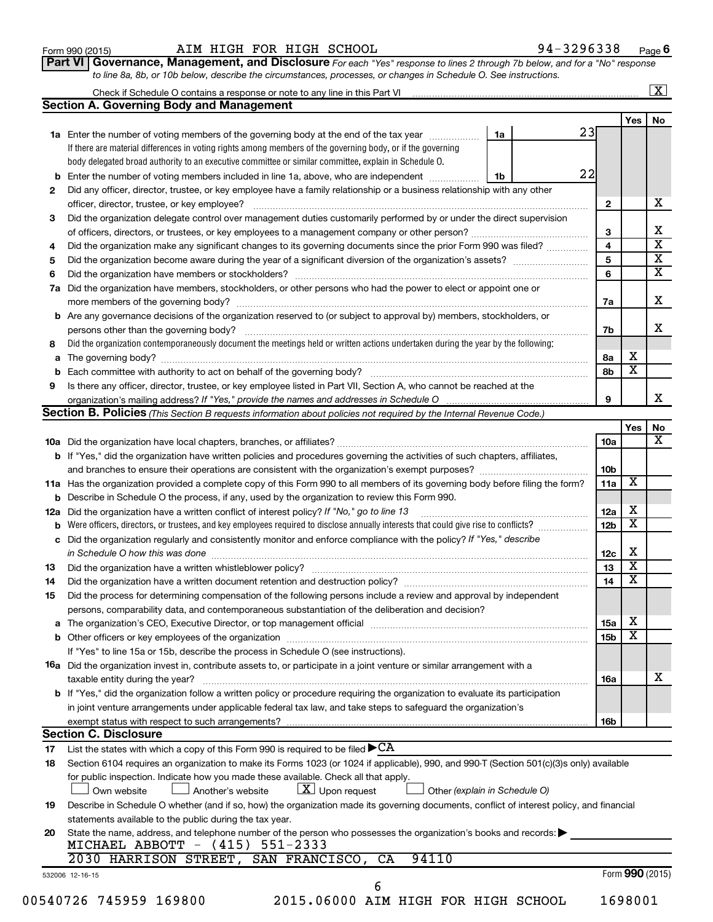Form 990 (2015) AIM HIGH FOR HIGH SCHOOL 94-3296338 Page 6

**Part VI Governance, Management, and Disclosure** *For each "Yes" response to lines 2 through 7b below, and for a "No" response to line 8a, 8b, or 10b below, describe the circumstances, processes, or changes in Schedule O. See instructions.*

Check if Schedule O contains a response or note to any line in this Part VI ... [X]

## Section A. Governing Body and Management

| | | | Yes | No |
|---|---|---|---|---|
| **1a** | Enter the number of voting members of the governing body at the end of the tax year ... **1a** 23<br>If there are material differences in voting rights among members of the governing body, or if the governing body delegated broad authority to an executive committee or similar committee, explain in Schedule O. | | | |
| **b** | Enter the number of voting members included in line 1a, above, who are independent ... **1b** 22 | | | |
| **2** | Did any officer, director, trustee, or key employee have a family relationship or a business relationship with any other officer, director, trustee, or key employee? | 2 | | X |
| **3** | Did the organization delegate control over management duties customarily performed by or under the direct supervision of officers, directors, or trustees, or key employees to a management company or other person? | 3 | | X |
| **4** | Did the organization make any significant changes to its governing documents since the prior Form 990 was filed? | 4 | | X |
| **5** | Did the organization become aware during the year of a significant diversion of the organization's assets? | 5 | | X |
| **6** | Did the organization have members or stockholders? | 6 | | X |
| **7a** | Did the organization have members, stockholders, or other persons who had the power to elect or appoint one or more members of the governing body? | 7a | | X |
| **b** | Are any governance decisions of the organization reserved to (or subject to approval by) members, stockholders, or persons other than the governing body? | 7b | | X |
| **8** | Did the organization contemporaneously document the meetings held or written actions undertaken during the year by the following: | | | |
| **a** | The governing body? | 8a | X | |
| **b** | Each committee with authority to act on behalf of the governing body? | 8b | X | |
| **9** | Is there any officer, director, trustee, or key employee listed in Part VII, Section A, who cannot be reached at the organization's mailing address? *If "Yes," provide the names and addresses in Schedule O* | 9 | | X |

## Section B. Policies *(This Section B requests information about policies not required by the Internal Revenue Code.)*

| | | | Yes | No |
|---|---|---|---|---|
| **10a** | Did the organization have local chapters, branches, or affiliates? | 10a | | X |
| **b** | If "Yes," did the organization have written policies and procedures governing the activities of such chapters, affiliates, and branches to ensure their operations are consistent with the organization's exempt purposes? | 10b | | |
| **11a** | Has the organization provided a complete copy of this Form 990 to all members of its governing body before filing the form? | 11a | X | |
| **b** | Describe in Schedule O the process, if any, used by the organization to review this Form 990. | | | |
| **12a** | Did the organization have a written conflict of interest policy? *If "No," go to line 13* | 12a | X | |
| **b** | Were officers, directors, or trustees, and key employees required to disclose annually interests that could give rise to conflicts? | 12b | X | |
| **c** | Did the organization regularly and consistently monitor and enforce compliance with the policy? *If "Yes," describe in Schedule O how this was done* | 12c | X | |
| **13** | Did the organization have a written whistleblower policy? | 13 | X | |
| **14** | Did the organization have a written document retention and destruction policy? | 14 | X | |
| **15** | Did the process for determining compensation of the following persons include a review and approval by independent persons, comparability data, and contemporaneous substantiation of the deliberation and decision? | | | |
| **a** | The organization's CEO, Executive Director, or top management official | 15a | X | |
| **b** | Other officers or key employees of the organization | 15b | X | |
| | If "Yes" to line 15a or 15b, describe the process in Schedule O (see instructions). | | | |
| **16a** | Did the organization invest in, contribute assets to, or participate in a joint venture or similar arrangement with a taxable entity during the year? | 16a | | X |
| **b** | If "Yes," did the organization follow a written policy or procedure requiring the organization to evaluate its participation in joint venture arrangements under applicable federal tax law, and take steps to safeguard the organization's exempt status with respect to such arrangements? | 16b | | |

## Section C. Disclosure

**17** List the states with which a copy of this Form 990 is required to be filed ▶ CA

**18** Section 6104 requires an organization to make its Forms 1023 (or 1024 if applicable), 990, and 990-T (Section 501(c)(3)s only) available for public inspection. Indicate how you made these available. Check all that apply.

[ ] Own website [ ] Another's website [X] Upon request [ ] Other *(explain in Schedule O)*

**19** Describe in Schedule O whether (and if so, how) the organization made its governing documents, conflict of interest policy, and financial statements available to the public during the tax year.

**20** State the name, address, and telephone number of the person who possesses the organization's books and records: ▶

MICHAEL ABBOTT - (415) 551-2333
2030 HARRISON STREET, SAN FRANCISCO, CA 94110

532006 12-16-15 Form **990** (2015)

00540726 745959 169800 2015.06000 AIM HIGH FOR HIGH SCHOOL 1698001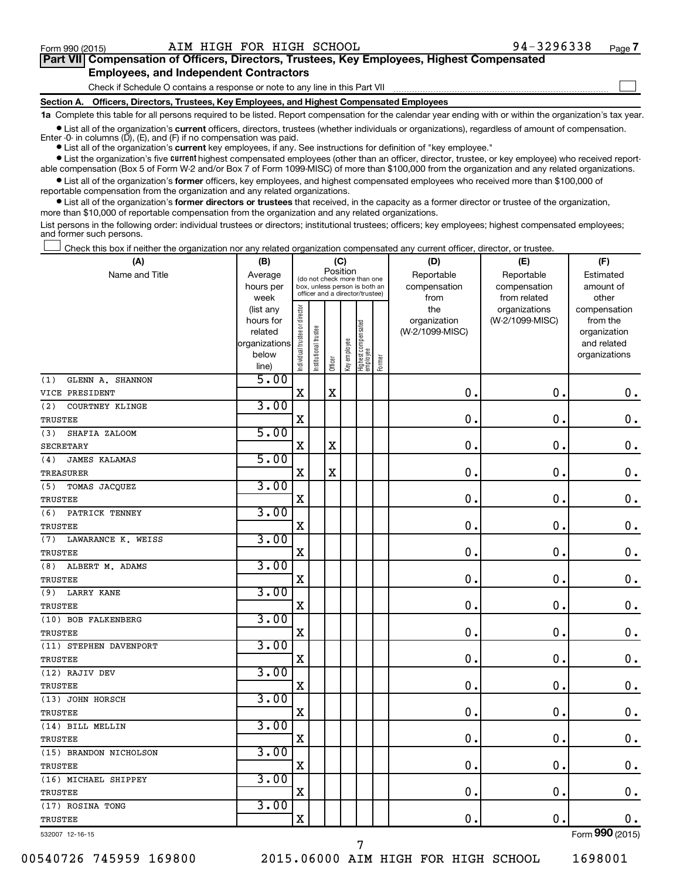Form 990 (2015) AIM HIGH FOR HIGH SCHOOL 94-3296338 Page 7

## Part VII Compensation of Officers, Directors, Trustees, Key Employees, Highest Compensated Employees, and Independent Contractors

Check if Schedule O contains a response or note to any line in this Part VII ☐

### Section A. Officers, Directors, Trustees, Key Employees, and Highest Compensated Employees

**1a** Complete this table for all persons required to be listed. Report compensation for the calendar year ending with or within the organization's tax year.

- List all of the organization's **current** officers, directors, trustees (whether individuals or organizations), regardless of amount of compensation. Enter -0- in columns (D), (E), and (F) if no compensation was paid.
- List all of the organization's **current** key employees, if any. See instructions for definition of "key employee."
- List the organization's five **current** highest compensated employees (other than an officer, director, trustee, or key employee) who received reportable compensation (Box 5 of Form W-2 and/or Box 7 of Form 1099-MISC) of more than $100,000 from the organization and any related organizations.
- List all of the organization's **former** officers, key employees, and highest compensated employees who received more than $100,000 of reportable compensation from the organization and any related organizations.
- List all of the organization's **former directors or trustees** that received, in the capacity as a former director or trustee of the organization, more than $10,000 of reportable compensation from the organization and any related organizations.

List persons in the following order: individual trustees or directors; institutional trustees; officers; key employees; highest compensated employees; and former such persons.

☐ Check this box if neither the organization nor any related organization compensated any current officer, director, or trustee.

| (A) Name and Title | (B) Average hours per week (list any hours for related organizations below line) | (C) Position: Individual trustee or director | Institutional trustee | Officer | Key employee | Highest compensated employee | Former | (D) Reportable compensation from the organization (W-2/1099-MISC) | (E) Reportable compensation from related organizations (W-2/1099-MISC) | (F) Estimated amount of other compensation from the organization and related organizations |
|---|---|---|---|---|---|---|---|---|---|---|
| (1) GLENN A. SHANNON<br>VICE PRESIDENT | 5.00 | X | | X | | | | 0. | 0. | 0. |
| (2) COURTNEY KLINGE<br>TRUSTEE | 3.00 | X | | | | | | 0. | 0. | 0. |
| (3) SHAFIA ZALOOM<br>SECRETARY | 5.00 | X | | X | | | | 0. | 0. | 0. |
| (4) JAMES KALAMAS<br>TREASURER | 5.00 | X | | X | | | | 0. | 0. | 0. |
| (5) TOMAS JACQUEZ<br>TRUSTEE | 3.00 | X | | | | | | 0. | 0. | 0. |
| (6) PATRICK TENNEY<br>TRUSTEE | 3.00 | X | | | | | | 0. | 0. | 0. |
| (7) LAWARANCE K. WEISS<br>TRUSTEE | 3.00 | X | | | | | | 0. | 0. | 0. |
| (8) ALBERT M. ADAMS<br>TRUSTEE | 3.00 | X | | | | | | 0. | 0. | 0. |
| (9) LARRY KANE<br>TRUSTEE | 3.00 | X | | | | | | 0. | 0. | 0. |
| (10) BOB FALKENBERG<br>TRUSTEE | 3.00 | X | | | | | | 0. | 0. | 0. |
| (11) STEPHEN DAVENPORT<br>TRUSTEE | 3.00 | X | | | | | | 0. | 0. | 0. |
| (12) RAJIV DEV<br>TRUSTEE | 3.00 | X | | | | | | 0. | 0. | 0. |
| (13) JOHN HORSCH<br>TRUSTEE | 3.00 | X | | | | | | 0. | 0. | 0. |
| (14) BILL MELLIN<br>TRUSTEE | 3.00 | X | | | | | | 0. | 0. | 0. |
| (15) BRANDON NICHOLSON<br>TRUSTEE | 3.00 | X | | | | | | 0. | 0. | 0. |
| (16) MICHAEL SHIPPEY<br>TRUSTEE | 3.00 | X | | | | | | 0. | 0. | 0. |
| (17) ROSINA TONG<br>TRUSTEE | 3.00 | X | | | | | | 0. | 0. | 0. |

532007 12-16-15 Form 990 (2015)

00540726 745959 169800 2015.06000 AIM HIGH FOR HIGH SCHOOL 1698001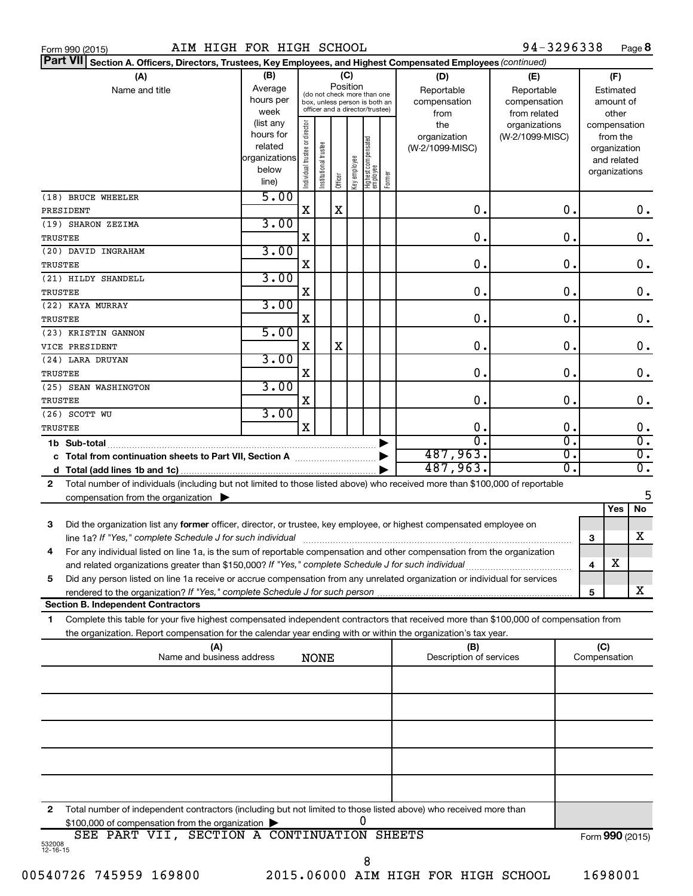Form 990 (2015) AIM HIGH FOR HIGH SCHOOL 94-3296338 Page **8**

**Part VII** Section A. Officers, Directors, Trustees, Key Employees, and Highest Compensated Employees *(continued)*

| (A) Name and title | (B) Average hours per week (list any hours for related organizations below line) | (C) Position: Individual trustee or director | Institutional trustee | Officer | Key employee | Highest compensated employee | Former | (D) Reportable compensation from the organization (W-2/1099-MISC) | (E) Reportable compensation from related organizations (W-2/1099-MISC) | (F) Estimated amount of other compensation from the organization and related organizations |
|---|---|---|---|---|---|---|---|---|---|---|
| (18) BRUCE WHEELER<br>PRESIDENT | 5.00 | X | | X | | | | 0. | 0. | 0. |
| (19) SHARON ZEZIMA<br>TRUSTEE | 3.00 | X | | | | | | 0. | 0. | 0. |
| (20) DAVID INGRAHAM<br>TRUSTEE | 3.00 | X | | | | | | 0. | 0. | 0. |
| (21) HILDY SHANDELL<br>TRUSTEE | 3.00 | X | | | | | | 0. | 0. | 0. |
| (22) KAYA MURRAY<br>TRUSTEE | 3.00 | X | | | | | | 0. | 0. | 0. |
| (23) KRISTIN GANNON<br>VICE PRESIDENT | 5.00 | X | | X | | | | 0. | 0. | 0. |
| (24) LARA DRUYAN<br>TRUSTEE | 3.00 | X | | | | | | 0. | 0. | 0. |
| (25) SEAN WASHINGTON<br>TRUSTEE | 3.00 | X | | | | | | 0. | 0. | 0. |
| (26) SCOTT WU<br>TRUSTEE | 3.00 | X | | | | | | 0. | 0. | 0. |
| 1b Sub-total | | | | | | | | 0. | 0. | 0. |
| c Total from continuation sheets to Part VII, Section A | | | | | | | | 487,963. | 0. | 0. |
| d Total (add lines 1b and 1c) | | | | | | | | 487,963. | 0. | 0. |

2 Total number of individuals (including but not limited to those listed above) who received more than $100,000 of reportable compensation from the organization ▶ 5

| | | Yes | No |
|---|---|---|---|
| 3 Did the organization list any **former** officer, director, or trustee, key employee, or highest compensated employee on line 1a? *If "Yes," complete Schedule J for such individual* | 3 | | X |
| 4 For any individual listed on line 1a, is the sum of reportable compensation and other compensation from the organization and related organizations greater than $150,000? *If "Yes," complete Schedule J for such individual* | 4 | X | |
| 5 Did any person listed on line 1a receive or accrue compensation from any unrelated organization or individual for services rendered to the organization? *If "Yes," complete Schedule J for such person* | 5 | | X |

**Section B. Independent Contractors**

1 Complete this table for your five highest compensated independent contractors that received more than $100,000 of compensation from the organization. Report compensation for the calendar year ending with or within the organization's tax year.

| (A) Name and business address | (B) Description of services | (C) Compensation |
|---|---|---|
| NONE | | |
| | | |
| | | |
| | | |
| | | |
| | | |

2 Total number of independent contractors (including but not limited to those listed above) who received more than $100,000 of compensation from the organization ▶ 0

SEE PART VII, SECTION A CONTINUATION SHEETS

Form **990** (2015)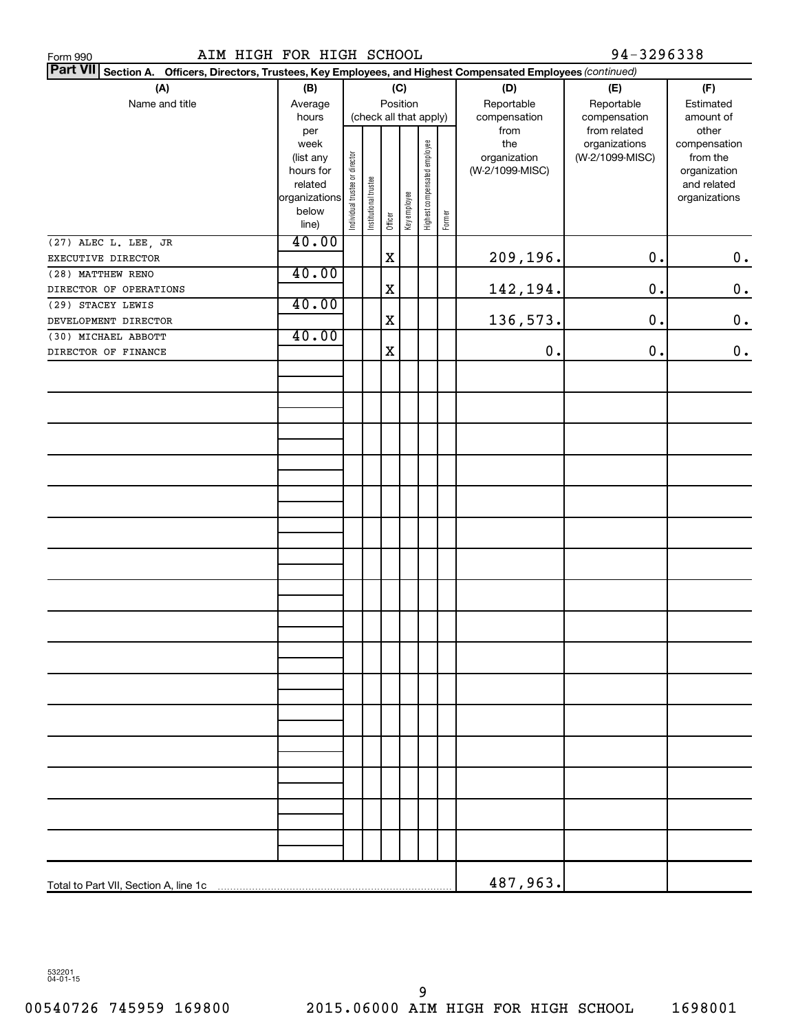Form 990 AIM HIGH FOR HIGH SCHOOL 94-3296338

**Part VII** **Section A. Officers, Directors, Trustees, Key Employees, and Highest Compensated Employees** *(continued)*

| (A) Name and title | (B) Average hours per week (list any hours for related organizations below line) | (C) Position (check all that apply): Individual trustee or director | Institutional trustee | Officer | Key employee | Highest compensated employee | Former | (D) Reportable compensation from the organization (W-2/1099-MISC) | (E) Reportable compensation from related organizations (W-2/1099-MISC) | (F) Estimated amount of other compensation from the organization and related organizations |
|---|---|---|---|---|---|---|---|---|---|---|
| (27) ALEC L. LEE, JR<br>EXECUTIVE DIRECTOR | 40.00 | | | X | | | | 209,196. | 0. | 0. |
| (28) MATTHEW RENO<br>DIRECTOR OF OPERATIONS | 40.00 | | | X | | | | 142,194. | 0. | 0. |
| (29) STACEY LEWIS<br>DEVELOPMENT DIRECTOR | 40.00 | | | X | | | | 136,573. | 0. | 0. |
| (30) MICHAEL ABBOTT<br>DIRECTOR OF FINANCE | 40.00 | | | X | | | | 0. | 0. | 0. |
| Total to Part VII, Section A, line 1c | | | | | | | | 487,963. | | |

532201
04-01-15

00540726 745959 169800 2015.06000 AIM HIGH FOR HIGH SCHOOL 1698001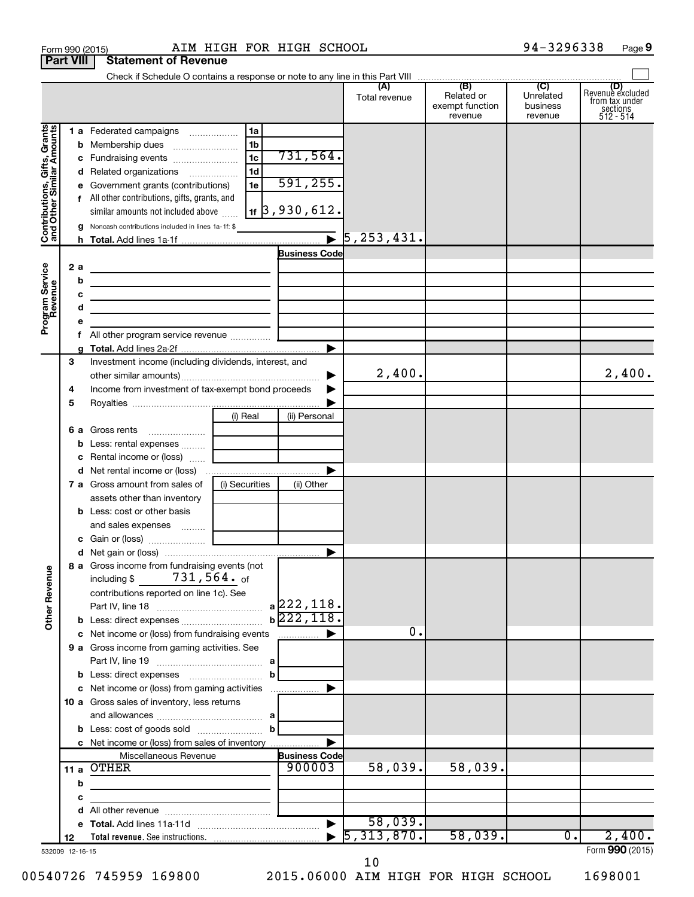Form 990 (2015) AIM HIGH FOR HIGH SCHOOL 94-3296338 Page **9**

**Part VIII Statement of Revenue**

Check if Schedule O contains a response or note to any line in this Part VIII ☐

| | | | (A) Total revenue | (B) Related or exempt function revenue | (C) Unrelated business revenue | (D) Revenue excluded from tax under sections 512 - 514 |
|---|---|---|---|---|---|---|
| **Contributions, Gifts, Grants and Other Similar Amounts** | | | | | | |
| 1 a | Federated campaigns | 1a | | | | |
| b | Membership dues | 1b | | | | |
| c | Fundraising events | 1c 731,564. | | | | |
| d | Related organizations | 1d | | | | |
| e | Government grants (contributions) | 1e 591,255. | | | | |
| f | All other contributions, gifts, grants, and similar amounts not included above | 1f 3,930,612. | | | | |
| g | Noncash contributions included in lines 1a-1f: $ | | | | | |
| h | **Total.** Add lines 1a-1f | ▶ | 5,253,431. | | | |
| **Program Service Revenue** | | Business Code | | | | |
| 2 a | | | | | | |
| b | | | | | | |
| c | | | | | | |
| d | | | | | | |
| e | | | | | | |
| f | All other program service revenue | | | | | |
| g | **Total.** Add lines 2a-2f | ▶ | | | | |
| **Other Revenue** | | | | | | |
| 3 | Investment income (including dividends, interest, and other similar amounts) | ▶ | 2,400. | | | 2,400. |
| 4 | Income from investment of tax-exempt bond proceeds | ▶ | | | | |
| 5 | Royalties | ▶ | | | | |
| | | (i) Real / (ii) Personal | | | | |
| 6 a | Gross rents | | | | | |
| b | Less: rental expenses | | | | | |
| c | Rental income or (loss) | | | | | |
| d | Net rental income or (loss) | ▶ | | | | |
| | | (i) Securities / (ii) Other | | | | |
| 7 a | Gross amount from sales of assets other than inventory | | | | | |
| b | Less: cost or other basis and sales expenses | | | | | |
| c | Gain or (loss) | | | | | |
| d | Net gain or (loss) | ▶ | | | | |
| 8 a | Gross income from fundraising events (not including $ 731,564. of contributions reported on line 1c). See Part IV, line 18 | a 222,118. | | | | |
| b | Less: direct expenses | b 222,118. | | | | |
| c | Net income or (loss) from fundraising events | ▶ | 0. | | | |
| 9 a | Gross income from gaming activities. See Part IV, line 19 | a | | | | |
| b | Less: direct expenses | b | | | | |
| c | Net income or (loss) from gaming activities | ▶ | | | | |
| 10 a | Gross sales of inventory, less returns and allowances | a | | | | |
| b | Less: cost of goods sold | b | | | | |
| c | Net income or (loss) from sales of inventory | ▶ | | | | |
| | Miscellaneous Revenue | Business Code | | | | |
| 11 a | OTHER | 900003 | 58,039. | 58,039. | | |
| b | | | | | | |
| c | | | | | | |
| d | All other revenue | | | | | |
| e | **Total.** Add lines 11a-11d | ▶ | 58,039. | | | |
| 12 | **Total revenue.** See instructions. | ▶ | 5,313,870. | 58,039. | 0. | 2,400. |

532009 12-16-15 Form **990** (2015)

00540726 745959 169800 2015.06000 AIM HIGH FOR HIGH SCHOOL 1698001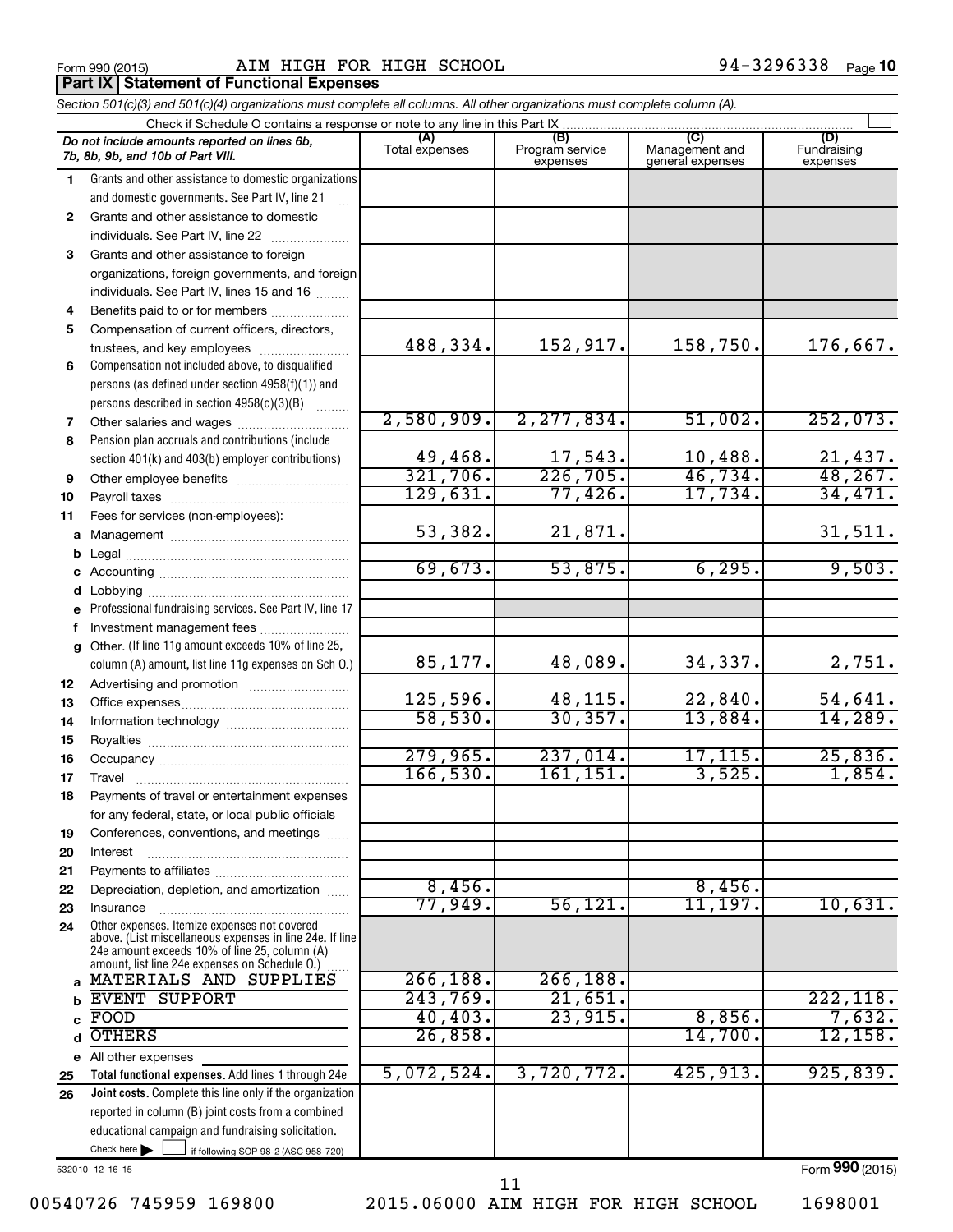Form 990 (2015) AIM HIGH FOR HIGH SCHOOL 94-3296338 Page **10**

## Part IX Statement of Functional Expenses

*Section 501(c)(3) and 501(c)(4) organizations must complete all columns. All other organizations must complete column (A).*

Check if Schedule O contains a response or note to any line in this Part IX

| *Do not include amounts reported on lines 6b, 7b, 8b, 9b, and 10b of Part VIII.* | (A) Total expenses | (B) Program service expenses | (C) Management and general expenses | (D) Fundraising expenses |
|---|---|---|---|---|
| **1** Grants and other assistance to domestic organizations and domestic governments. See Part IV, line 21 | | | | |
| **2** Grants and other assistance to domestic individuals. See Part IV, line 22 | | | | |
| **3** Grants and other assistance to foreign organizations, foreign governments, and foreign individuals. See Part IV, lines 15 and 16 | | | | |
| **4** Benefits paid to or for members | | | | |
| **5** Compensation of current officers, directors, trustees, and key employees | 488,334. | 152,917. | 158,750. | 176,667. |
| **6** Compensation not included above, to disqualified persons (as defined under section 4958(f)(1)) and persons described in section 4958(c)(3)(B) | | | | |
| **7** Other salaries and wages | 2,580,909. | 2,277,834. | 51,002. | 252,073. |
| **8** Pension plan accruals and contributions (include section 401(k) and 403(b) employer contributions) | 49,468. | 17,543. | 10,488. | 21,437. |
| **9** Other employee benefits | 321,706. | 226,705. | 46,734. | 48,267. |
| **10** Payroll taxes | 129,631. | 77,426. | 17,734. | 34,471. |
| **11** Fees for services (non-employees): | | | | |
| **a** Management | 53,382. | 21,871. | | 31,511. |
| **b** Legal | | | | |
| **c** Accounting | 69,673. | 53,875. | 6,295. | 9,503. |
| **d** Lobbying | | | | |
| **e** Professional fundraising services. See Part IV, line 17 | | | | |
| **f** Investment management fees | | | | |
| **g** Other. (If line 11g amount exceeds 10% of line 25, column (A) amount, list line 11g expenses on Sch O.) | 85,177. | 48,089. | 34,337. | 2,751. |
| **12** Advertising and promotion | | | | |
| **13** Office expenses | 125,596. | 48,115. | 22,840. | 54,641. |
| **14** Information technology | 58,530. | 30,357. | 13,884. | 14,289. |
| **15** Royalties | | | | |
| **16** Occupancy | 279,965. | 237,014. | 17,115. | 25,836. |
| **17** Travel | 166,530. | 161,151. | 3,525. | 1,854. |
| **18** Payments of travel or entertainment expenses for any federal, state, or local public officials | | | | |
| **19** Conferences, conventions, and meetings | | | | |
| **20** Interest | | | | |
| **21** Payments to affiliates | | | | |
| **22** Depreciation, depletion, and amortization | 8,456. | | 8,456. | |
| **23** Insurance | 77,949. | 56,121. | 11,197. | 10,631. |
| **24** Other expenses. Itemize expenses not covered above. (List miscellaneous expenses in line 24e. If line 24e amount exceeds 10% of line 25, column (A) amount, list line 24e expenses on Schedule O.) | | | | |
| **a** MATERIALS AND SUPPLIES | 266,188. | 266,188. | | |
| **b** EVENT SUPPORT | 243,769. | 21,651. | | 222,118. |
| **c** FOOD | 40,403. | 23,915. | 8,856. | 7,632. |
| **d** OTHERS | 26,858. | | 14,700. | 12,158. |
| **e** All other expenses | | | | |
| **25** **Total functional expenses.** Add lines 1 through 24e | 5,072,524. | 3,720,772. | 425,913. | 925,839. |
| **26** **Joint costs.** Complete this line only if the organization reported in column (B) joint costs from a combined educational campaign and fundraising solicitation. Check here ☐ if following SOP 98-2 (ASC 958-720) | | | | |

532010 12-16-15

Form **990** (2015)

00540726 745959 169800 2015.06000 AIM HIGH FOR HIGH SCHOOL 1698001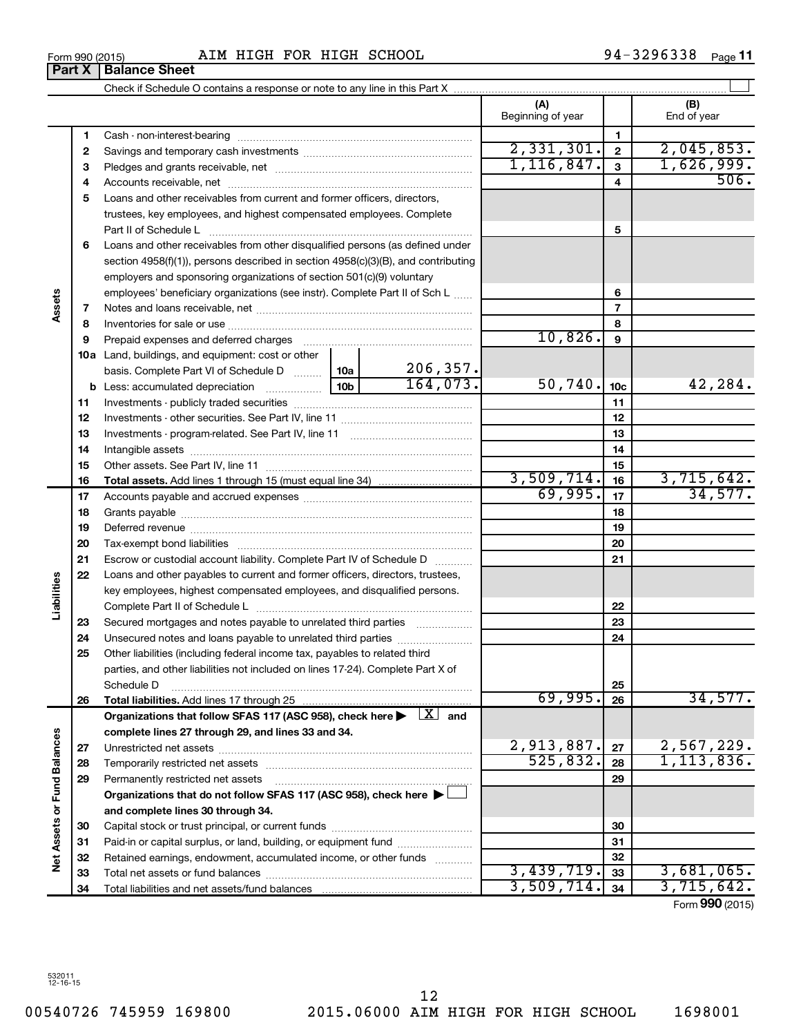Form 990 (2015) AIM HIGH FOR HIGH SCHOOL 94-3296338 Page 11

**Part X | Balance Sheet**

Check if Schedule O contains a response or note to any line in this Part X

| | | | (A) Beginning of year | | (B) End of year |
|---|---|---|---|---|---|
| Assets | 1 | Cash - non-interest-bearing | | 1 | |
| | 2 | Savings and temporary cash investments | 2,331,301. | 2 | 2,045,853. |
| | 3 | Pledges and grants receivable, net | 1,116,847. | 3 | 1,626,999. |
| | 4 | Accounts receivable, net | | 4 | 506. |
| | 5 | Loans and other receivables from current and former officers, directors, trustees, key employees, and highest compensated employees. Complete Part II of Schedule L | | 5 | |
| | 6 | Loans and other receivables from other disqualified persons (as defined under section 4958(f)(1)), persons described in section 4958(c)(3)(B), and contributing employers and sponsoring organizations of section 501(c)(9) voluntary employees' beneficiary organizations (see instr). Complete Part II of Sch L | | 6 | |
| | 7 | Notes and loans receivable, net | | 7 | |
| | 8 | Inventories for sale or use | | 8 | |
| | 9 | Prepaid expenses and deferred charges | 10,826. | 9 | |
| | 10a | Land, buildings, and equipment: cost or other basis. Complete Part VI of Schedule D — 10a: 206,357. | | | |
| | b | Less: accumulated depreciation — 10b: 164,073. | 50,740. | 10c | 42,284. |
| | 11 | Investments - publicly traded securities | | 11 | |
| | 12 | Investments - other securities. See Part IV, line 11 | | 12 | |
| | 13 | Investments - program-related. See Part IV, line 11 | | 13 | |
| | 14 | Intangible assets | | 14 | |
| | 15 | Other assets. See Part IV, line 11 | | 15 | |
| | 16 | **Total assets.** Add lines 1 through 15 (must equal line 34) | 3,509,714. | 16 | 3,715,642. |
| Liabilities | 17 | Accounts payable and accrued expenses | 69,995. | 17 | 34,577. |
| | 18 | Grants payable | | 18 | |
| | 19 | Deferred revenue | | 19 | |
| | 20 | Tax-exempt bond liabilities | | 20 | |
| | 21 | Escrow or custodial account liability. Complete Part IV of Schedule D | | 21 | |
| | 22 | Loans and other payables to current and former officers, directors, trustees, key employees, highest compensated employees, and disqualified persons. Complete Part II of Schedule L | | 22 | |
| | 23 | Secured mortgages and notes payable to unrelated third parties | | 23 | |
| | 24 | Unsecured notes and loans payable to unrelated third parties | | 24 | |
| | 25 | Other liabilities (including federal income tax, payables to related third parties, and other liabilities not included on lines 17-24). Complete Part X of Schedule D | | 25 | |
| | 26 | **Total liabilities.** Add lines 17 through 25 | 69,995. | 26 | 34,577. |
| Net Assets or Fund Balances | | **Organizations that follow SFAS 117 (ASC 958), check here ▶ [X] and complete lines 27 through 29, and lines 33 and 34.** | | | |
| | 27 | Unrestricted net assets | 2,913,887. | 27 | 2,567,229. |
| | 28 | Temporarily restricted net assets | 525,832. | 28 | 1,113,836. |
| | 29 | Permanently restricted net assets | | 29 | |
| | | **Organizations that do not follow SFAS 117 (ASC 958), check here ▶ [ ] and complete lines 30 through 34.** | | | |
| | 30 | Capital stock or trust principal, or current funds | | 30 | |
| | 31 | Paid-in or capital surplus, or land, building, or equipment fund | | 31 | |
| | 32 | Retained earnings, endowment, accumulated income, or other funds | | 32 | |
| | 33 | Total net assets or fund balances | 3,439,719. | 33 | 3,681,065. |
| | 34 | Total liabilities and net assets/fund balances | 3,509,714. | 34 | 3,715,642. |

Form **990** (2015)

532011 12-16-15

00540726 745959 169800 2015.06000 AIM HIGH FOR HIGH SCHOOL 1698001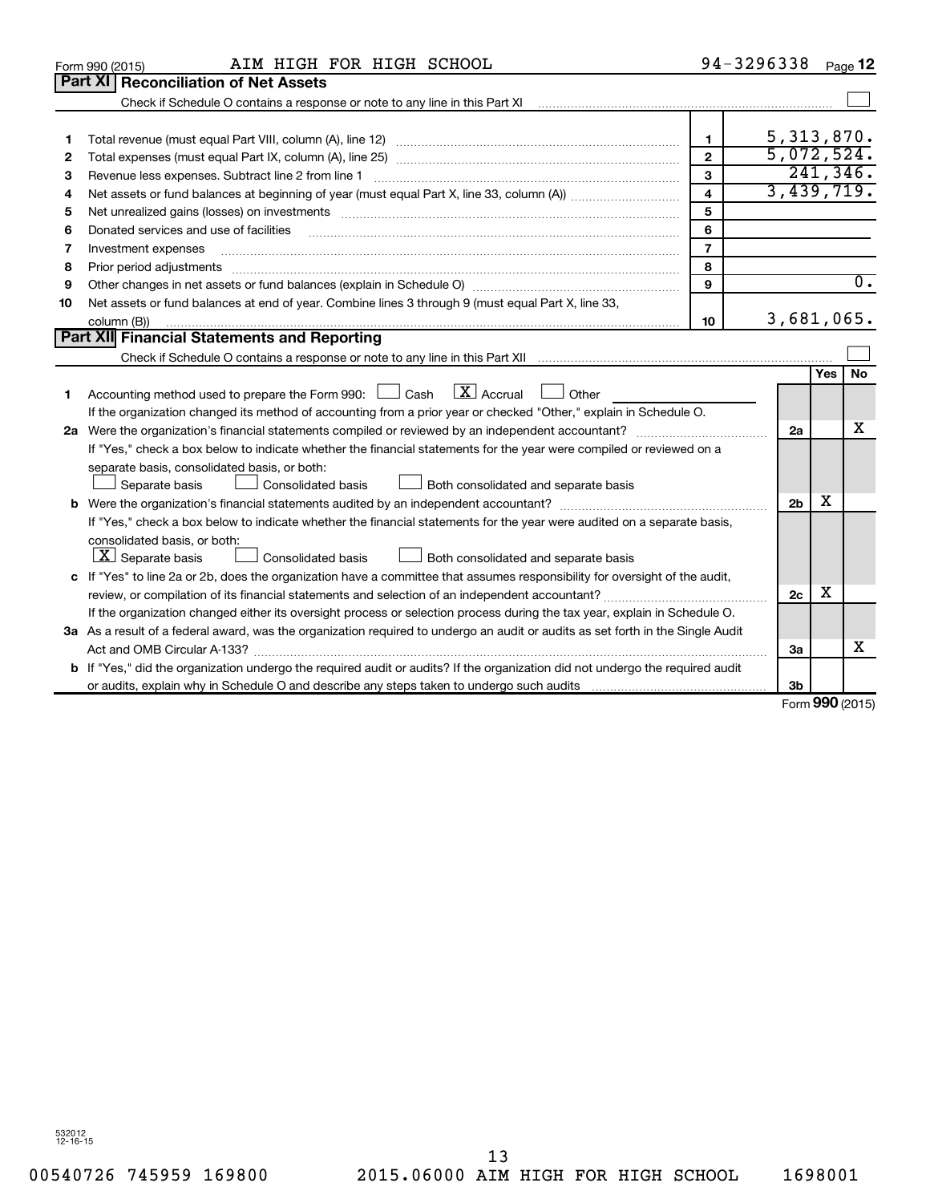Form 990 (2015) AIM HIGH FOR HIGH SCHOOL 94-3296338 Page 12

## Part XI Reconciliation of Net Assets

Check if Schedule O contains a response or note to any line in this Part XI ☐

| | | | |
|---|---|---|---|
| 1 | Total revenue (must equal Part VIII, column (A), line 12) | 1 | 5,313,870. |
| 2 | Total expenses (must equal Part IX, column (A), line 25) | 2 | 5,072,524. |
| 3 | Revenue less expenses. Subtract line 2 from line 1 | 3 | 241,346. |
| 4 | Net assets or fund balances at beginning of year (must equal Part X, line 33, column (A)) | 4 | 3,439,719. |
| 5 | Net unrealized gains (losses) on investments | 5 | |
| 6 | Donated services and use of facilities | 6 | |
| 7 | Investment expenses | 7 | |
| 8 | Prior period adjustments | 8 | |
| 9 | Other changes in net assets or fund balances (explain in Schedule O) | 9 | 0. |
| 10 | Net assets or fund balances at end of year. Combine lines 3 through 9 (must equal Part X, line 33, column (B)) | 10 | 3,681,065. |

## Part XII Financial Statements and Reporting

Check if Schedule O contains a response or note to any line in this Part XII ☐

| | | | Yes | No |
|---|---|---|---|---|
| 1 | Accounting method used to prepare the Form 990: ☐ Cash ☒ Accrual ☐ Other | | | |
| | If the organization changed its method of accounting from a prior year or checked "Other," explain in Schedule O. | | | |
| 2a | Were the organization's financial statements compiled or reviewed by an independent accountant? | 2a | | X |
| | If "Yes," check a box below to indicate whether the financial statements for the year were compiled or reviewed on a separate basis, consolidated basis, or both: ☐ Separate basis ☐ Consolidated basis ☐ Both consolidated and separate basis | | | |
| b | Were the organization's financial statements audited by an independent accountant? | 2b | X | |
| | If "Yes," check a box below to indicate whether the financial statements for the year were audited on a separate basis, consolidated basis, or both: ☒ Separate basis ☐ Consolidated basis ☐ Both consolidated and separate basis | | | |
| c | If "Yes" to line 2a or 2b, does the organization have a committee that assumes responsibility for oversight of the audit, review, or compilation of its financial statements and selection of an independent accountant? | 2c | X | |
| | If the organization changed either its oversight process or selection process during the tax year, explain in Schedule O. | | | |
| 3a | As a result of a federal award, was the organization required to undergo an audit or audits as set forth in the Single Audit Act and OMB Circular A-133? | 3a | | X |
| b | If "Yes," did the organization undergo the required audit or audits? If the organization did not undergo the required audit or audits, explain why in Schedule O and describe any steps taken to undergo such audits | 3b | | |

Form 990 (2015)

532012 12-16-15

00540726 745959 169800 2015.06000 AIM HIGH FOR HIGH SCHOOL 1698001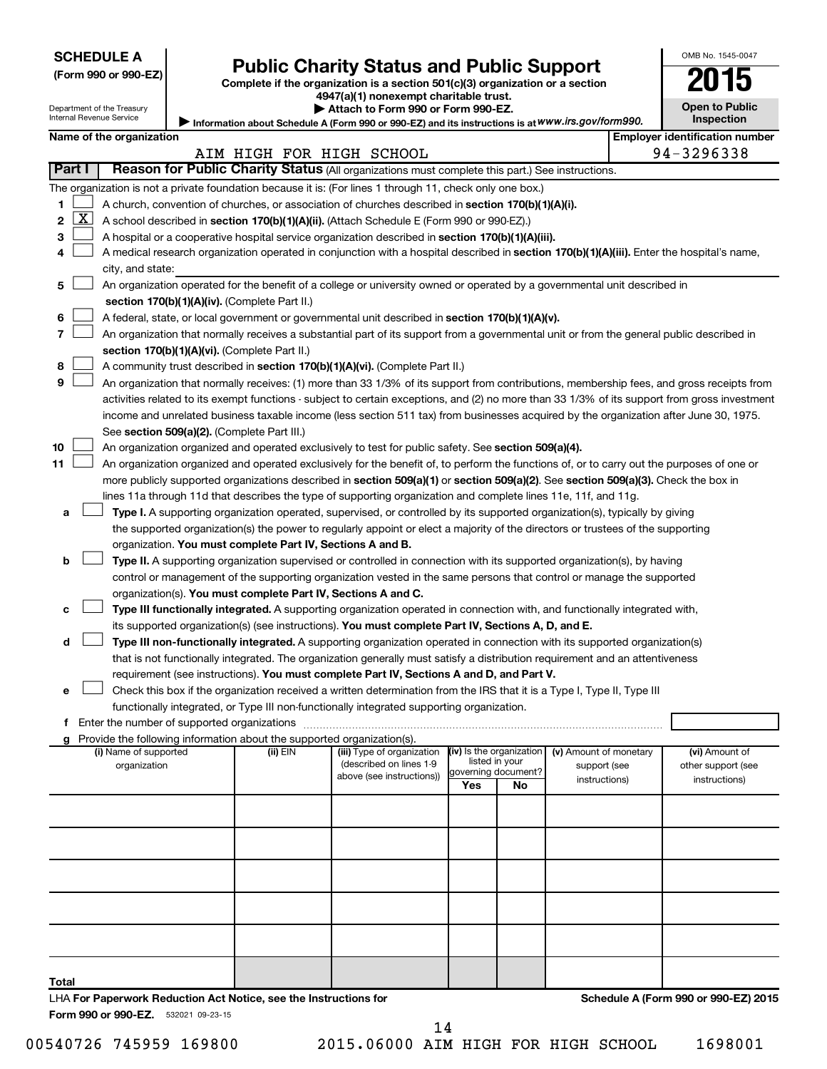**SCHEDULE A**
**(Form 990 or 990-EZ)**

Department of the Treasury
Internal Revenue Service

# Public Charity Status and Public Support

**Complete if the organization is a section 501(c)(3) organization or a section 4947(a)(1) nonexempt charitable trust.**
**▶ Attach to Form 990 or Form 990-EZ.**
▶ Information about Schedule A (Form 990 or 990-EZ) and its instructions is at *www.irs.gov/form990.*

OMB No. 1545-0047

**2015**

**Open to Public Inspection**

**Name of the organization**
AIM HIGH FOR HIGH SCHOOL

**Employer identification number**
94-3296338

**Part I — Reason for Public Charity Status** (All organizations must complete this part.) See instructions.

The organization is not a private foundation because it is: (For lines 1 through 11, check only one box.)

1 [ ] A church, convention of churches, or association of churches described in **section 170(b)(1)(A)(i).**

2 [X] A school described in **section 170(b)(1)(A)(ii).** (Attach Schedule E (Form 990 or 990-EZ).)

3 [ ] A hospital or a cooperative hospital service organization described in **section 170(b)(1)(A)(iii).**

4 [ ] A medical research organization operated in conjunction with a hospital described in **section 170(b)(1)(A)(iii).** Enter the hospital's name, city, and state:

5 [ ] An organization operated for the benefit of a college or university owned or operated by a governmental unit described in **section 170(b)(1)(A)(iv).** (Complete Part II.)

6 [ ] A federal, state, or local government or governmental unit described in **section 170(b)(1)(A)(v).**

7 [ ] An organization that normally receives a substantial part of its support from a governmental unit or from the general public described in **section 170(b)(1)(A)(vi).** (Complete Part II.)

8 [ ] A community trust described in **section 170(b)(1)(A)(vi).** (Complete Part II.)

9 [ ] An organization that normally receives: (1) more than 33 1/3% of its support from contributions, membership fees, and gross receipts from activities related to its exempt functions - subject to certain exceptions, and (2) no more than 33 1/3% of its support from gross investment income and unrelated business taxable income (less section 511 tax) from businesses acquired by the organization after June 30, 1975. See **section 509(a)(2).** (Complete Part III.)

10 [ ] An organization organized and operated exclusively to test for public safety. See **section 509(a)(4).**

11 [ ] An organization organized and operated exclusively for the benefit of, to perform the functions of, or to carry out the purposes of one or more publicly supported organizations described in **section 509(a)(1)** or **section 509(a)(2)**. See **section 509(a)(3).** Check the box in lines 11a through 11d that describes the type of supporting organization and complete lines 11e, 11f, and 11g.

a [ ] **Type I.** A supporting organization operated, supervised, or controlled by its supported organization(s), typically by giving the supported organization(s) the power to regularly appoint or elect a majority of the directors or trustees of the supporting organization. **You must complete Part IV, Sections A and B.**

b [ ] **Type II.** A supporting organization supervised or controlled in connection with its supported organization(s), by having control or management of the supporting organization vested in the same persons that control or manage the supported organization(s). **You must complete Part IV, Sections A and C.**

c [ ] **Type III functionally integrated.** A supporting organization operated in connection with, and functionally integrated with, its supported organization(s) (see instructions). **You must complete Part IV, Sections A, D, and E.**

d [ ] **Type III non-functionally integrated.** A supporting organization operated in connection with its supported organization(s) that is not functionally integrated. The organization generally must satisfy a distribution requirement and an attentiveness requirement (see instructions). **You must complete Part IV, Sections A and D, and Part V.**

e [ ] Check this box if the organization received a written determination from the IRS that it is a Type I, Type II, Type III functionally integrated, or Type III non-functionally integrated supporting organization.

f Enter the number of supported organizations

g Provide the following information about the supported organization(s).

| (i) Name of supported organization | (ii) EIN | (iii) Type of organization (described on lines 1-9 above (see instructions)) | (iv) Is the organization listed in your governing document? Yes | No | (v) Amount of monetary support (see instructions) | (vi) Amount of other support (see instructions) |
|---|---|---|---|---|---|---|
| | | | | | | |
| | | | | | | |
| | | | | | | |
| | | | | | | |
| | | | | | | |
| Total | | | | | | |

LHA **For Paperwork Reduction Act Notice, see the Instructions for Form 990 or 990-EZ.** 532021 09-23-15

**Schedule A (Form 990 or 990-EZ) 2015**

00540726 745959 169800 2015.06000 AIM HIGH FOR HIGH SCHOOL 1698001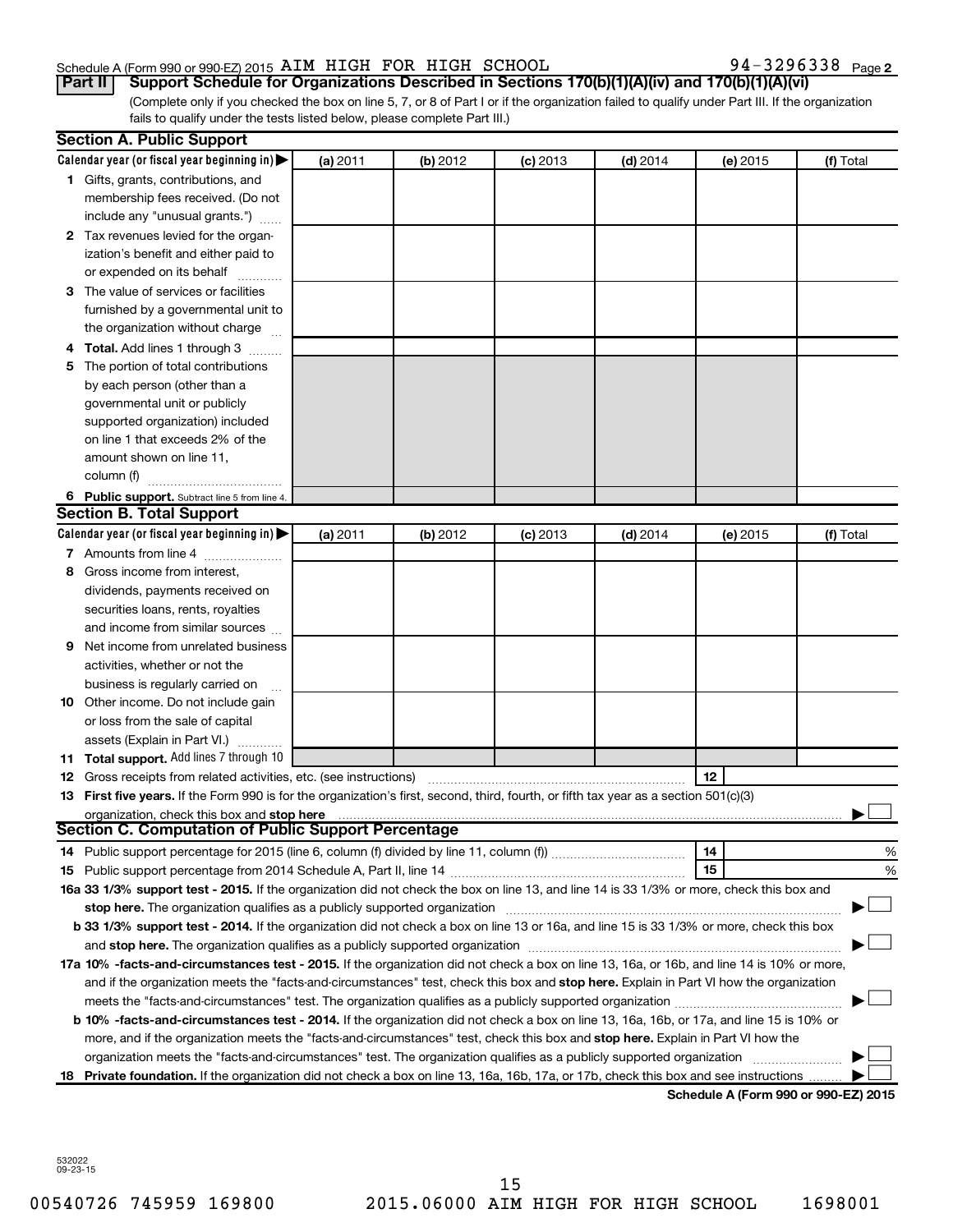Schedule A (Form 990 or 990-EZ) 2015 AIM HIGH FOR HIGH SCHOOL 94-3296338 Page 2

**Part II** **Support Schedule for Organizations Described in Sections 170(b)(1)(A)(iv) and 170(b)(1)(A)(vi)**

(Complete only if you checked the box on line 5, 7, or 8 of Part I or if the organization failed to qualify under Part III. If the organization fails to qualify under the tests listed below, please complete Part III.)

**Section A. Public Support**

| Calendar year (or fiscal year beginning in) | (a) 2011 | (b) 2012 | (c) 2013 | (d) 2014 | (e) 2015 | (f) Total |
|---|---|---|---|---|---|---|
| **1** Gifts, grants, contributions, and membership fees received. (Do not include any "unusual grants.") | | | | | | |
| **2** Tax revenues levied for the organization's benefit and either paid to or expended on its behalf | | | | | | |
| **3** The value of services or facilities furnished by a governmental unit to the organization without charge | | | | | | |
| **4 Total.** Add lines 1 through 3 | | | | | | |
| **5** The portion of total contributions by each person (other than a governmental unit or publicly supported organization) included on line 1 that exceeds 2% of the amount shown on line 11, column (f) | | | | | | |
| **6 Public support.** Subtract line 5 from line 4. | | | | | | |

**Section B. Total Support**

| Calendar year (or fiscal year beginning in) | (a) 2011 | (b) 2012 | (c) 2013 | (d) 2014 | (e) 2015 | (f) Total |
|---|---|---|---|---|---|---|
| **7** Amounts from line 4 | | | | | | |
| **8** Gross income from interest, dividends, payments received on securities loans, rents, royalties and income from similar sources | | | | | | |
| **9** Net income from unrelated business activities, whether or not the business is regularly carried on | | | | | | |
| **10** Other income. Do not include gain or loss from the sale of capital assets (Explain in Part VI.) | | | | | | |
| **11 Total support.** Add lines 7 through 10 | | | | | | |

**12** Gross receipts from related activities, etc. (see instructions) | **12** |

**13 First five years.** If the Form 990 is for the organization's first, second, third, fourth, or fifth tax year as a section 501(c)(3) organization, check this box and **stop here** ☐

**Section C. Computation of Public Support Percentage**

**14** Public support percentage for 2015 (line 6, column (f) divided by line 11, column (f)) | **14** | %

**15** Public support percentage from 2014 Schedule A, Part II, line 14 | **15** | %

**16a 33 1/3% support test - 2015.** If the organization did not check the box on line 13, and line 14 is 33 1/3% or more, check this box and **stop here.** The organization qualifies as a publicly supported organization ☐

**b 33 1/3% support test - 2014.** If the organization did not check a box on line 13 or 16a, and line 15 is 33 1/3% or more, check this box and **stop here.** The organization qualifies as a publicly supported organization ☐

**17a 10% -facts-and-circumstances test - 2015.** If the organization did not check a box on line 13, 16a, or 16b, and line 14 is 10% or more, and if the organization meets the "facts-and-circumstances" test, check this box and **stop here.** Explain in Part VI how the organization meets the "facts-and-circumstances" test. The organization qualifies as a publicly supported organization ☐

**b 10% -facts-and-circumstances test - 2014.** If the organization did not check a box on line 13, 16a, 16b, or 17a, and line 15 is 10% or more, and if the organization meets the "facts-and-circumstances" test, check this box and **stop here.** Explain in Part VI how the organization meets the "facts-and-circumstances" test. The organization qualifies as a publicly supported organization ☐

**18 Private foundation.** If the organization did not check a box on line 13, 16a, 16b, 17a, or 17b, check this box and see instructions ☐

**Schedule A (Form 990 or 990-EZ) 2015**

532022 09-23-15

00540726 745959 169800 2015.06000 AIM HIGH FOR HIGH SCHOOL 1698001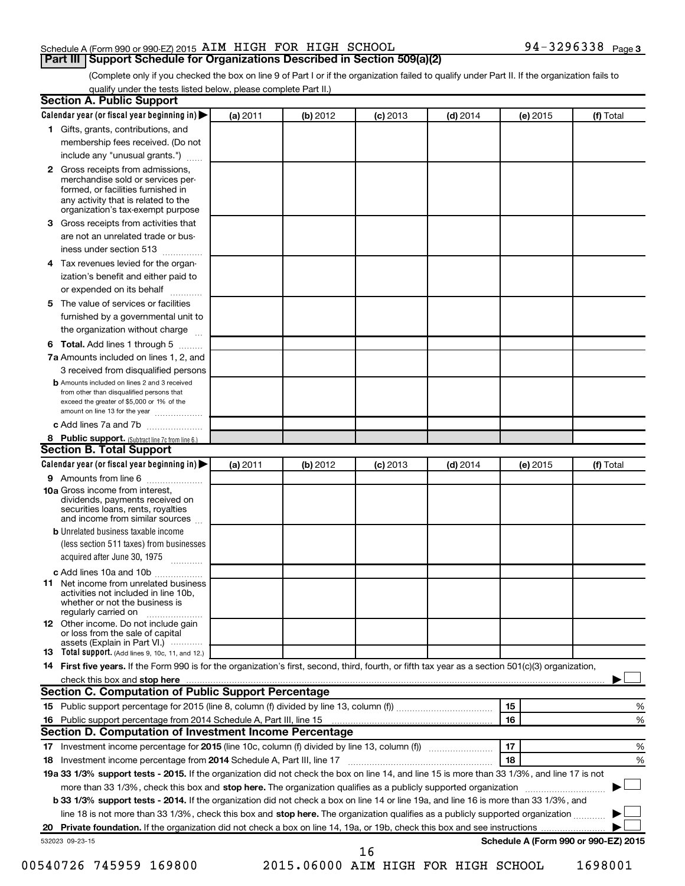Schedule A (Form 990 or 990-EZ) 2015 AIM HIGH FOR HIGH SCHOOL 94-3296338 Page 3

## Part III Support Schedule for Organizations Described in Section 509(a)(2)

(Complete only if you checked the box on line 9 of Part I or if the organization failed to qualify under Part II. If the organization fails to qualify under the tests listed below, please complete Part II.)

### Section A. Public Support

| Calendar year (or fiscal year beginning in) ▶ | (a) 2011 | (b) 2012 | (c) 2013 | (d) 2014 | (e) 2015 | (f) Total |
|---|---|---|---|---|---|---|
| **1** Gifts, grants, contributions, and membership fees received. (Do not include any "unusual grants.") | | | | | | |
| **2** Gross receipts from admissions, merchandise sold or services performed, or facilities furnished in any activity that is related to the organization's tax-exempt purpose | | | | | | |
| **3** Gross receipts from activities that are not an unrelated trade or business under section 513 | | | | | | |
| **4** Tax revenues levied for the organization's benefit and either paid to or expended on its behalf | | | | | | |
| **5** The value of services or facilities furnished by a governmental unit to the organization without charge | | | | | | |
| **6 Total.** Add lines 1 through 5 | | | | | | |
| **7a** Amounts included on lines 1, 2, and 3 received from disqualified persons | | | | | | |
| **b** Amounts included on lines 2 and 3 received from other than disqualified persons that exceed the greater of $5,000 or 1% of the amount on line 13 for the year | | | | | | |
| **c** Add lines 7a and 7b | | | | | | |
| **8 Public support.** (Subtract line 7c from line 6.) | | | | | | |

### Section B. Total Support

| Calendar year (or fiscal year beginning in) ▶ | (a) 2011 | (b) 2012 | (c) 2013 | (d) 2014 | (e) 2015 | (f) Total |
|---|---|---|---|---|---|---|
| **9** Amounts from line 6 | | | | | | |
| **10a** Gross income from interest, dividends, payments received on securities loans, rents, royalties and income from similar sources | | | | | | |
| **b** Unrelated business taxable income (less section 511 taxes) from businesses acquired after June 30, 1975 | | | | | | |
| **c** Add lines 10a and 10b | | | | | | |
| **11** Net income from unrelated business activities not included in line 10b, whether or not the business is regularly carried on | | | | | | |
| **12** Other income. Do not include gain or loss from the sale of capital assets (Explain in Part VI.) | | | | | | |
| **13 Total support.** (Add lines 9, 10c, 11, and 12.) | | | | | | |

**14 First five years.** If the Form 990 is for the organization's first, second, third, fourth, or fifth tax year as a section 501(c)(3) organization, check this box and **stop here** ▶ ☐

### Section C. Computation of Public Support Percentage

| | | | |
|---|---|---|---|
| **15** Public support percentage for 2015 (line 8, column (f) divided by line 13, column (f)) | 15 | | % |
| **16** Public support percentage from 2014 Schedule A, Part III, line 15 | 16 | | % |

### Section D. Computation of Investment Income Percentage

| | | | |
|---|---|---|---|
| **17** Investment income percentage for **2015** (line 10c, column (f) divided by line 13, column (f)) | 17 | | % |
| **18** Investment income percentage from **2014** Schedule A, Part III, line 17 | 18 | | % |

**19a 33 1/3% support tests - 2015.** If the organization did not check the box on line 14, and line 15 is more than 33 1/3%, and line 17 is not more than 33 1/3%, check this box and **stop here.** The organization qualifies as a publicly supported organization ▶ ☐

**b 33 1/3% support tests - 2014.** If the organization did not check a box on line 14 or line 19a, and line 16 is more than 33 1/3%, and line 18 is not more than 33 1/3%, check this box and **stop here.** The organization qualifies as a publicly supported organization ▶ ☐

**20 Private foundation.** If the organization did not check a box on line 14, 19a, or 19b, check this box and see instructions ▶ ☐

532023 09-23-15 **Schedule A (Form 990 or 990-EZ) 2015**

00540726 745959 169800 2015.06000 AIM HIGH FOR HIGH SCHOOL 1698001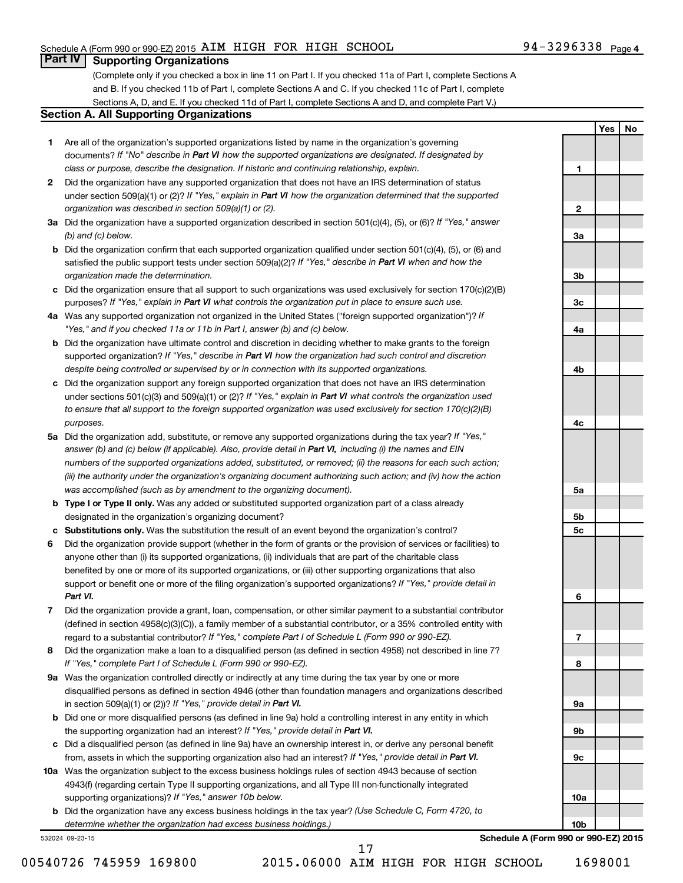Schedule A (Form 990 or 990-EZ) 2015 AIM HIGH FOR HIGH SCHOOL 94-3296338 Page 4

## Part IV Supporting Organizations

(Complete only if you checked a box in line 11 on Part I. If you checked 11a of Part I, complete Sections A and B. If you checked 11b of Part I, complete Sections A and C. If you checked 11c of Part I, complete Sections A, D, and E. If you checked 11d of Part I, complete Sections A and D, and complete Part V.)

### Section A. All Supporting Organizations

| | | | Yes | No |
|---|---|---|---|---|
| **1** | Are all of the organization's supported organizations listed by name in the organization's governing documents? *If "No" describe in **Part VI** how the supported organizations are designated. If designated by class or purpose, describe the designation. If historic and continuing relationship, explain.* | 1 | | |
| **2** | Did the organization have any supported organization that does not have an IRS determination of status under section 509(a)(1) or (2)? *If "Yes," explain in **Part VI** how the organization determined that the supported organization was described in section 509(a)(1) or (2).* | 2 | | |
| **3a** | Did the organization have a supported organization described in section 501(c)(4), (5), or (6)? *If "Yes," answer (b) and (c) below.* | 3a | | |
| **b** | Did the organization confirm that each supported organization qualified under section 501(c)(4), (5), or (6) and satisfied the public support tests under section 509(a)(2)? *If "Yes," describe in **Part VI** when and how the organization made the determination.* | 3b | | |
| **c** | Did the organization ensure that all support to such organizations was used exclusively for section 170(c)(2)(B) purposes? *If "Yes," explain in **Part VI** what controls the organization put in place to ensure such use.* | 3c | | |
| **4a** | Was any supported organization not organized in the United States ("foreign supported organization")? *If "Yes," and if you checked 11a or 11b in Part I, answer (b) and (c) below.* | 4a | | |
| **b** | Did the organization have ultimate control and discretion in deciding whether to make grants to the foreign supported organization? *If "Yes," describe in **Part VI** how the organization had such control and discretion despite being controlled or supervised by or in connection with its supported organizations.* | 4b | | |
| **c** | Did the organization support any foreign supported organization that does not have an IRS determination under sections 501(c)(3) and 509(a)(1) or (2)? *If "Yes," explain in **Part VI** what controls the organization used to ensure that all support to the foreign supported organization was used exclusively for section 170(c)(2)(B) purposes.* | 4c | | |
| **5a** | Did the organization add, substitute, or remove any supported organizations during the tax year? *If "Yes," answer (b) and (c) below (if applicable). Also, provide detail in **Part VI,** including (i) the names and EIN numbers of the supported organizations added, substituted, or removed; (ii) the reasons for each such action; (iii) the authority under the organization's organizing document authorizing such action; and (iv) how the action was accomplished (such as by amendment to the organizing document).* | 5a | | |
| **b** | **Type I or Type II only.** Was any added or substituted supported organization part of a class already designated in the organization's organizing document? | 5b | | |
| **c** | **Substitutions only.** Was the substitution the result of an event beyond the organization's control? | 5c | | |
| **6** | Did the organization provide support (whether in the form of grants or the provision of services or facilities) to anyone other than (i) its supported organizations, (ii) individuals that are part of the charitable class benefited by one or more of its supported organizations, or (iii) other supporting organizations that also support or benefit one or more of the filing organization's supported organizations? *If "Yes," provide detail in **Part VI.*** | 6 | | |
| **7** | Did the organization provide a grant, loan, compensation, or other similar payment to a substantial contributor (defined in section 4958(c)(3)(C)), a family member of a substantial contributor, or a 35% controlled entity with regard to a substantial contributor? *If "Yes," complete Part I of Schedule L (Form 990 or 990-EZ).* | 7 | | |
| **8** | Did the organization make a loan to a disqualified person (as defined in section 4958) not described in line 7? *If "Yes," complete Part I of Schedule L (Form 990 or 990-EZ).* | 8 | | |
| **9a** | Was the organization controlled directly or indirectly at any time during the tax year by one or more disqualified persons as defined in section 4946 (other than foundation managers and organizations described in section 509(a)(1) or (2))? *If "Yes," provide detail in **Part VI.*** | 9a | | |
| **b** | Did one or more disqualified persons (as defined in line 9a) hold a controlling interest in any entity in which the supporting organization had an interest? *If "Yes," provide detail in **Part VI.*** | 9b | | |
| **c** | Did a disqualified person (as defined in line 9a) have an ownership interest in, or derive any personal benefit from, assets in which the supporting organization also had an interest? *If "Yes," provide detail in **Part VI.*** | 9c | | |
| **10a** | Was the organization subject to the excess business holdings rules of section 4943 because of section 4943(f) (regarding certain Type II supporting organizations, and all Type III non-functionally integrated supporting organizations)? *If "Yes," answer 10b below.* | 10a | | |
| **b** | Did the organization have any excess business holdings in the tax year? *(Use Schedule C, Form 4720, to determine whether the organization had excess business holdings.)* | 10b | | |

532024 09-23-15 **Schedule A (Form 990 or 990-EZ) 2015**

00540726 745959 169800 2015.06000 AIM HIGH FOR HIGH SCHOOL 1698001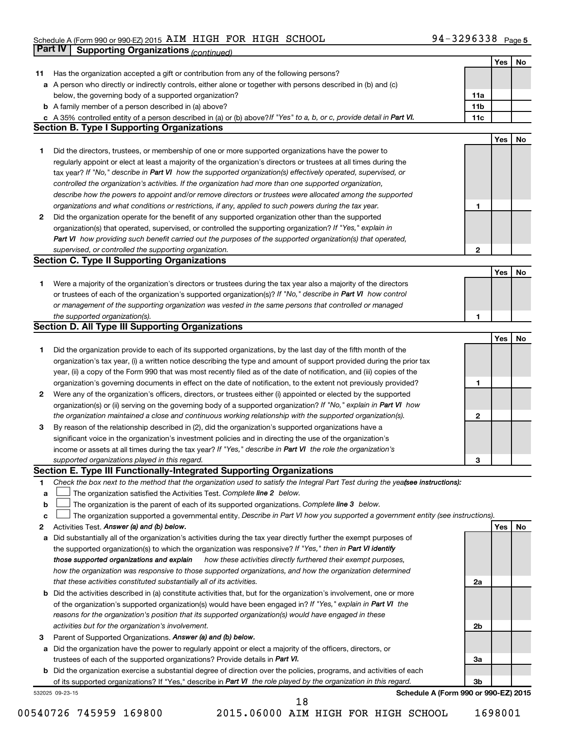Schedule A (Form 990 or 990-EZ) 2015 AIM HIGH FOR HIGH SCHOOL 94-3296338 Page 5

**Part IV Supporting Organizations** *(continued)*

| | | | Yes | No |
|---|---|---|---|---|
| **11** | Has the organization accepted a gift or contribution from any of the following persons? | | | |
| **a** | A person who directly or indirectly controls, either alone or together with persons described in (b) and (c) below, the governing body of a supported organization? | **11a** | | |
| **b** | A family member of a person described in (a) above? | **11b** | | |
| **c** | A 35% controlled entity of a person described in (a) or (b) above? *If "Yes" to a, b, or c, provide detail in* ***Part VI.*** | **11c** | | |

### Section B. Type I Supporting Organizations

| | | | Yes | No |
|---|---|---|---|---|
| **1** | Did the directors, trustees, or membership of one or more supported organizations have the power to regularly appoint or elect at least a majority of the organization's directors or trustees at all times during the tax year? *If "No," describe in* ***Part VI*** *how the supported organization(s) effectively operated, supervised, or controlled the organization's activities. If the organization had more than one supported organization, describe how the powers to appoint and/or remove directors or trustees were allocated among the supported organizations and what conditions or restrictions, if any, applied to such powers during the tax year.* | **1** | | |
| **2** | Did the organization operate for the benefit of any supported organization other than the supported organization(s) that operated, supervised, or controlled the supporting organization? *If "Yes," explain in* ***Part VI*** *how providing such benefit carried out the purposes of the supported organization(s) that operated, supervised, or controlled the supporting organization.* | **2** | | |

### Section C. Type II Supporting Organizations

| | | | Yes | No |
|---|---|---|---|---|
| **1** | Were a majority of the organization's directors or trustees during the tax year also a majority of the directors or trustees of each of the organization's supported organization(s)? *If "No," describe in* ***Part VI*** *how control or management of the supporting organization was vested in the same persons that controlled or managed the supported organization(s).* | **1** | | |

### Section D. All Type III Supporting Organizations

| | | | Yes | No |
|---|---|---|---|---|
| **1** | Did the organization provide to each of its supported organizations, by the last day of the fifth month of the organization's tax year, (i) a written notice describing the type and amount of support provided during the prior tax year, (ii) a copy of the Form 990 that was most recently filed as of the date of notification, and (iii) copies of the organization's governing documents in effect on the date of notification, to the extent not previously provided? | **1** | | |
| **2** | Were any of the organization's officers, directors, or trustees either (i) appointed or elected by the supported organization(s) or (ii) serving on the governing body of a supported organization? *If "No," explain in* ***Part VI*** *how the organization maintained a close and continuous working relationship with the supported organization(s).* | **2** | | |
| **3** | By reason of the relationship described in (2), did the organization's supported organizations have a significant voice in the organization's investment policies and in directing the use of the organization's income or assets at all times during the tax year? *If "Yes," describe in* ***Part VI*** *the role the organization's supported organizations played in this regard.* | **3** | | |

### Section E. Type III Functionally-Integrated Supporting Organizations

**1** *Check the box next to the method that the organization used to satisfy the Integral Part Test during the year* ***(see instructions):***

- **a** ☐ The organization satisfied the Activities Test. *Complete* ***line 2*** *below.*
- **b** ☐ The organization is the parent of each of its supported organizations. *Complete* ***line 3*** *below.*
- **c** ☐ The organization supported a governmental entity. *Describe in Part VI how you supported a government entity (see instructions).*

| | | | Yes | No |
|---|---|---|---|---|
| **2** | Activities Test. ***Answer (a) and (b) below.*** | | | |
| **a** | Did substantially all of the organization's activities during the tax year directly further the exempt purposes of the supported organization(s) to which the organization was responsive? *If "Yes," then in* ***Part VI identify those supported organizations and explain*** *how these activities directly furthered their exempt purposes, how the organization was responsive to those supported organizations, and how the organization determined that these activities constituted substantially all of its activities.* | **2a** | | |
| **b** | Did the activities described in (a) constitute activities that, but for the organization's involvement, one or more of the organization's supported organization(s) would have been engaged in? *If "Yes," explain in* ***Part VI*** *the reasons for the organization's position that its supported organization(s) would have engaged in these activities but for the organization's involvement.* | **2b** | | |
| **3** | Parent of Supported Organizations. ***Answer (a) and (b) below.*** | | | |
| **a** | Did the organization have the power to regularly appoint or elect a majority of the officers, directors, or trustees of each of the supported organizations? Provide details in ***Part VI.*** | **3a** | | |
| **b** | Did the organization exercise a substantial degree of direction over the policies, programs, and activities of each of its supported organizations? If "Yes," describe in ***Part VI*** *the role played by the organization in this regard.* | **3b** | | |

532025 09-23-15 **Schedule A (Form 990 or 990-EZ) 2015**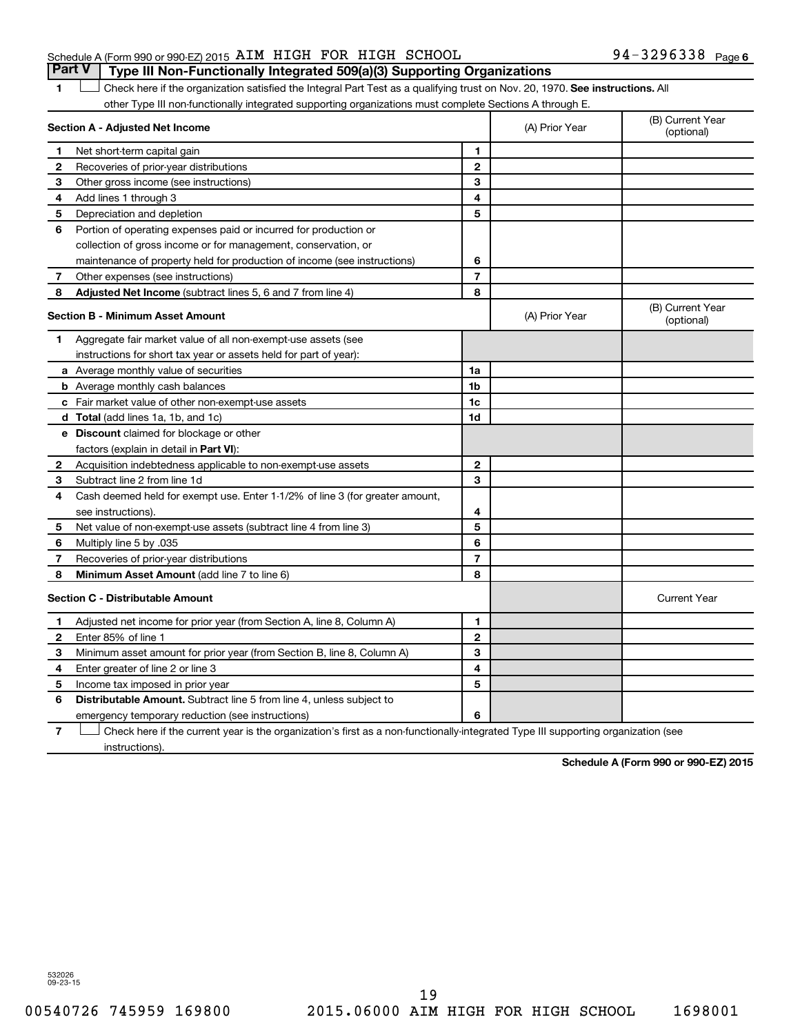Schedule A (Form 990 or 990-EZ) 2015 AIM HIGH FOR HIGH SCHOOL 94-3296338 Page 6

## Part V Type III Non-Functionally Integrated 509(a)(3) Supporting Organizations

1 ☐ Check here if the organization satisfied the Integral Part Test as a qualifying trust on Nov. 20, 1970. **See instructions.** All other Type III non-functionally integrated supporting organizations must complete Sections A through E.

| **Section A - Adjusted Net Income** | | (A) Prior Year | (B) Current Year (optional) |
|---|---|---|---|
| **1** Net short-term capital gain | 1 | | |
| **2** Recoveries of prior-year distributions | 2 | | |
| **3** Other gross income (see instructions) | 3 | | |
| **4** Add lines 1 through 3 | 4 | | |
| **5** Depreciation and depletion | 5 | | |
| **6** Portion of operating expenses paid or incurred for production or collection of gross income or for management, conservation, or maintenance of property held for production of income (see instructions) | 6 | | |
| **7** Other expenses (see instructions) | 7 | | |
| **8** **Adjusted Net Income** (subtract lines 5, 6 and 7 from line 4) | 8 | | |

| **Section B - Minimum Asset Amount** | | (A) Prior Year | (B) Current Year (optional) |
|---|---|---|---|
| **1** Aggregate fair market value of all non-exempt-use assets (see instructions for short tax year or assets held for part of year): | | | |
| **a** Average monthly value of securities | 1a | | |
| **b** Average monthly cash balances | 1b | | |
| **c** Fair market value of other non-exempt-use assets | 1c | | |
| **d** **Total** (add lines 1a, 1b, and 1c) | 1d | | |
| **e** **Discount** claimed for blockage or other factors (explain in detail in **Part VI**): | | | |
| **2** Acquisition indebtedness applicable to non-exempt-use assets | 2 | | |
| **3** Subtract line 2 from line 1d | 3 | | |
| **4** Cash deemed held for exempt use. Enter 1-1/2% of line 3 (for greater amount, see instructions). | 4 | | |
| **5** Net value of non-exempt-use assets (subtract line 4 from line 3) | 5 | | |
| **6** Multiply line 5 by .035 | 6 | | |
| **7** Recoveries of prior-year distributions | 7 | | |
| **8** **Minimum Asset Amount** (add line 7 to line 6) | 8 | | |

| **Section C - Distributable Amount** | | | Current Year |
|---|---|---|---|
| **1** Adjusted net income for prior year (from Section A, line 8, Column A) | 1 | | |
| **2** Enter 85% of line 1 | 2 | | |
| **3** Minimum asset amount for prior year (from Section B, line 8, Column A) | 3 | | |
| **4** Enter greater of line 2 or line 3 | 4 | | |
| **5** Income tax imposed in prior year | 5 | | |
| **6** **Distributable Amount.** Subtract line 5 from line 4, unless subject to emergency temporary reduction (see instructions) | 6 | | |

7 ☐ Check here if the current year is the organization's first as a non-functionally-integrated Type III supporting organization (see instructions).

**Schedule A (Form 990 or 990-EZ) 2015**

532026 09-23-15

00540726 745959 169800 2015.06000 AIM HIGH FOR HIGH SCHOOL 1698001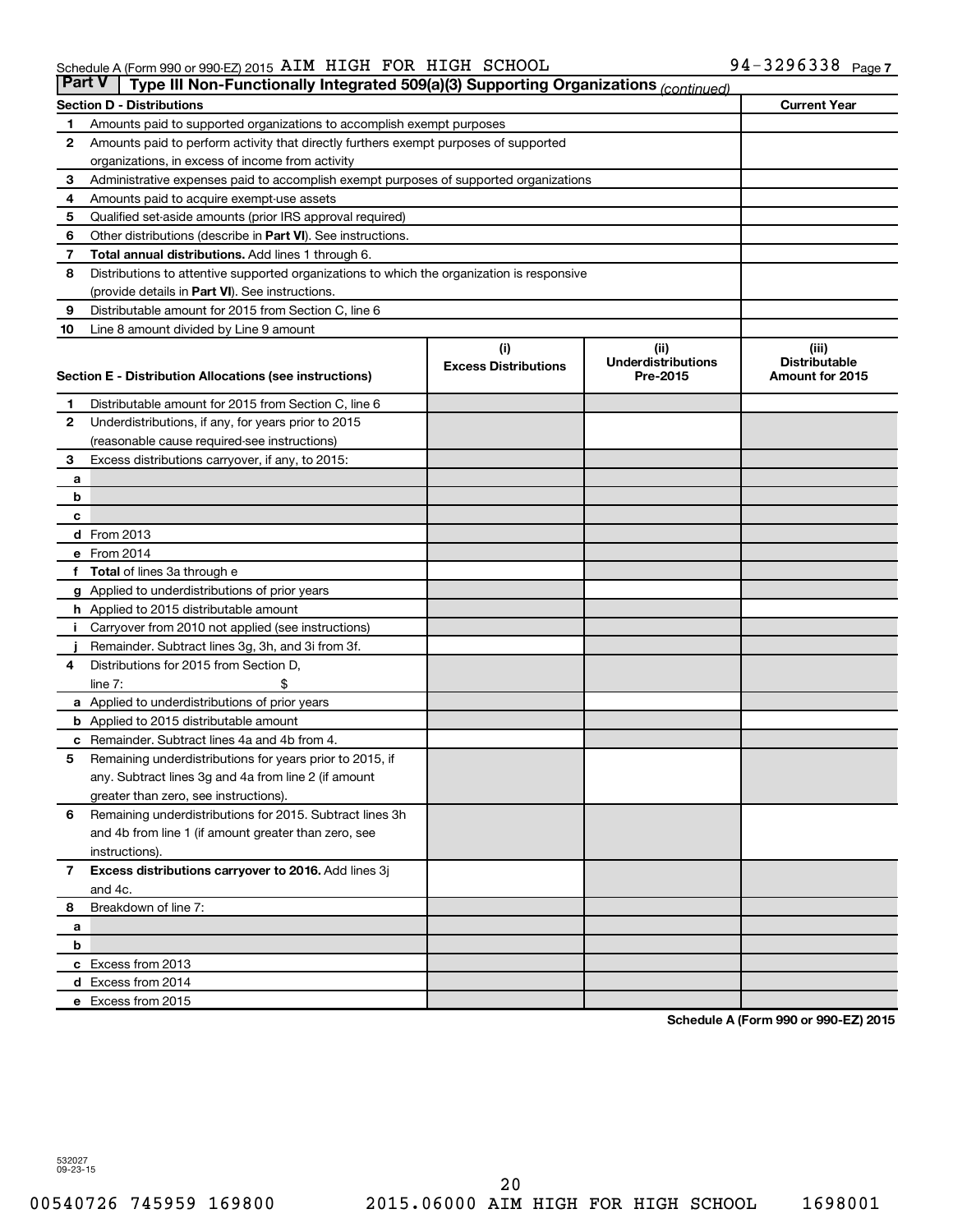Schedule A (Form 990 or 990-EZ) 2015 AIM HIGH FOR HIGH SCHOOL 94-3296338 Page 7

## Part V | Type III Non-Functionally Integrated 509(a)(3) Supporting Organizations *(continued)*

| Section D - Distributions | | Current Year |
|---|---|---|
| 1 | Amounts paid to supported organizations to accomplish exempt purposes | |
| 2 | Amounts paid to perform activity that directly furthers exempt purposes of supported organizations, in excess of income from activity | |
| 3 | Administrative expenses paid to accomplish exempt purposes of supported organizations | |
| 4 | Amounts paid to acquire exempt-use assets | |
| 5 | Qualified set-aside amounts (prior IRS approval required) | |
| 6 | Other distributions (describe in **Part VI**). See instructions. | |
| 7 | **Total annual distributions.** Add lines 1 through 6. | |
| 8 | Distributions to attentive supported organizations to which the organization is responsive (provide details in **Part VI**). See instructions. | |
| 9 | Distributable amount for 2015 from Section C, line 6 | |
| 10 | Line 8 amount divided by Line 9 amount | |

| Section E - Distribution Allocations (see instructions) | | (i) Excess Distributions | (ii) Underdistributions Pre-2015 | (iii) Distributable Amount for 2015 |
|---|---|---|---|---|
| 1 | Distributable amount for 2015 from Section C, line 6 | | | |
| 2 | Underdistributions, if any, for years prior to 2015 (reasonable cause required-see instructions) | | | |
| 3 | Excess distributions carryover, if any, to 2015: | | | |
| a | | | | |
| b | | | | |
| c | | | | |
| d | From 2013 | | | |
| e | From 2014 | | | |
| f | **Total** of lines 3a through e | | | |
| g | Applied to underdistributions of prior years | | | |
| h | Applied to 2015 distributable amount | | | |
| i | Carryover from 2010 not applied (see instructions) | | | |
| j | Remainder. Subtract lines 3g, 3h, and 3i from 3f. | | | |
| 4 | Distributions for 2015 from Section D, line 7: $ | | | |
| a | Applied to underdistributions of prior years | | | |
| b | Applied to 2015 distributable amount | | | |
| c | Remainder. Subtract lines 4a and 4b from 4. | | | |
| 5 | Remaining underdistributions for years prior to 2015, if any. Subtract lines 3g and 4a from line 2 (if amount greater than zero, see instructions). | | | |
| 6 | Remaining underdistributions for 2015. Subtract lines 3h and 4b from line 1 (if amount greater than zero, see instructions). | | | |
| 7 | **Excess distributions carryover to 2016.** Add lines 3j and 4c. | | | |
| 8 | Breakdown of line 7: | | | |
| a | | | | |
| b | | | | |
| c | Excess from 2013 | | | |
| d | Excess from 2014 | | | |
| e | Excess from 2015 | | | |

**Schedule A (Form 990 or 990-EZ) 2015**

532027
09-23-15

00540726 745959 169800 2015.06000 AIM HIGH FOR HIGH SCHOOL 1698001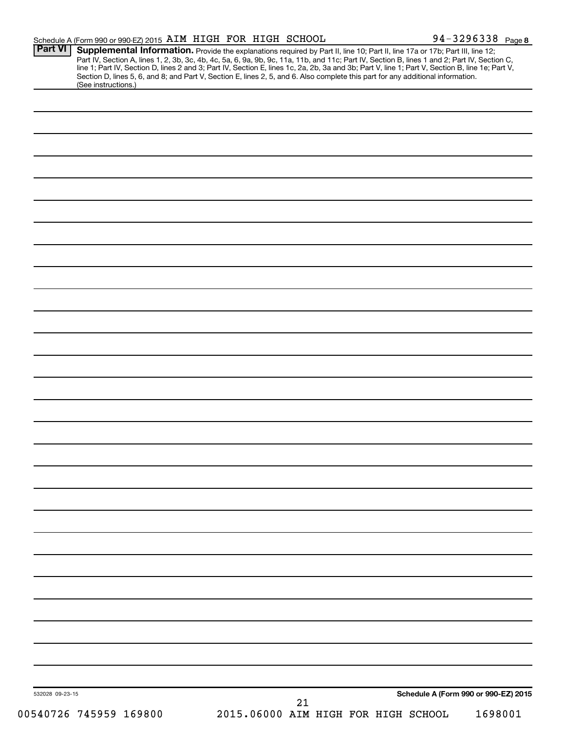Schedule A (Form 990 or 990-EZ) 2015 AIM HIGH FOR HIGH SCHOOL 94-3296338 Page 8

**Part VI** **Supplemental Information.** Provide the explanations required by Part II, line 10; Part II, line 17a or 17b; Part III, line 12; Part IV, Section A, lines 1, 2, 3b, 3c, 4b, 4c, 5a, 6, 9a, 9b, 9c, 11a, 11b, and 11c; Part IV, Section B, lines 1 and 2; Part IV, Section C, line 1; Part IV, Section D, lines 2 and 3; Part IV, Section E, lines 1c, 2a, 2b, 3a and 3b; Part V, line 1; Part V, Section B, line 1e; Part V, Section D, lines 5, 6, and 8; and Part V, Section E, lines 2, 5, and 6. Also complete this part for any additional information. (See instructions.)

532028 09-23-15

**Schedule A (Form 990 or 990-EZ) 2015**

00540726 745959 169800 2015.06000 AIM HIGH FOR HIGH SCHOOL 1698001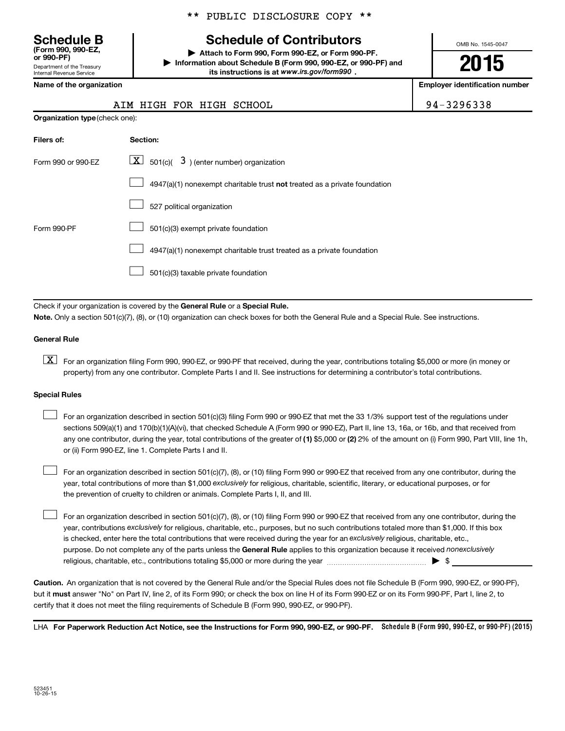** PUBLIC DISCLOSURE COPY **

**Schedule B**
**(Form 990, 990-EZ, or 990-PF)**
Department of the Treasury
Internal Revenue Service

# Schedule of Contributors

▶ **Attach to Form 990, Form 990-EZ, or Form 990-PF.**
▶ **Information about Schedule B (Form 990, 990-EZ, or 990-PF) and its instructions is at** ***www.irs.gov/form990*** **.**

OMB No. 1545-0047

**2015**

| **Name of the organization** | **Employer identification number** |
|---|---|
| AIM HIGH FOR HIGH SCHOOL | 94-3296338 |

**Organization type** (check one):

| **Filers of:** | **Section:** |
|---|---|
| Form 990 or 990-EZ | [X] 501(c)( 3 ) (enter number) organization |
| | [ ] 4947(a)(1) nonexempt charitable trust **not** treated as a private foundation |
| | [ ] 527 political organization |
| Form 990-PF | [ ] 501(c)(3) exempt private foundation |
| | [ ] 4947(a)(1) nonexempt charitable trust treated as a private foundation |
| | [ ] 501(c)(3) taxable private foundation |

Check if your organization is covered by the **General Rule** or a **Special Rule.**

**Note.** Only a section 501(c)(7), (8), or (10) organization can check boxes for both the General Rule and a Special Rule. See instructions.

**General Rule**

[X] For an organization filing Form 990, 990-EZ, or 990-PF that received, during the year, contributions totaling $5,000 or more (in money or property) from any one contributor. Complete Parts I and II. See instructions for determining a contributor's total contributions.

**Special Rules**

[ ] For an organization described in section 501(c)(3) filing Form 990 or 990-EZ that met the 33 1/3% support test of the regulations under sections 509(a)(1) and 170(b)(1)(A)(vi), that checked Schedule A (Form 990 or 990-EZ), Part II, line 13, 16a, or 16b, and that received from any one contributor, during the year, total contributions of the greater of **(1)** $5,000 or **(2)** 2% of the amount on (i) Form 990, Part VIII, line 1h, or (ii) Form 990-EZ, line 1. Complete Parts I and II.

[ ] For an organization described in section 501(c)(7), (8), or (10) filing Form 990 or 990-EZ that received from any one contributor, during the year, total contributions of more than $1,000 *exclusively* for religious, charitable, scientific, literary, or educational purposes, or for the prevention of cruelty to children or animals. Complete Parts I, II, and III.

[ ] For an organization described in section 501(c)(7), (8), or (10) filing Form 990 or 990-EZ that received from any one contributor, during the year, contributions *exclusively* for religious, charitable, etc., purposes, but no such contributions totaled more than $1,000. If this box is checked, enter here the total contributions that were received during the year for an *exclusively* religious, charitable, etc., purpose. Do not complete any of the parts unless the **General Rule** applies to this organization because it received *nonexclusively* religious, charitable, etc., contributions totaling $5,000 or more during the year ▶ $ ____________

**Caution.** An organization that is not covered by the General Rule and/or the Special Rules does not file Schedule B (Form 990, 990-EZ, or 990-PF), but it **must** answer "No" on Part IV, line 2, of its Form 990; or check the box on line H of its Form 990-EZ or on its Form 990-PF, Part I, line 2, to certify that it does not meet the filing requirements of Schedule B (Form 990, 990-EZ, or 990-PF).

LHA **For Paperwork Reduction Act Notice, see the Instructions for Form 990, 990-EZ, or 990-PF.** **Schedule B (Form 990, 990-EZ, or 990-PF) (2015)**

523451
10-26-15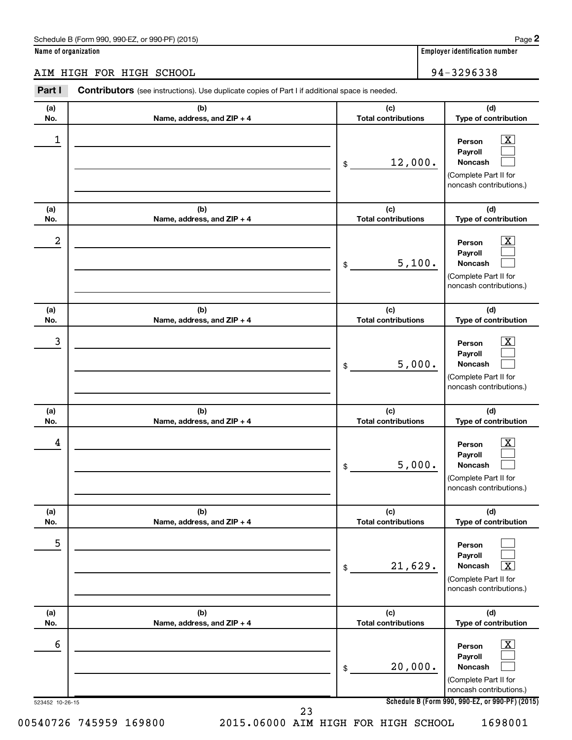Schedule B (Form 990, 990-EZ, or 990-PF) (2015) Page **2**

**Name of organization** | **Employer identification number**

AIM HIGH FOR HIGH SCHOOL | 94-3296338

**Part I** **Contributors** (see instructions). Use duplicate copies of Part I if additional space is needed.

| (a) No. | (b) Name, address, and ZIP + 4 | (c) Total contributions | (d) Type of contribution |
|---|---|---|---|
| 1 | | $ 12,000. | Person [X] Payroll [ ] Noncash [ ] (Complete Part II for noncash contributions.) |
| 2 | | $ 5,100. | Person [X] Payroll [ ] Noncash [ ] (Complete Part II for noncash contributions.) |
| 3 | | $ 5,000. | Person [X] Payroll [ ] Noncash [ ] (Complete Part II for noncash contributions.) |
| 4 | | $ 5,000. | Person [X] Payroll [ ] Noncash [ ] (Complete Part II for noncash contributions.) |
| 5 | | $ 21,629. | Person [ ] Payroll [ ] Noncash [X] (Complete Part II for noncash contributions.) |
| 6 | | $ 20,000. | Person [X] Payroll [ ] Noncash [ ] (Complete Part II for noncash contributions.) |

523452 10-26-15 **Schedule B (Form 990, 990-EZ, or 990-PF) (2015)**

00540726 745959 169800 2015.06000 AIM HIGH FOR HIGH SCHOOL 1698001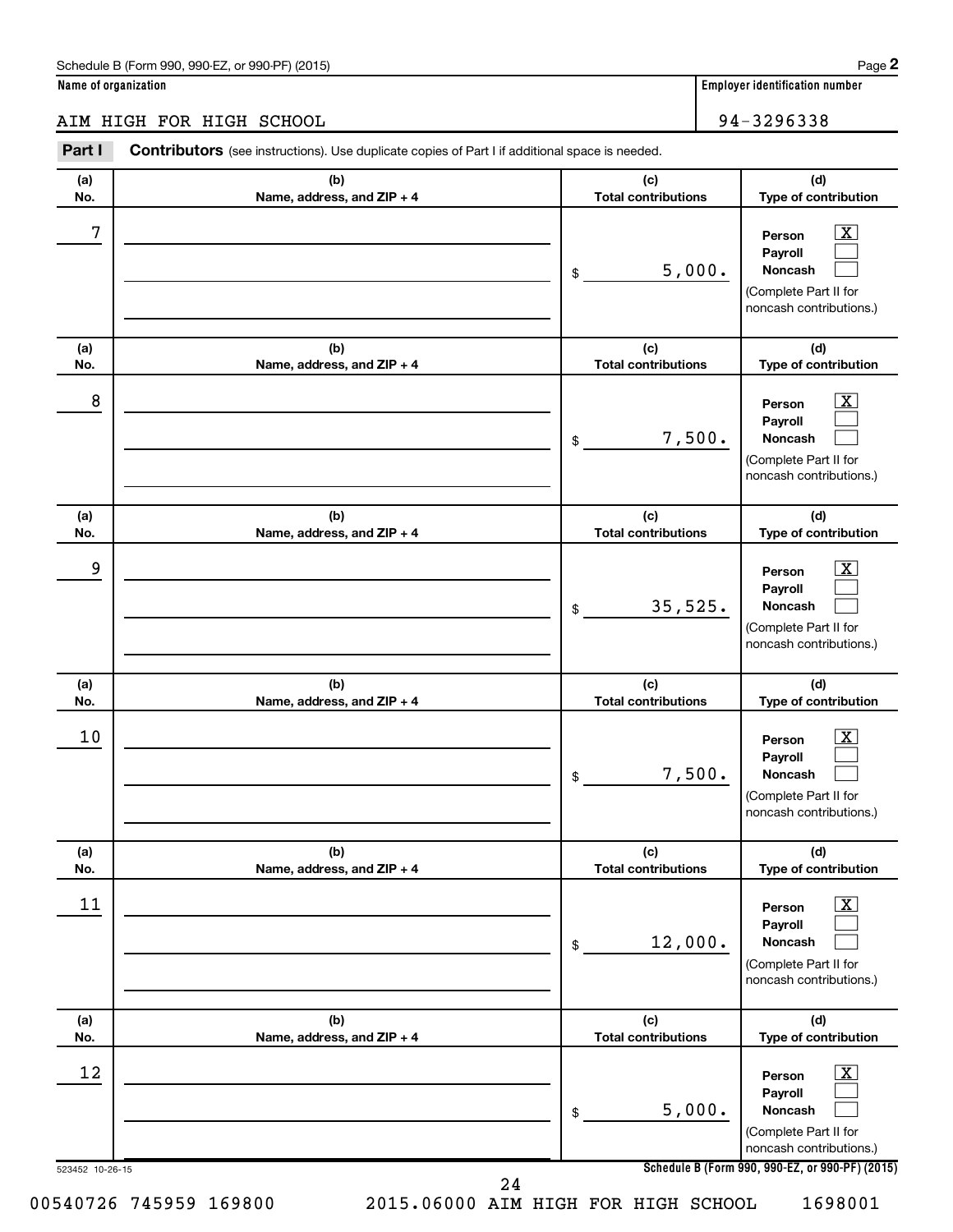Schedule B (Form 990, 990-EZ, or 990-PF) (2015)

**Name of organization**

AIM HIGH FOR HIGH SCHOOL

**Employer identification number**

94-3296338

**Part I** **Contributors** (see instructions). Use duplicate copies of Part I if additional space is needed.

| (a) No. | (b) Name, address, and ZIP + 4 | (c) Total contributions | (d) Type of contribution |
|---|---|---|---|
| 7 | | $ 5,000. | Person [X] Payroll [ ] Noncash [ ] (Complete Part II for noncash contributions.) |
| 8 | | $ 7,500. | Person [X] Payroll [ ] Noncash [ ] (Complete Part II for noncash contributions.) |
| 9 | | $ 35,525. | Person [X] Payroll [ ] Noncash [ ] (Complete Part II for noncash contributions.) |
| 10 | | $ 7,500. | Person [X] Payroll [ ] Noncash [ ] (Complete Part II for noncash contributions.) |
| 11 | | $ 12,000. | Person [X] Payroll [ ] Noncash [ ] (Complete Part II for noncash contributions.) |
| 12 | | $ 5,000. | Person [X] Payroll [ ] Noncash [ ] (Complete Part II for noncash contributions.) |

523452 10-26-15

**Schedule B (Form 990, 990-EZ, or 990-PF) (2015)**

00540726 745959 169800 2015.06000 AIM HIGH FOR HIGH SCHOOL 1698001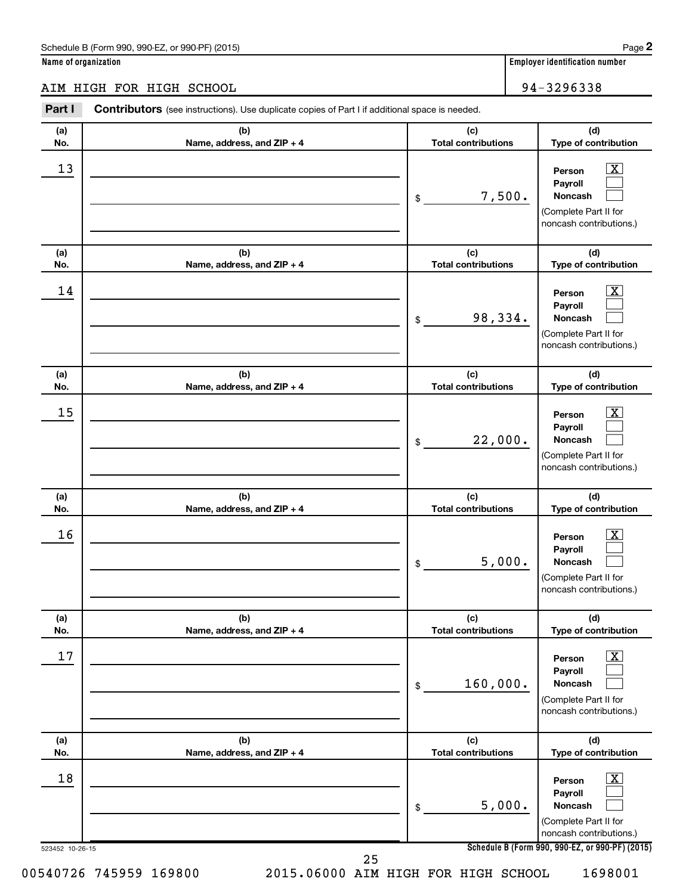Schedule B (Form 990, 990-EZ, or 990-PF) (2015)

**Name of organization**: AIM HIGH FOR HIGH SCHOOL

**Employer identification number**: 94-3296338

**Part I** **Contributors** (see instructions). Use duplicate copies of Part I if additional space is needed.

| (a) No. | (b) Name, address, and ZIP + 4 | (c) Total contributions | (d) Type of contribution |
|---|---|---|---|
| 13 | | $ 7,500. | Person [X] Payroll [ ] Noncash [ ] (Complete Part II for noncash contributions.) |
| 14 | | $ 98,334. | Person [X] Payroll [ ] Noncash [ ] (Complete Part II for noncash contributions.) |
| 15 | | $ 22,000. | Person [X] Payroll [ ] Noncash [ ] (Complete Part II for noncash contributions.) |
| 16 | | $ 5,000. | Person [X] Payroll [ ] Noncash [ ] (Complete Part II for noncash contributions.) |
| 17 | | $ 160,000. | Person [X] Payroll [ ] Noncash [ ] (Complete Part II for noncash contributions.) |
| 18 | | $ 5,000. | Person [X] Payroll [ ] Noncash [ ] (Complete Part II for noncash contributions.) |

523452 10-26-15

**Schedule B (Form 990, 990-EZ, or 990-PF) (2015)**

00540726 745959 169800 2015.06000 AIM HIGH FOR HIGH SCHOOL 1698001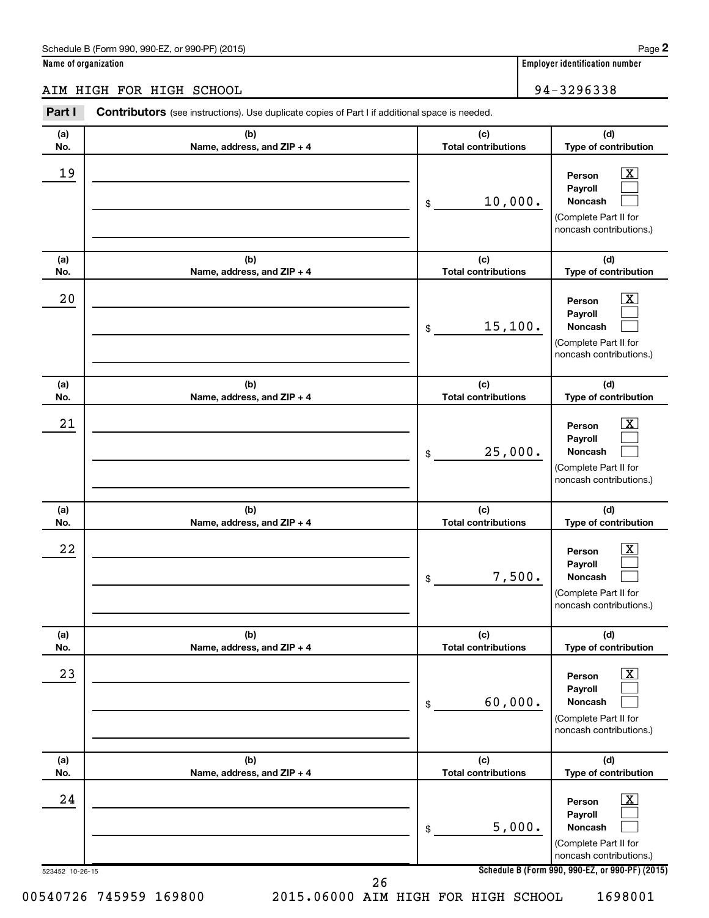Schedule B (Form 990, 990-EZ, or 990-PF) (2015)

**Name of organization**

AIM HIGH FOR HIGH SCHOOL

**Employer identification number**

94-3296338

**Part I** **Contributors** (see instructions). Use duplicate copies of Part I if additional space is needed.

| (a) No. | (b) Name, address, and ZIP + 4 | (c) Total contributions | (d) Type of contribution |
|---|---|---|---|
| 19 | | $ 10,000. | Person [X] Payroll [ ] Noncash [ ] (Complete Part II for noncash contributions.) |
| 20 | | $ 15,100. | Person [X] Payroll [ ] Noncash [ ] (Complete Part II for noncash contributions.) |
| 21 | | $ 25,000. | Person [X] Payroll [ ] Noncash [ ] (Complete Part II for noncash contributions.) |
| 22 | | $ 7,500. | Person [X] Payroll [ ] Noncash [ ] (Complete Part II for noncash contributions.) |
| 23 | | $ 60,000. | Person [X] Payroll [ ] Noncash [ ] (Complete Part II for noncash contributions.) |
| 24 | | $ 5,000. | Person [X] Payroll [ ] Noncash [ ] (Complete Part II for noncash contributions.) |

523452 10-26-15

Schedule B (Form 990, 990-EZ, or 990-PF) (2015)

00540726 745959 169800 2015.06000 AIM HIGH FOR HIGH SCHOOL 1698001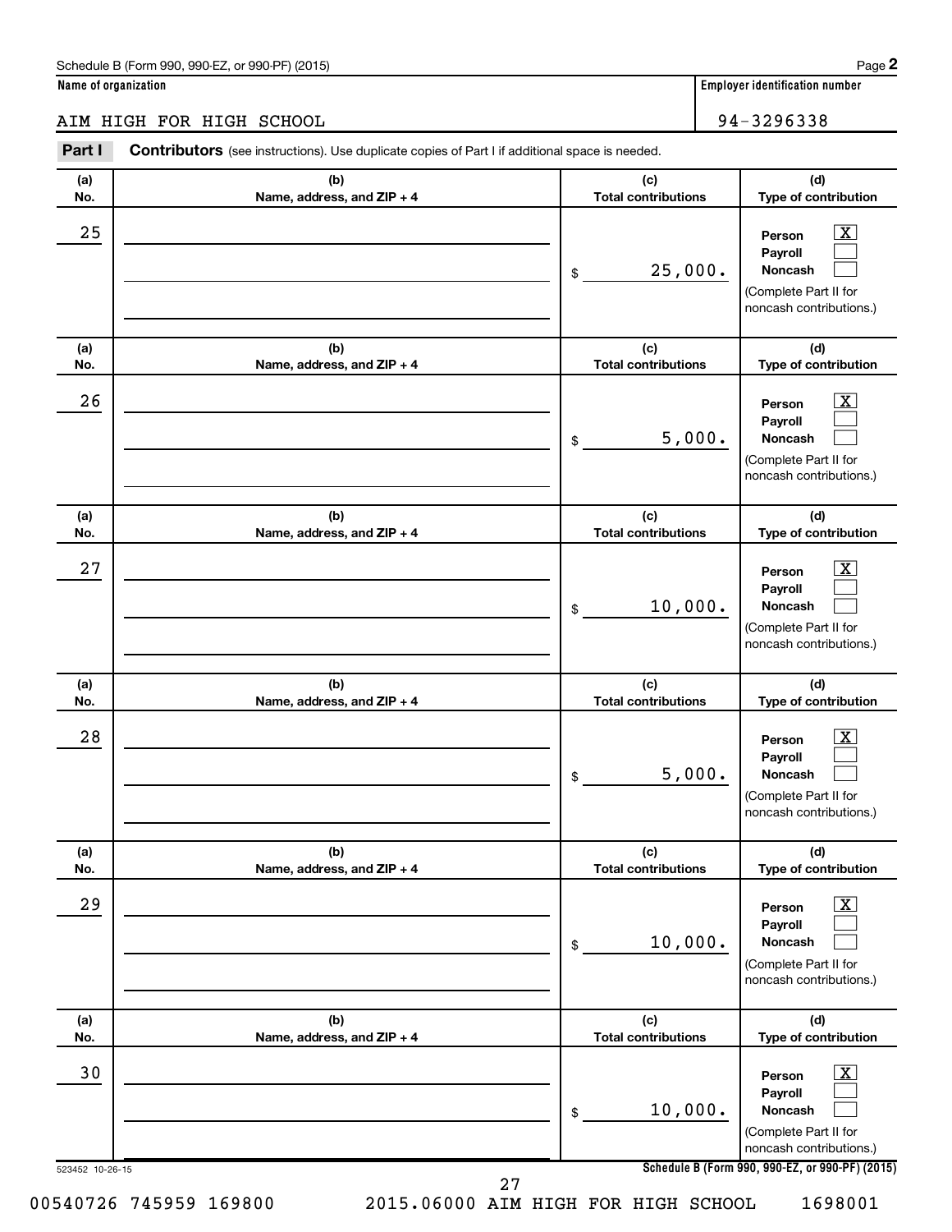Schedule B (Form 990, 990-EZ, or 990-PF) (2015)

**Name of organization**

AIM HIGH FOR HIGH SCHOOL

**Employer identification number**

94-3296338

**Part I** **Contributors** (see instructions). Use duplicate copies of Part I if additional space is needed.

| (a) No. | (b) Name, address, and ZIP + 4 | (c) Total contributions | (d) Type of contribution |
|---|---|---|---|
| 25 | | $ 25,000. | Person [X] Payroll [ ] Noncash [ ] (Complete Part II for noncash contributions.) |
| 26 | | $ 5,000. | Person [X] Payroll [ ] Noncash [ ] (Complete Part II for noncash contributions.) |
| 27 | | $ 10,000. | Person [X] Payroll [ ] Noncash [ ] (Complete Part II for noncash contributions.) |
| 28 | | $ 5,000. | Person [X] Payroll [ ] Noncash [ ] (Complete Part II for noncash contributions.) |
| 29 | | $ 10,000. | Person [X] Payroll [ ] Noncash [ ] (Complete Part II for noncash contributions.) |
| 30 | | $ 10,000. | Person [X] Payroll [ ] Noncash [ ] (Complete Part II for noncash contributions.) |

523452 10-26-15

**Schedule B (Form 990, 990-EZ, or 990-PF) (2015)**

00540726 745959 169800 2015.06000 AIM HIGH FOR HIGH SCHOOL 1698001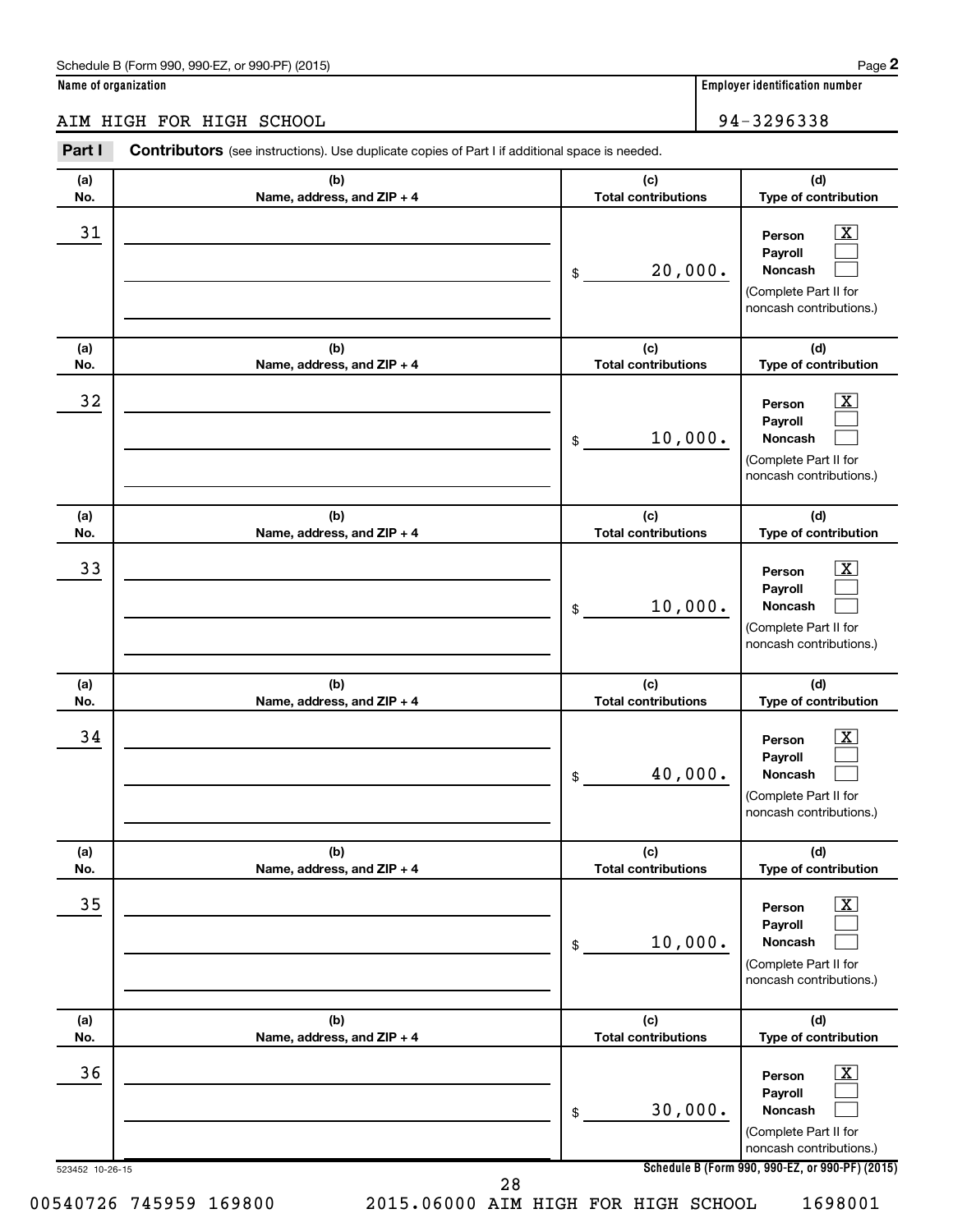Schedule B (Form 990, 990-EZ, or 990-PF) (2015)

**Name of organization**

AIM HIGH FOR HIGH SCHOOL

**Employer identification number**

94-3296338

**Part I** **Contributors** (see instructions). Use duplicate copies of Part I if additional space is needed.

| (a) No. | (b) Name, address, and ZIP + 4 | (c) Total contributions | (d) Type of contribution |
|---|---|---|---|
| 31 | | $ 20,000. | Person [X] Payroll [ ] Noncash [ ] (Complete Part II for noncash contributions.) |
| 32 | | $ 10,000. | Person [X] Payroll [ ] Noncash [ ] (Complete Part II for noncash contributions.) |
| 33 | | $ 10,000. | Person [X] Payroll [ ] Noncash [ ] (Complete Part II for noncash contributions.) |
| 34 | | $ 40,000. | Person [X] Payroll [ ] Noncash [ ] (Complete Part II for noncash contributions.) |
| 35 | | $ 10,000. | Person [X] Payroll [ ] Noncash [ ] (Complete Part II for noncash contributions.) |
| 36 | | $ 30,000. | Person [X] Payroll [ ] Noncash [ ] (Complete Part II for noncash contributions.) |

523452 10-26-15

**Schedule B (Form 990, 990-EZ, or 990-PF) (2015)**

00540726 745959 169800 2015.06000 AIM HIGH FOR HIGH SCHOOL 1698001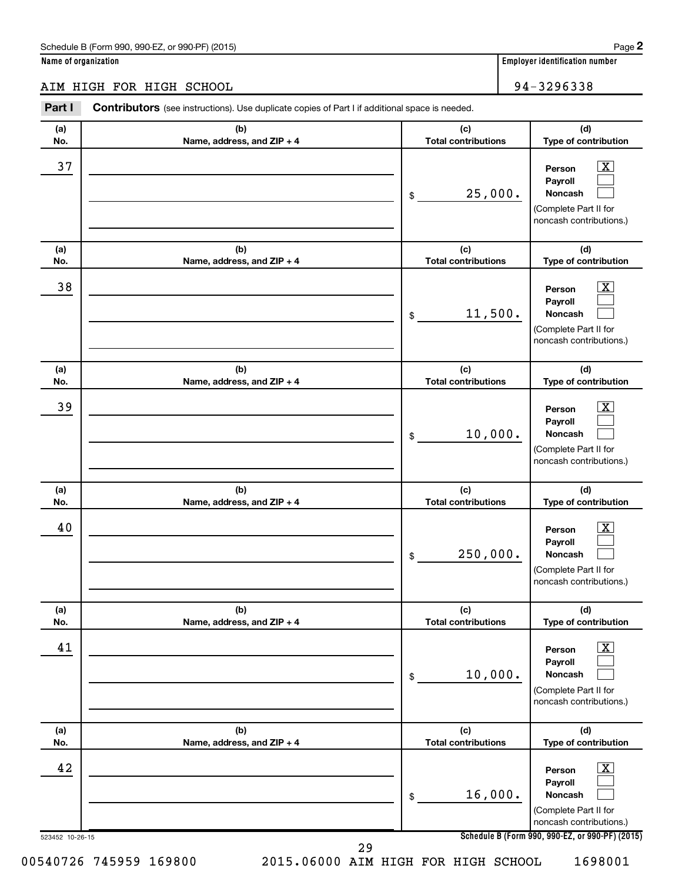Schedule B (Form 990, 990-EZ, or 990-PF) (2015)

**Name of organization**

AIM HIGH FOR HIGH SCHOOL

**Employer identification number**

94-3296338

**Part I** **Contributors** (see instructions). Use duplicate copies of Part I if additional space is needed.

| (a) No. | (b) Name, address, and ZIP + 4 | (c) Total contributions | (d) Type of contribution |
|---|---|---|---|
| 37 | | $ 25,000. | Person [X] Payroll [ ] Noncash [ ] (Complete Part II for noncash contributions.) |
| 38 | | $ 11,500. | Person [X] Payroll [ ] Noncash [ ] (Complete Part II for noncash contributions.) |
| 39 | | $ 10,000. | Person [X] Payroll [ ] Noncash [ ] (Complete Part II for noncash contributions.) |
| 40 | | $ 250,000. | Person [X] Payroll [ ] Noncash [ ] (Complete Part II for noncash contributions.) |
| 41 | | $ 10,000. | Person [X] Payroll [ ] Noncash [ ] (Complete Part II for noncash contributions.) |
| 42 | | $ 16,000. | Person [X] Payroll [ ] Noncash [ ] (Complete Part II for noncash contributions.) |

523452 10-26-15

Schedule B (Form 990, 990-EZ, or 990-PF) (2015)

00540726 745959 169800 2015.06000 AIM HIGH FOR HIGH SCHOOL 1698001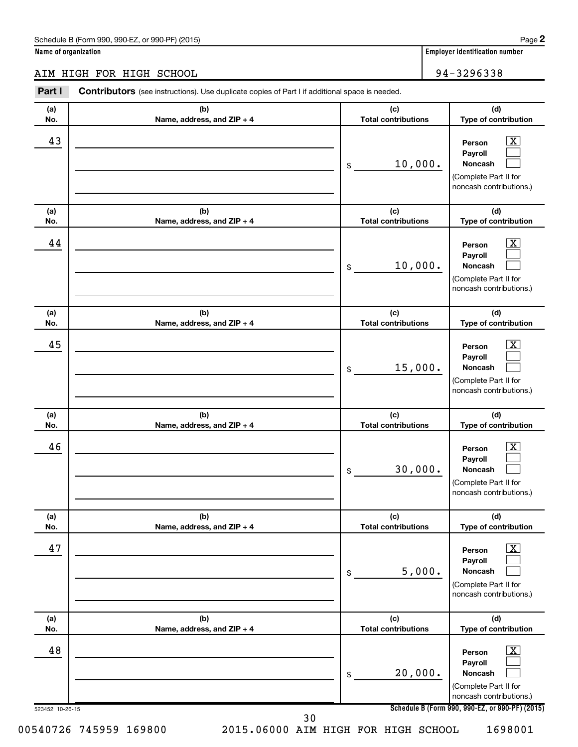Schedule B (Form 990, 990-EZ, or 990-PF) (2015) Page **2**

**Name of organization** | **Employer identification number**

AIM HIGH FOR HIGH SCHOOL | 94-3296338

**Part I** **Contributors** (see instructions). Use duplicate copies of Part I if additional space is needed.

| (a) No. | (b) Name, address, and ZIP + 4 | (c) Total contributions | (d) Type of contribution |
|---|---|---|---|
| 43 | | $ 10,000. | Person [X] Payroll [ ] Noncash [ ] (Complete Part II for noncash contributions.) |
| 44 | | $ 10,000. | Person [X] Payroll [ ] Noncash [ ] (Complete Part II for noncash contributions.) |
| 45 | | $ 15,000. | Person [X] Payroll [ ] Noncash [ ] (Complete Part II for noncash contributions.) |
| 46 | | $ 30,000. | Person [X] Payroll [ ] Noncash [ ] (Complete Part II for noncash contributions.) |
| 47 | | $ 5,000. | Person [X] Payroll [ ] Noncash [ ] (Complete Part II for noncash contributions.) |
| 48 | | $ 20,000. | Person [X] Payroll [ ] Noncash [ ] (Complete Part II for noncash contributions.) |

523452 10-26-15 **Schedule B (Form 990, 990-EZ, or 990-PF) (2015)**

00540726 745959 169800 2015.06000 AIM HIGH FOR HIGH SCHOOL 1698001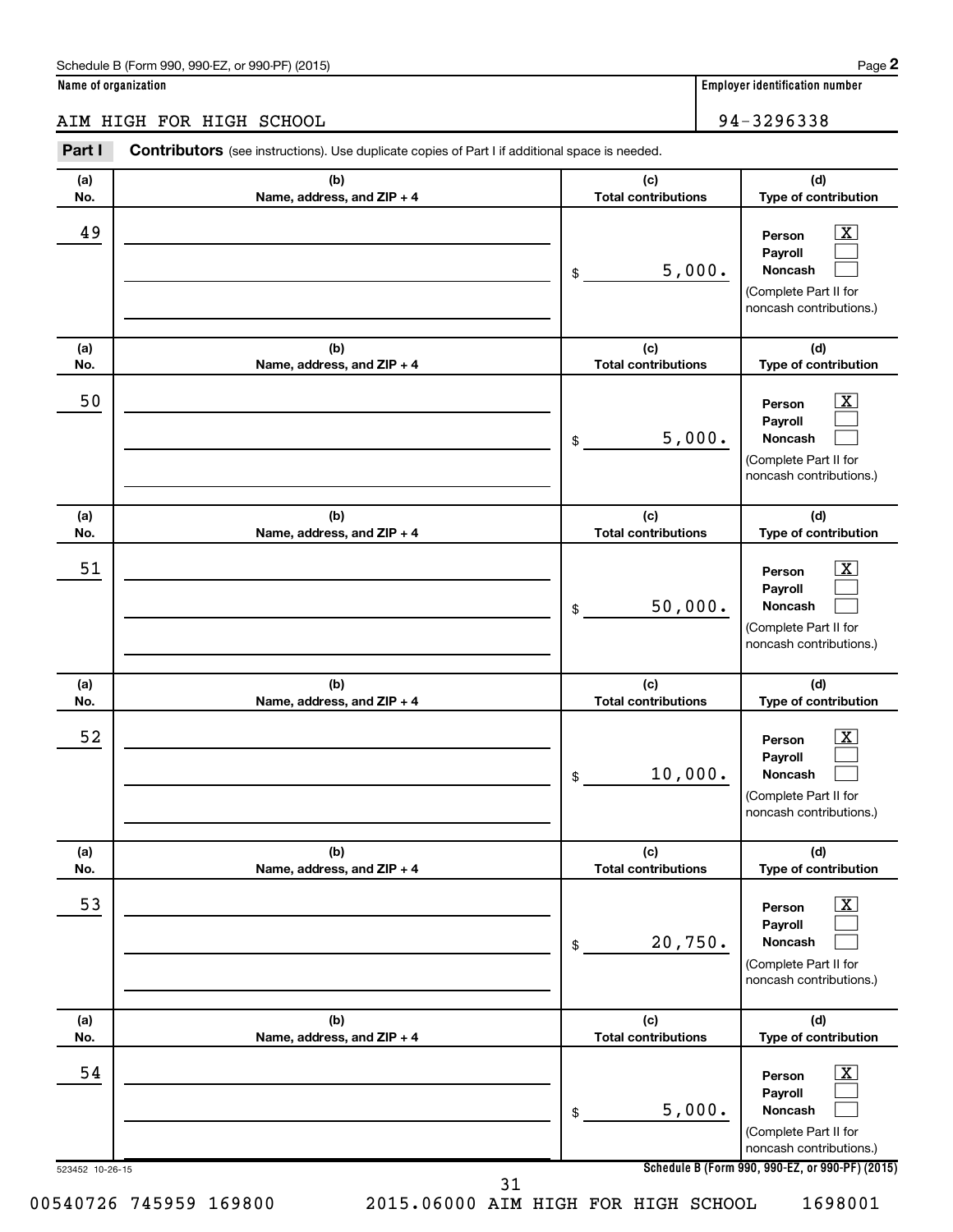Schedule B (Form 990, 990-EZ, or 990-PF) (2015)

**Name of organization**

AIM HIGH FOR HIGH SCHOOL

**Employer identification number**

94-3296338

**Part I** **Contributors** (see instructions). Use duplicate copies of Part I if additional space is needed.

| (a) No. | (b) Name, address, and ZIP + 4 | (c) Total contributions | (d) Type of contribution |
|---|---|---|---|
| 49 | | $ 5,000. | Person [X] Payroll [ ] Noncash [ ] (Complete Part II for noncash contributions.) |
| 50 | | $ 5,000. | Person [X] Payroll [ ] Noncash [ ] (Complete Part II for noncash contributions.) |
| 51 | | $ 50,000. | Person [X] Payroll [ ] Noncash [ ] (Complete Part II for noncash contributions.) |
| 52 | | $ 10,000. | Person [X] Payroll [ ] Noncash [ ] (Complete Part II for noncash contributions.) |
| 53 | | $ 20,750. | Person [X] Payroll [ ] Noncash [ ] (Complete Part II for noncash contributions.) |
| 54 | | $ 5,000. | Person [X] Payroll [ ] Noncash [ ] (Complete Part II for noncash contributions.) |

523452 10-26-15

**Schedule B (Form 990, 990-EZ, or 990-PF) (2015)**

00540726 745959 169800 2015.06000 AIM HIGH FOR HIGH SCHOOL 1698001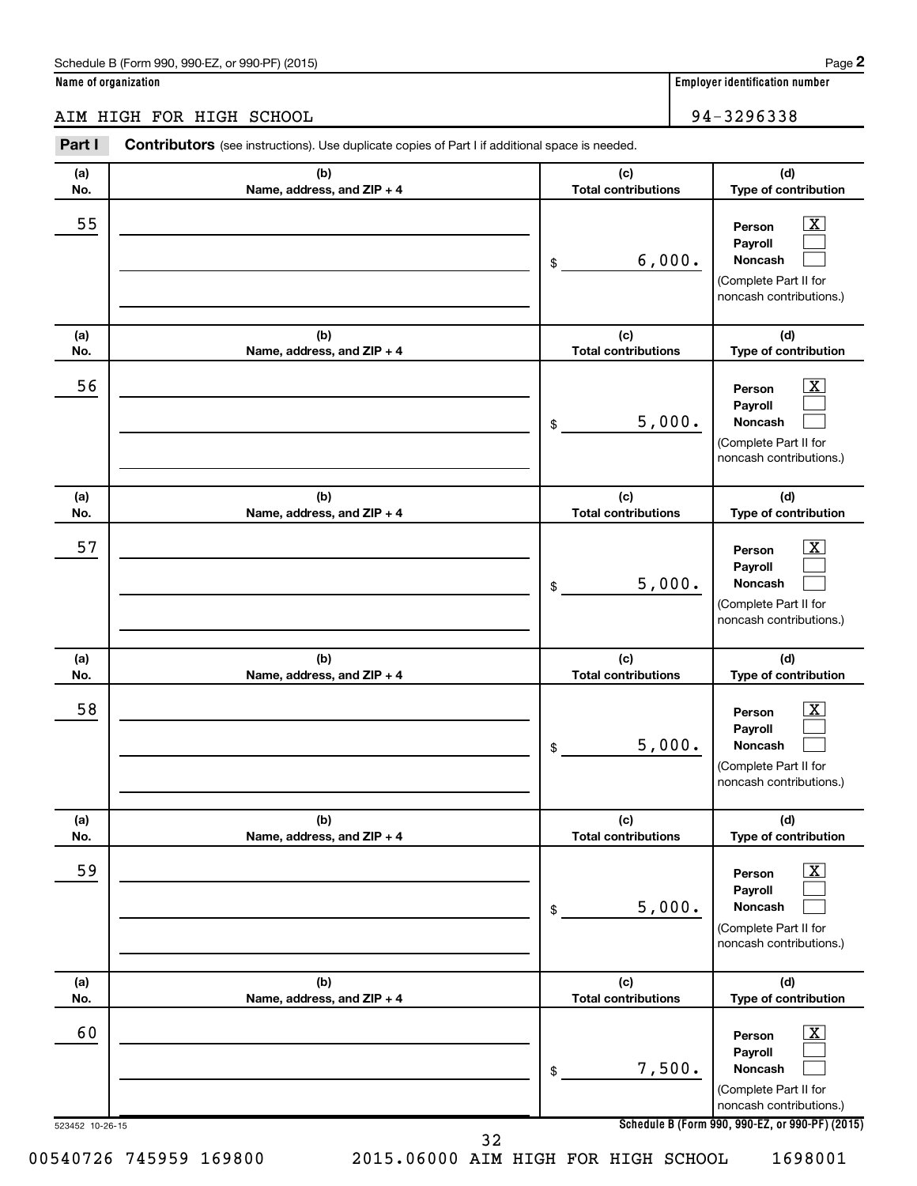Schedule B (Form 990, 990-EZ, or 990-PF) (2015)

**Name of organization**: AIM HIGH FOR HIGH SCHOOL

**Employer identification number**: 94-3296338

**Part I** **Contributors** (see instructions). Use duplicate copies of Part I if additional space is needed.

| (a) No. | (b) Name, address, and ZIP + 4 | (c) Total contributions | (d) Type of contribution |
|---|---|---|---|
| 55 | | $ 6,000. | Person [X] Payroll [ ] Noncash [ ] (Complete Part II for noncash contributions.) |
| 56 | | $ 5,000. | Person [X] Payroll [ ] Noncash [ ] (Complete Part II for noncash contributions.) |
| 57 | | $ 5,000. | Person [X] Payroll [ ] Noncash [ ] (Complete Part II for noncash contributions.) |
| 58 | | $ 5,000. | Person [X] Payroll [ ] Noncash [ ] (Complete Part II for noncash contributions.) |
| 59 | | $ 5,000. | Person [X] Payroll [ ] Noncash [ ] (Complete Part II for noncash contributions.) |
| 60 | | $ 7,500. | Person [X] Payroll [ ] Noncash [ ] (Complete Part II for noncash contributions.) |

523452 10-26-15

00540726 745959 169800 2015.06000 AIM HIGH FOR HIGH SCHOOL 1698001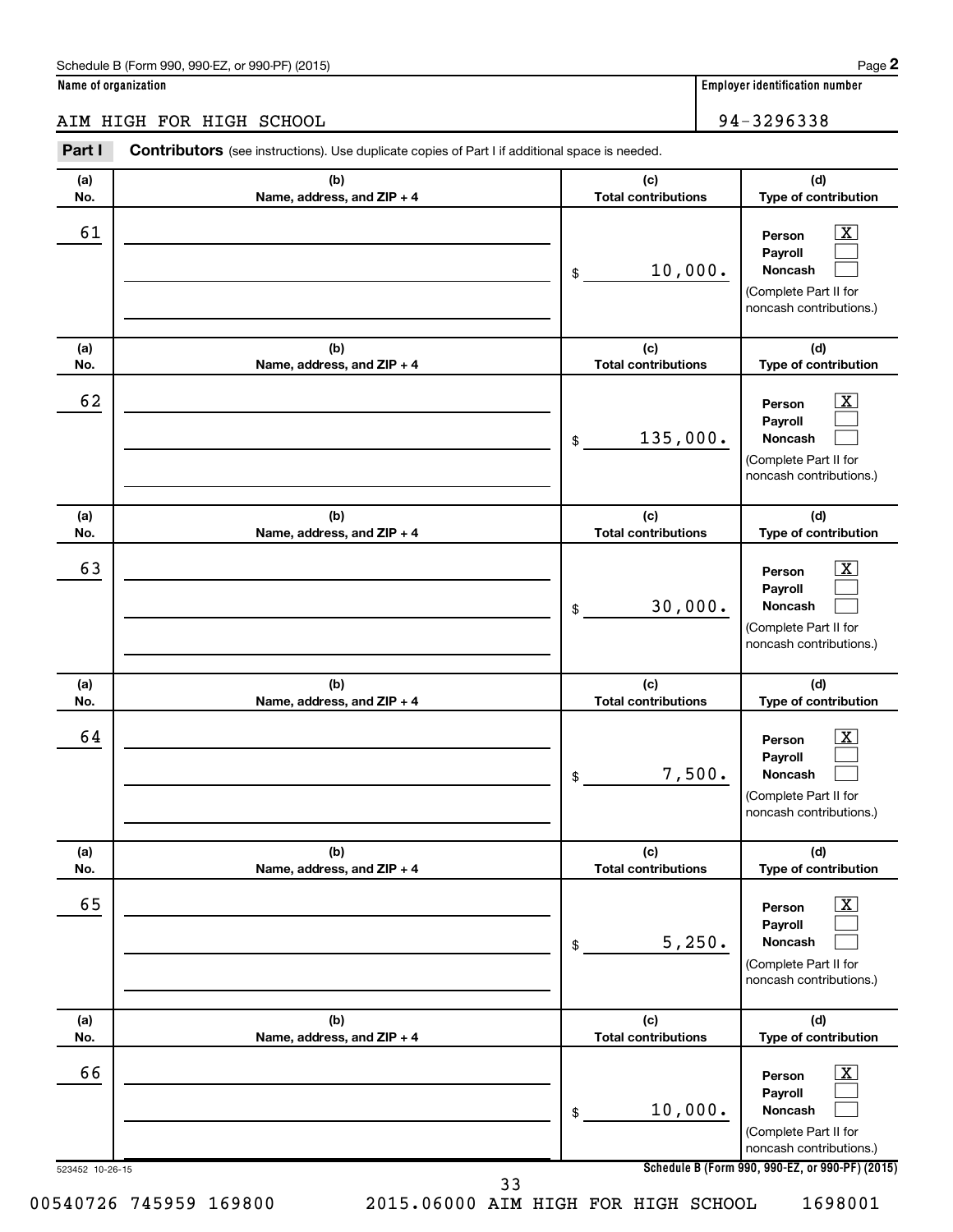Schedule B (Form 990, 990-EZ, or 990-PF) (2015) Page **2**

**Name of organization** | **Employer identification number**

AIM HIGH FOR HIGH SCHOOL | 94-3296338

**Part I** **Contributors** (see instructions). Use duplicate copies of Part I if additional space is needed.

| (a) No. | (b) Name, address, and ZIP + 4 | (c) Total contributions | (d) Type of contribution |
|---|---|---|---|
| 61 | | $ 10,000. | Person [X] Payroll [ ] Noncash [ ] (Complete Part II for noncash contributions.) |
| 62 | | $ 135,000. | Person [X] Payroll [ ] Noncash [ ] (Complete Part II for noncash contributions.) |
| 63 | | $ 30,000. | Person [X] Payroll [ ] Noncash [ ] (Complete Part II for noncash contributions.) |
| 64 | | $ 7,500. | Person [X] Payroll [ ] Noncash [ ] (Complete Part II for noncash contributions.) |
| 65 | | $ 5,250. | Person [X] Payroll [ ] Noncash [ ] (Complete Part II for noncash contributions.) |
| 66 | | $ 10,000. | Person [X] Payroll [ ] Noncash [ ] (Complete Part II for noncash contributions.) |

523452 10-26-15 **Schedule B (Form 990, 990-EZ, or 990-PF) (2015)**

00540726 745959 169800 2015.06000 AIM HIGH FOR HIGH SCHOOL 1698001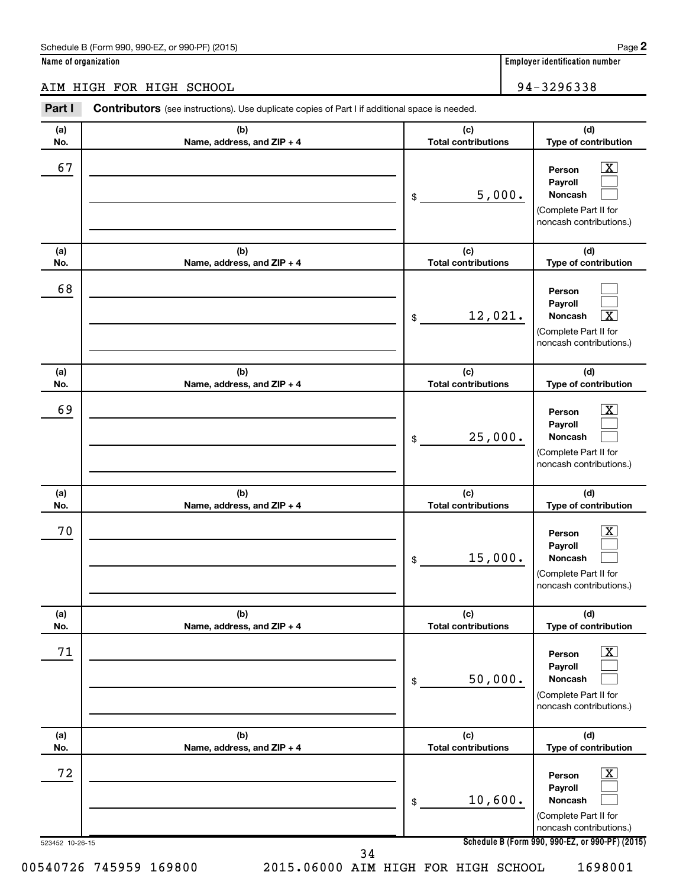Schedule B (Form 990, 990-EZ, or 990-PF) (2015) Page **2**

**Name of organization**: AIM HIGH FOR HIGH SCHOOL

**Employer identification number**: 94-3296338

**Part I** **Contributors** (see instructions). Use duplicate copies of Part I if additional space is needed.

| (a) No. | (b) Name, address, and ZIP + 4 | (c) Total contributions | (d) Type of contribution |
|---|---|---|---|
| 67 | | $ 5,000. | Person [X] Payroll [ ] Noncash [ ] (Complete Part II for noncash contributions.) |
| 68 | | $ 12,021. | Person [ ] Payroll [ ] Noncash [X] (Complete Part II for noncash contributions.) |
| 69 | | $ 25,000. | Person [X] Payroll [ ] Noncash [ ] (Complete Part II for noncash contributions.) |
| 70 | | $ 15,000. | Person [X] Payroll [ ] Noncash [ ] (Complete Part II for noncash contributions.) |
| 71 | | $ 50,000. | Person [X] Payroll [ ] Noncash [ ] (Complete Part II for noncash contributions.) |
| 72 | | $ 10,600. | Person [X] Payroll [ ] Noncash [ ] (Complete Part II for noncash contributions.) |

523452 10-26-15

**Schedule B (Form 990, 990-EZ, or 990-PF) (2015)**

00540726 745959 169800 2015.06000 AIM HIGH FOR HIGH SCHOOL 1698001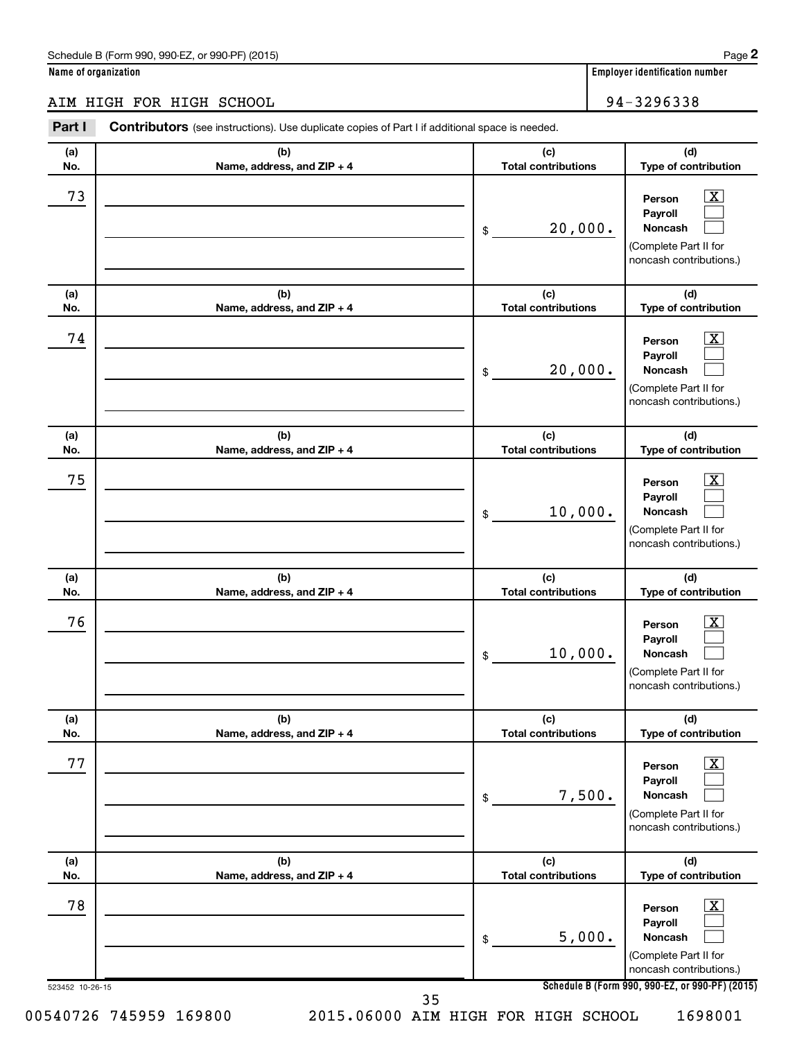Schedule B (Form 990, 990-EZ, or 990-PF) (2015)

**Name of organization**

AIM HIGH FOR HIGH SCHOOL

**Employer identification number**

94-3296338

**Part I** **Contributors** (see instructions). Use duplicate copies of Part I if additional space is needed.

| (a) No. | (b) Name, address, and ZIP + 4 | (c) Total contributions | (d) Type of contribution |
|---|---|---|---|
| 73 | | $ 20,000. | Person [X] Payroll [ ] Noncash [ ] (Complete Part II for noncash contributions.) |
| 74 | | $ 20,000. | Person [X] Payroll [ ] Noncash [ ] (Complete Part II for noncash contributions.) |
| 75 | | $ 10,000. | Person [X] Payroll [ ] Noncash [ ] (Complete Part II for noncash contributions.) |
| 76 | | $ 10,000. | Person [X] Payroll [ ] Noncash [ ] (Complete Part II for noncash contributions.) |
| 77 | | $ 7,500. | Person [X] Payroll [ ] Noncash [ ] (Complete Part II for noncash contributions.) |
| 78 | | $ 5,000. | Person [X] Payroll [ ] Noncash [ ] (Complete Part II for noncash contributions.) |

523452 10-26-15

**Schedule B (Form 990, 990-EZ, or 990-PF) (2015)**

00540726 745959 169800 2015.06000 AIM HIGH FOR HIGH SCHOOL 1698001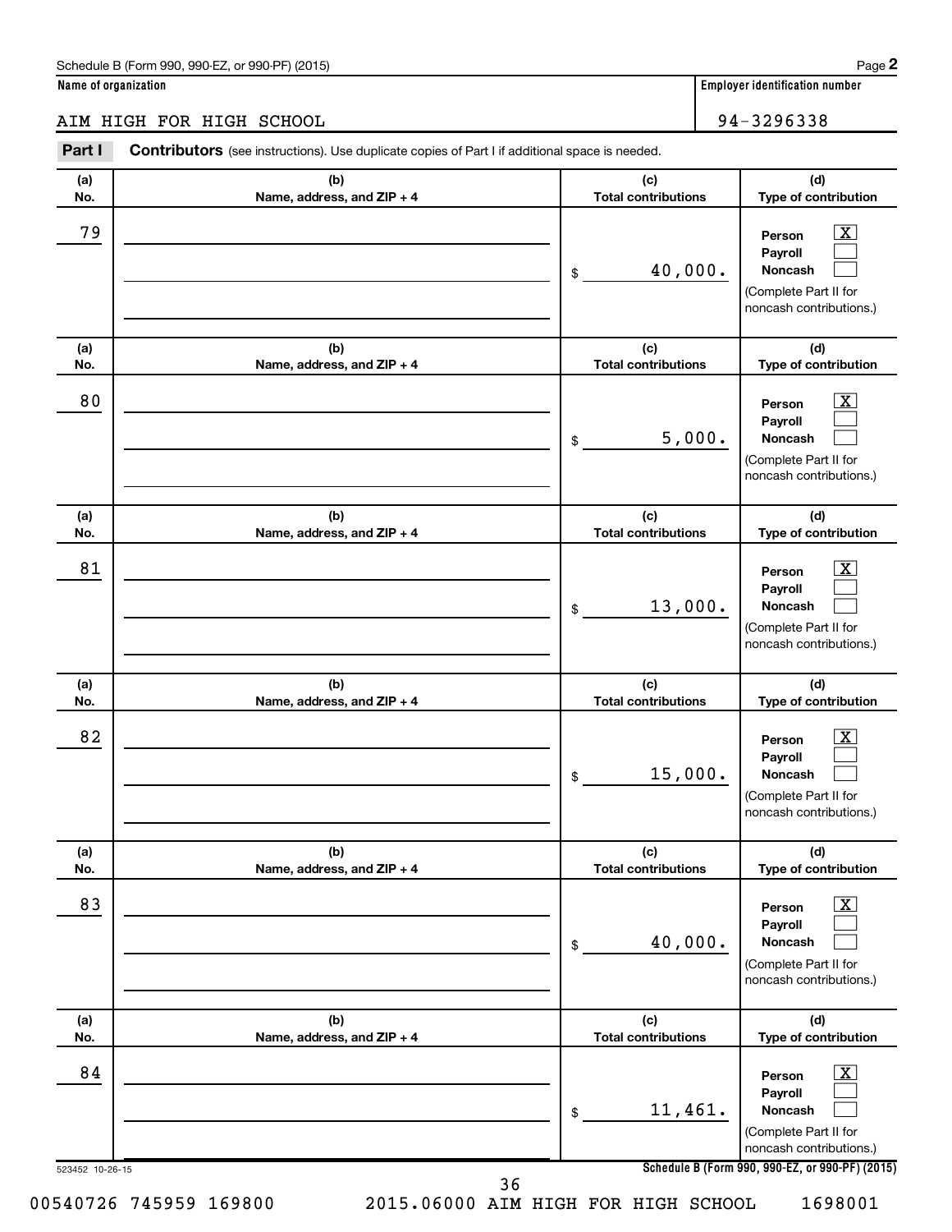Schedule B (Form 990, 990-EZ, or 990-PF) (2015) Page **2**

**Name of organization**: AIM HIGH FOR HIGH SCHOOL

**Employer identification number**: 94-3296338

**Part I** **Contributors** (see instructions). Use duplicate copies of Part I if additional space is needed.

| (a) No. | (b) Name, address, and ZIP + 4 | (c) Total contributions | (d) Type of contribution |
|---|---|---|---|
| 79 | | $ 40,000. | Person [X] Payroll [ ] Noncash [ ] (Complete Part II for noncash contributions.) |
| 80 | | $ 5,000. | Person [X] Payroll [ ] Noncash [ ] (Complete Part II for noncash contributions.) |
| 81 | | $ 13,000. | Person [X] Payroll [ ] Noncash [ ] (Complete Part II for noncash contributions.) |
| 82 | | $ 15,000. | Person [X] Payroll [ ] Noncash [ ] (Complete Part II for noncash contributions.) |
| 83 | | $ 40,000. | Person [X] Payroll [ ] Noncash [ ] (Complete Part II for noncash contributions.) |
| 84 | | $ 11,461. | Person [X] Payroll [ ] Noncash [ ] (Complete Part II for noncash contributions.) |

523452 10-26-15 **Schedule B (Form 990, 990-EZ, or 990-PF) (2015)**

00540726 745959 169800 2015.06000 AIM HIGH FOR HIGH SCHOOL 1698001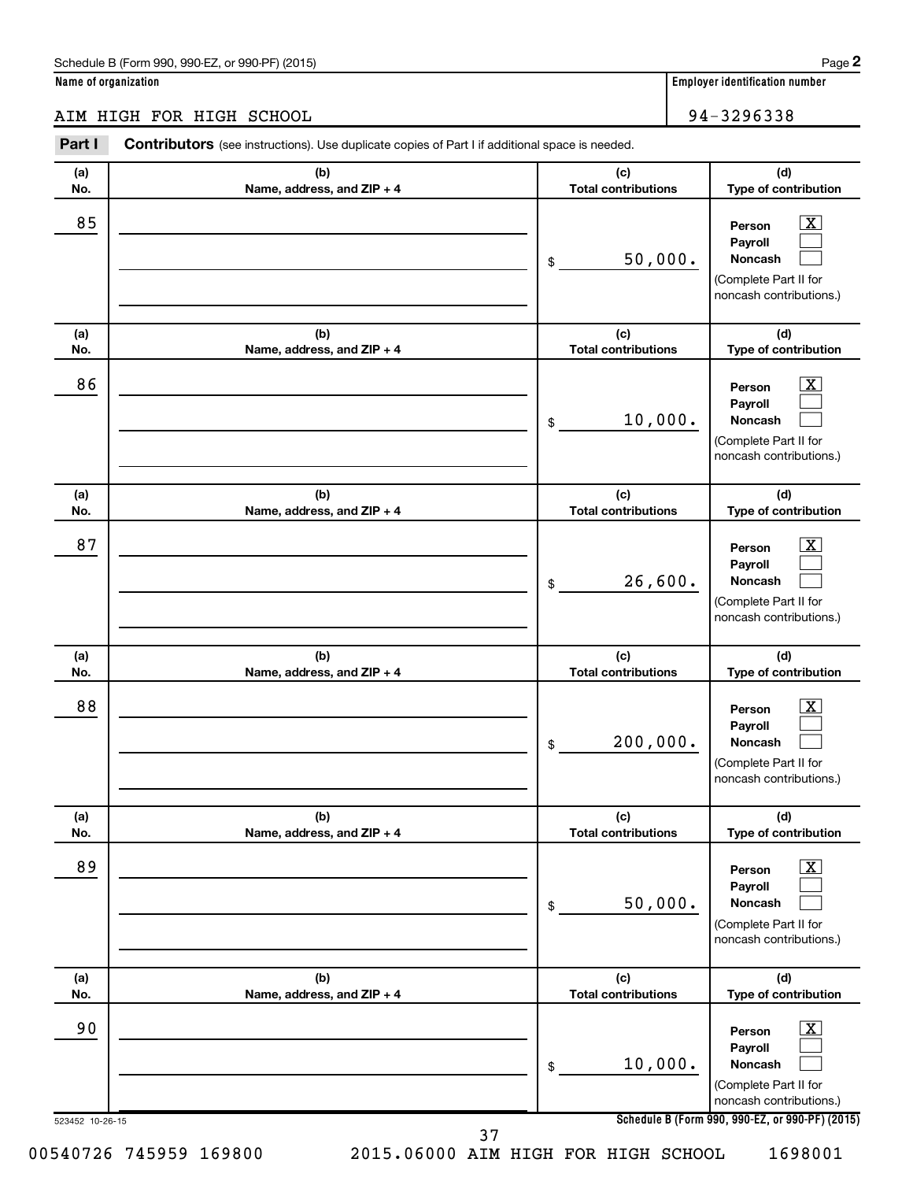Schedule B (Form 990, 990-EZ, or 990-PF) (2015)

**Name of organization**

AIM HIGH FOR HIGH SCHOOL

**Employer identification number**

94-3296338

**Part I** **Contributors** (see instructions). Use duplicate copies of Part I if additional space is needed.

| (a) No. | (b) Name, address, and ZIP + 4 | (c) Total contributions | (d) Type of contribution |
|---|---|---|---|
| 85 | | $ 50,000. | Person [X] Payroll [ ] Noncash [ ] (Complete Part II for noncash contributions.) |
| 86 | | $ 10,000. | Person [X] Payroll [ ] Noncash [ ] (Complete Part II for noncash contributions.) |
| 87 | | $ 26,600. | Person [X] Payroll [ ] Noncash [ ] (Complete Part II for noncash contributions.) |
| 88 | | $ 200,000. | Person [X] Payroll [ ] Noncash [ ] (Complete Part II for noncash contributions.) |
| 89 | | $ 50,000. | Person [X] Payroll [ ] Noncash [ ] (Complete Part II for noncash contributions.) |
| 90 | | $ 10,000. | Person [X] Payroll [ ] Noncash [ ] (Complete Part II for noncash contributions.) |

523452 10-26-15

**Schedule B (Form 990, 990-EZ, or 990-PF) (2015)**

00540726 745959 169800 2015.06000 AIM HIGH FOR HIGH SCHOOL 1698001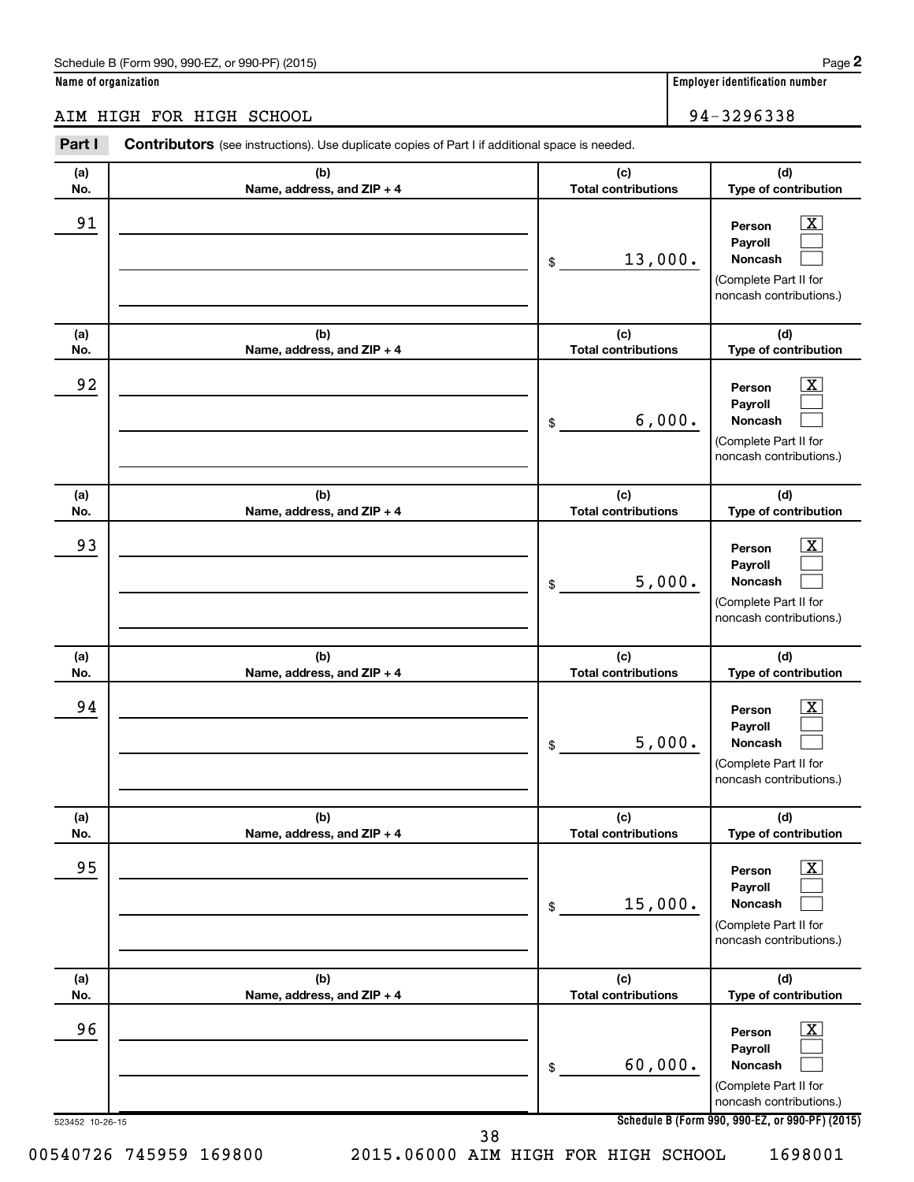Schedule B (Form 990, 990-EZ, or 990-PF) (2015) Page **2**

**Name of organization**: AIM HIGH FOR HIGH SCHOOL

**Employer identification number**: 94-3296338

**Part I** **Contributors** (see instructions). Use duplicate copies of Part I if additional space is needed.

| (a) No. | (b) Name, address, and ZIP + 4 | (c) Total contributions | (d) Type of contribution |
|---|---|---|---|
| 91 | | $ 13,000. | Person [X] Payroll [ ] Noncash [ ] (Complete Part II for noncash contributions.) |
| 92 | | $ 6,000. | Person [X] Payroll [ ] Noncash [ ] (Complete Part II for noncash contributions.) |
| 93 | | $ 5,000. | Person [X] Payroll [ ] Noncash [ ] (Complete Part II for noncash contributions.) |
| 94 | | $ 5,000. | Person [X] Payroll [ ] Noncash [ ] (Complete Part II for noncash contributions.) |
| 95 | | $ 15,000. | Person [X] Payroll [ ] Noncash [ ] (Complete Part II for noncash contributions.) |
| 96 | | $ 60,000. | Person [X] Payroll [ ] Noncash [ ] (Complete Part II for noncash contributions.) |

523452 10-26-15 **Schedule B (Form 990, 990-EZ, or 990-PF) (2015)**

00540726 745959 169800 2015.06000 AIM HIGH FOR HIGH SCHOOL 1698001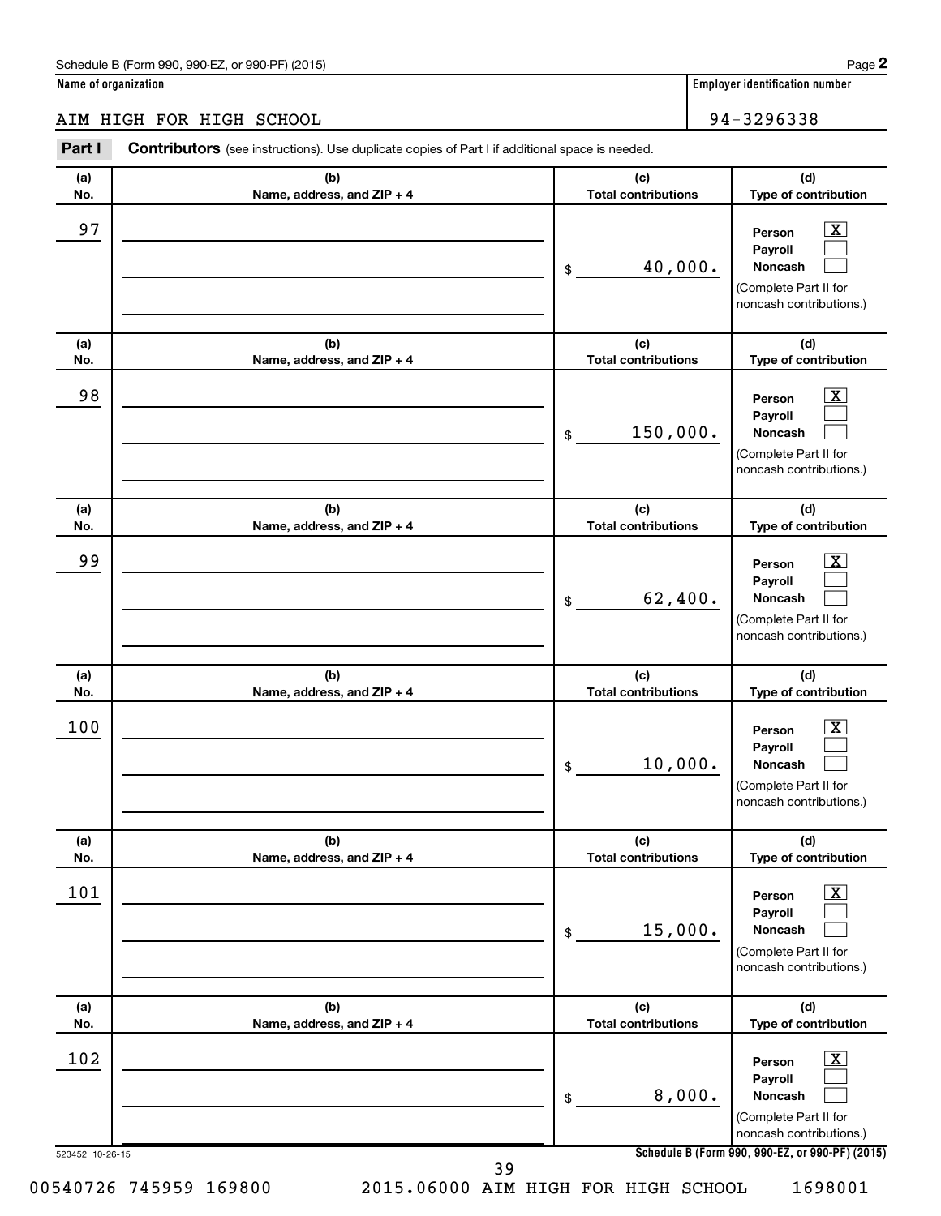Schedule B (Form 990, 990-EZ, or 990-PF) (2015)

**Name of organization**

AIM HIGH FOR HIGH SCHOOL

**Employer identification number**

94-3296338

**Part I** **Contributors** (see instructions). Use duplicate copies of Part I if additional space is needed.

| (a) No. | (b) Name, address, and ZIP + 4 | (c) Total contributions | (d) Type of contribution |
|---|---|---|---|
| 97 | | $ 40,000. | Person [X] Payroll [ ] Noncash [ ] (Complete Part II for noncash contributions.) |
| 98 | | $ 150,000. | Person [X] Payroll [ ] Noncash [ ] (Complete Part II for noncash contributions.) |
| 99 | | $ 62,400. | Person [X] Payroll [ ] Noncash [ ] (Complete Part II for noncash contributions.) |
| 100 | | $ 10,000. | Person [X] Payroll [ ] Noncash [ ] (Complete Part II for noncash contributions.) |
| 101 | | $ 15,000. | Person [X] Payroll [ ] Noncash [ ] (Complete Part II for noncash contributions.) |
| 102 | | $ 8,000. | Person [X] Payroll [ ] Noncash [ ] (Complete Part II for noncash contributions.) |

523452 10-26-15

**Schedule B (Form 990, 990-EZ, or 990-PF) (2015)**

00540726 745959 169800 2015.06000 AIM HIGH FOR HIGH SCHOOL 1698001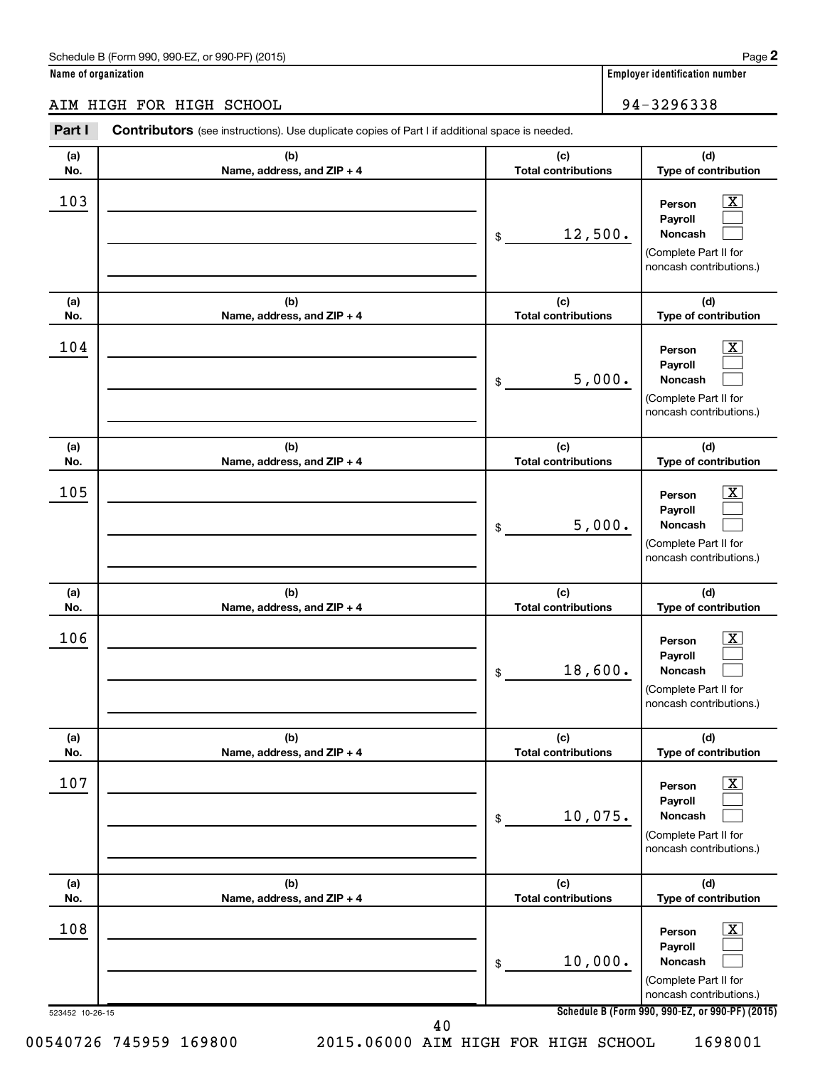Schedule B (Form 990, 990-EZ, or 990-PF) (2015) Page **2**

**Name of organization** | **Employer identification number**

AIM HIGH FOR HIGH SCHOOL | 94-3296338

**Part I** **Contributors** (see instructions). Use duplicate copies of Part I if additional space is needed.

| (a) No. | (b) Name, address, and ZIP + 4 | (c) Total contributions | (d) Type of contribution |
|---|---|---|---|
| 103 | | $ 12,500. | Person [X] Payroll [ ] Noncash [ ] (Complete Part II for noncash contributions.) |
| 104 | | $ 5,000. | Person [X] Payroll [ ] Noncash [ ] (Complete Part II for noncash contributions.) |
| 105 | | $ 5,000. | Person [X] Payroll [ ] Noncash [ ] (Complete Part II for noncash contributions.) |
| 106 | | $ 18,600. | Person [X] Payroll [ ] Noncash [ ] (Complete Part II for noncash contributions.) |
| 107 | | $ 10,075. | Person [X] Payroll [ ] Noncash [ ] (Complete Part II for noncash contributions.) |
| 108 | | $ 10,000. | Person [X] Payroll [ ] Noncash [ ] (Complete Part II for noncash contributions.) |

523452 10-26-15 **Schedule B (Form 990, 990-EZ, or 990-PF) (2015)**

00540726 745959 169800 2015.06000 AIM HIGH FOR HIGH SCHOOL 1698001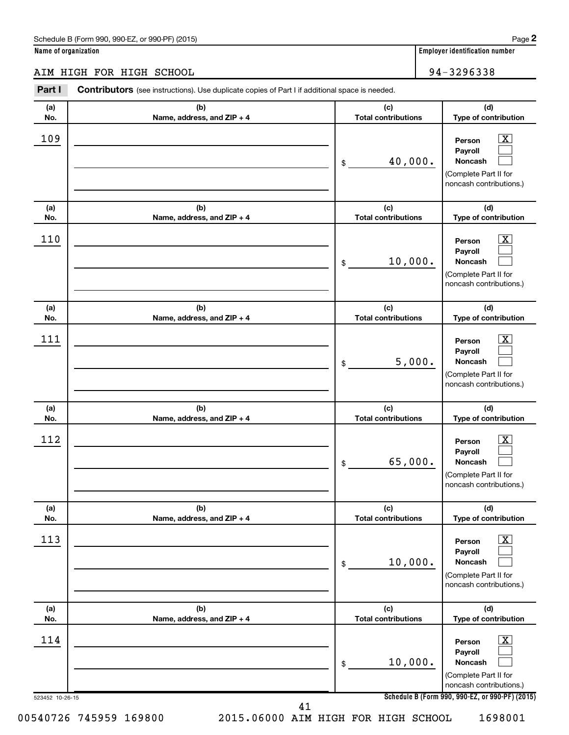Schedule B (Form 990, 990-EZ, or 990-PF) (2015)

**Name of organization**

AIM HIGH FOR HIGH SCHOOL

**Employer identification number**

94-3296338

**Part I** **Contributors** (see instructions). Use duplicate copies of Part I if additional space is needed.

| (a) No. | (b) Name, address, and ZIP + 4 | (c) Total contributions | (d) Type of contribution |
|---|---|---|---|
| 109 | | $ 40,000. | Person [X] Payroll [ ] Noncash [ ] (Complete Part II for noncash contributions.) |
| 110 | | $ 10,000. | Person [X] Payroll [ ] Noncash [ ] (Complete Part II for noncash contributions.) |
| 111 | | $ 5,000. | Person [X] Payroll [ ] Noncash [ ] (Complete Part II for noncash contributions.) |
| 112 | | $ 65,000. | Person [X] Payroll [ ] Noncash [ ] (Complete Part II for noncash contributions.) |
| 113 | | $ 10,000. | Person [X] Payroll [ ] Noncash [ ] (Complete Part II for noncash contributions.) |
| 114 | | $ 10,000. | Person [X] Payroll [ ] Noncash [ ] (Complete Part II for noncash contributions.) |

523452 10-26-15

**Schedule B (Form 990, 990-EZ, or 990-PF) (2015)**

00540726 745959 169800 2015.06000 AIM HIGH FOR HIGH SCHOOL 1698001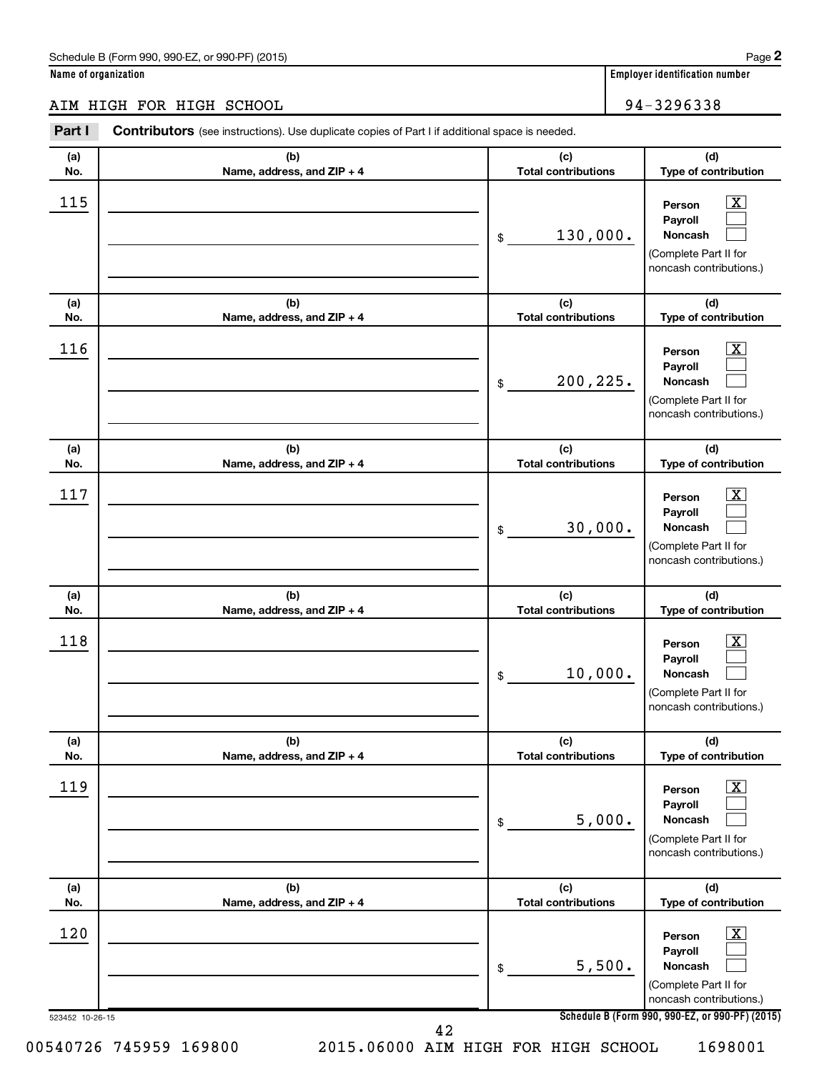Schedule B (Form 990, 990-EZ, or 990-PF) (2015)

**Name of organization**

AIM HIGH FOR HIGH SCHOOL

**Employer identification number**

94-3296338

**Part I** **Contributors** (see instructions). Use duplicate copies of Part I if additional space is needed.

| (a) No. | (b) Name, address, and ZIP + 4 | (c) Total contributions | (d) Type of contribution |
|---|---|---|---|
| 115 | | $ 130,000. | Person [X] Payroll [ ] Noncash [ ] (Complete Part II for noncash contributions.) |
| 116 | | $ 200,225. | Person [X] Payroll [ ] Noncash [ ] (Complete Part II for noncash contributions.) |
| 117 | | $ 30,000. | Person [X] Payroll [ ] Noncash [ ] (Complete Part II for noncash contributions.) |
| 118 | | $ 10,000. | Person [X] Payroll [ ] Noncash [ ] (Complete Part II for noncash contributions.) |
| 119 | | $ 5,000. | Person [X] Payroll [ ] Noncash [ ] (Complete Part II for noncash contributions.) |
| 120 | | $ 5,500. | Person [X] Payroll [ ] Noncash [ ] (Complete Part II for noncash contributions.) |

523452 10-26-15

**Schedule B (Form 990, 990-EZ, or 990-PF) (2015)**

00540726 745959 169800 2015.06000 AIM HIGH FOR HIGH SCHOOL 1698001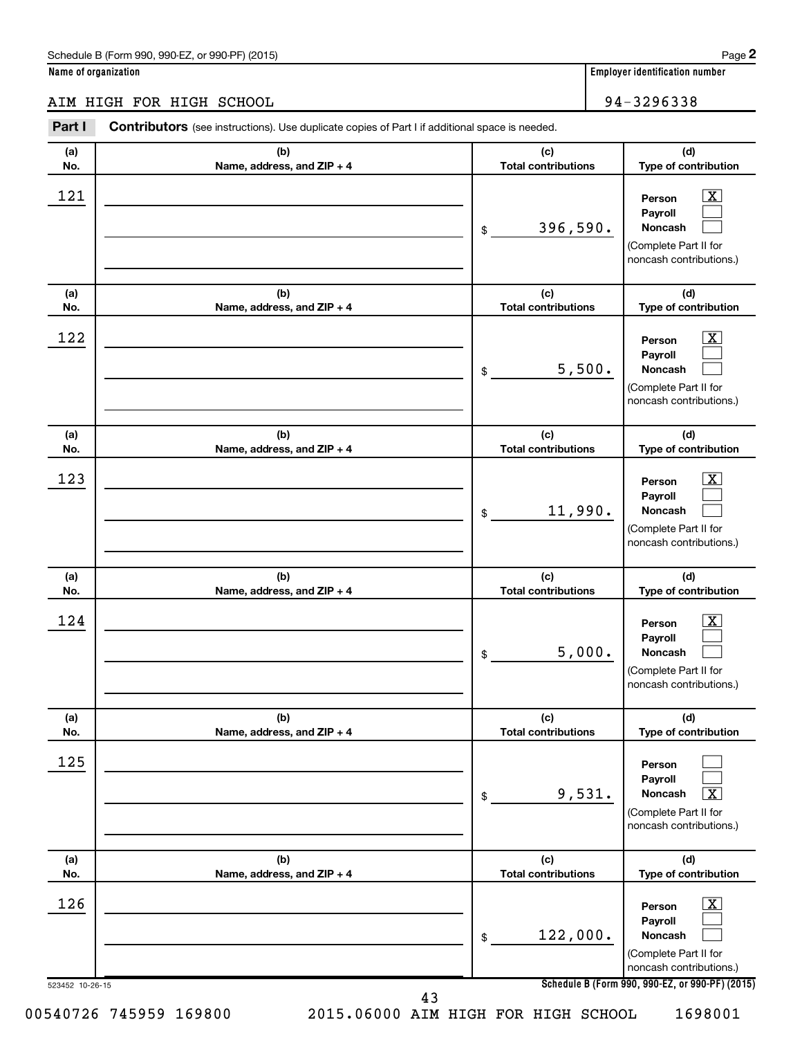Schedule B (Form 990, 990-EZ, or 990-PF) (2015)

**Name of organization**

AIM HIGH FOR HIGH SCHOOL

**Employer identification number**

94-3296338

**Part I** **Contributors** (see instructions). Use duplicate copies of Part I if additional space is needed.

| (a) No. | (b) Name, address, and ZIP + 4 | (c) Total contributions | (d) Type of contribution |
|---|---|---|---|
| 121 | | $ 396,590. | Person [X] Payroll [ ] Noncash [ ] (Complete Part II for noncash contributions.) |
| 122 | | $ 5,500. | Person [X] Payroll [ ] Noncash [ ] (Complete Part II for noncash contributions.) |
| 123 | | $ 11,990. | Person [X] Payroll [ ] Noncash [ ] (Complete Part II for noncash contributions.) |
| 124 | | $ 5,000. | Person [X] Payroll [ ] Noncash [ ] (Complete Part II for noncash contributions.) |
| 125 | | $ 9,531. | Person [ ] Payroll [ ] Noncash [X] (Complete Part II for noncash contributions.) |
| 126 | | $ 122,000. | Person [X] Payroll [ ] Noncash [ ] (Complete Part II for noncash contributions.) |

523452 10-26-15

Schedule B (Form 990, 990-EZ, or 990-PF) (2015)

00540726 745959 169800 2015.06000 AIM HIGH FOR HIGH SCHOOL 1698001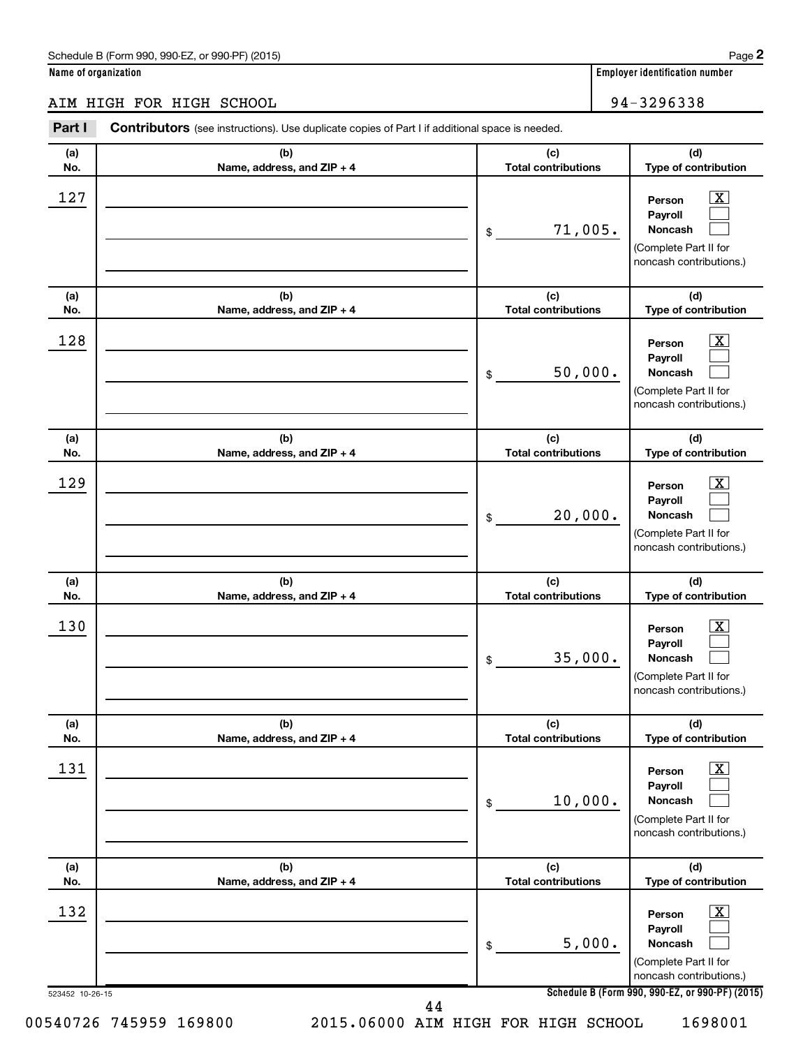Schedule B (Form 990, 990-EZ, or 990-PF) (2015)

**Name of organization**

AIM HIGH FOR HIGH SCHOOL

**Employer identification number**

94-3296338

**Part I** **Contributors** (see instructions). Use duplicate copies of Part I if additional space is needed.

| (a) No. | (b) Name, address, and ZIP + 4 | (c) Total contributions | (d) Type of contribution |
|---|---|---|---|
| 127 | | $ 71,005. | Person [X] Payroll [ ] Noncash [ ] (Complete Part II for noncash contributions.) |
| 128 | | $ 50,000. | Person [X] Payroll [ ] Noncash [ ] (Complete Part II for noncash contributions.) |
| 129 | | $ 20,000. | Person [X] Payroll [ ] Noncash [ ] (Complete Part II for noncash contributions.) |
| 130 | | $ 35,000. | Person [X] Payroll [ ] Noncash [ ] (Complete Part II for noncash contributions.) |
| 131 | | $ 10,000. | Person [X] Payroll [ ] Noncash [ ] (Complete Part II for noncash contributions.) |
| 132 | | $ 5,000. | Person [X] Payroll [ ] Noncash [ ] (Complete Part II for noncash contributions.) |

523452 10-26-15

**Schedule B (Form 990, 990-EZ, or 990-PF) (2015)**

00540726 745959 169800 2015.06000 AIM HIGH FOR HIGH SCHOOL 1698001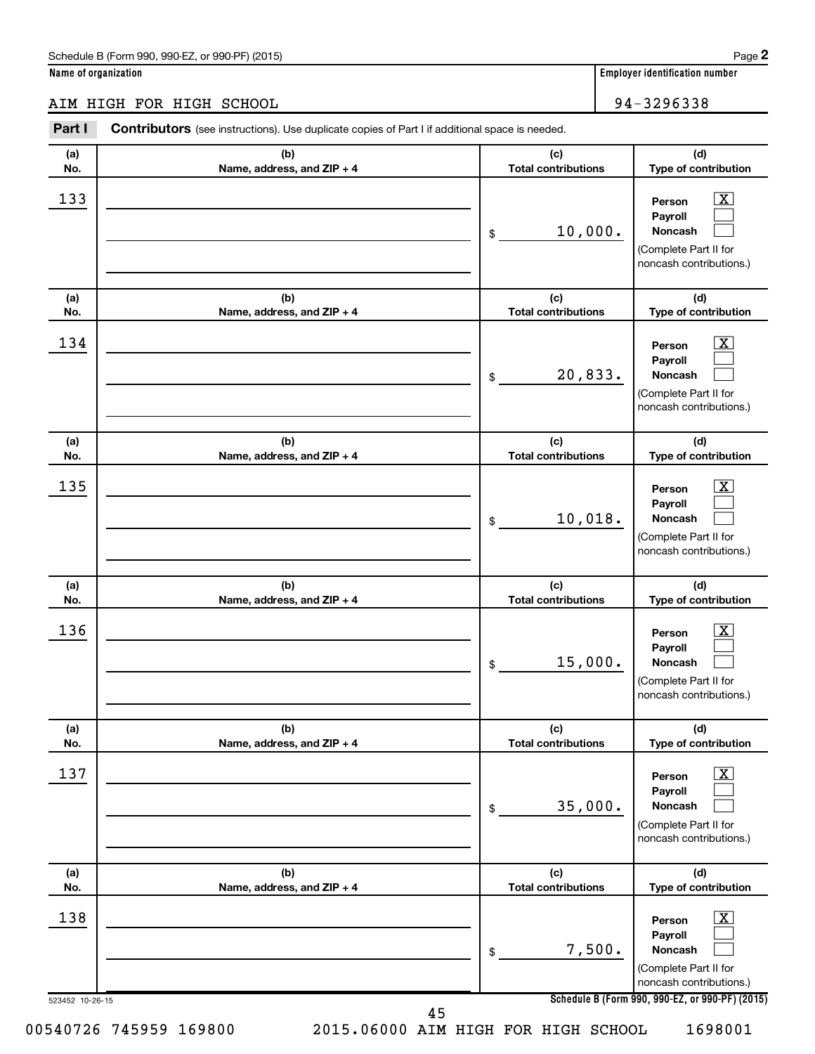Schedule B (Form 990, 990-EZ, or 990-PF) (2015)

**Name of organization**

AIM HIGH FOR HIGH SCHOOL

**Employer identification number**

94-3296338

**Part I** **Contributors** (see instructions). Use duplicate copies of Part I if additional space is needed.

| (a) No. | (b) Name, address, and ZIP + 4 | (c) Total contributions | (d) Type of contribution |
|---|---|---|---|
| 133 | | $ 10,000. | Person [X] Payroll [ ] Noncash [ ] (Complete Part II for noncash contributions.) |
| 134 | | $ 20,833. | Person [X] Payroll [ ] Noncash [ ] (Complete Part II for noncash contributions.) |
| 135 | | $ 10,018. | Person [X] Payroll [ ] Noncash [ ] (Complete Part II for noncash contributions.) |
| 136 | | $ 15,000. | Person [X] Payroll [ ] Noncash [ ] (Complete Part II for noncash contributions.) |
| 137 | | $ 35,000. | Person [X] Payroll [ ] Noncash [ ] (Complete Part II for noncash contributions.) |
| 138 | | $ 7,500. | Person [X] Payroll [ ] Noncash [ ] (Complete Part II for noncash contributions.) |

523452 10-26-15

**Schedule B (Form 990, 990-EZ, or 990-PF) (2015)**

00540726 745959 169800 2015.06000 AIM HIGH FOR HIGH SCHOOL 1698001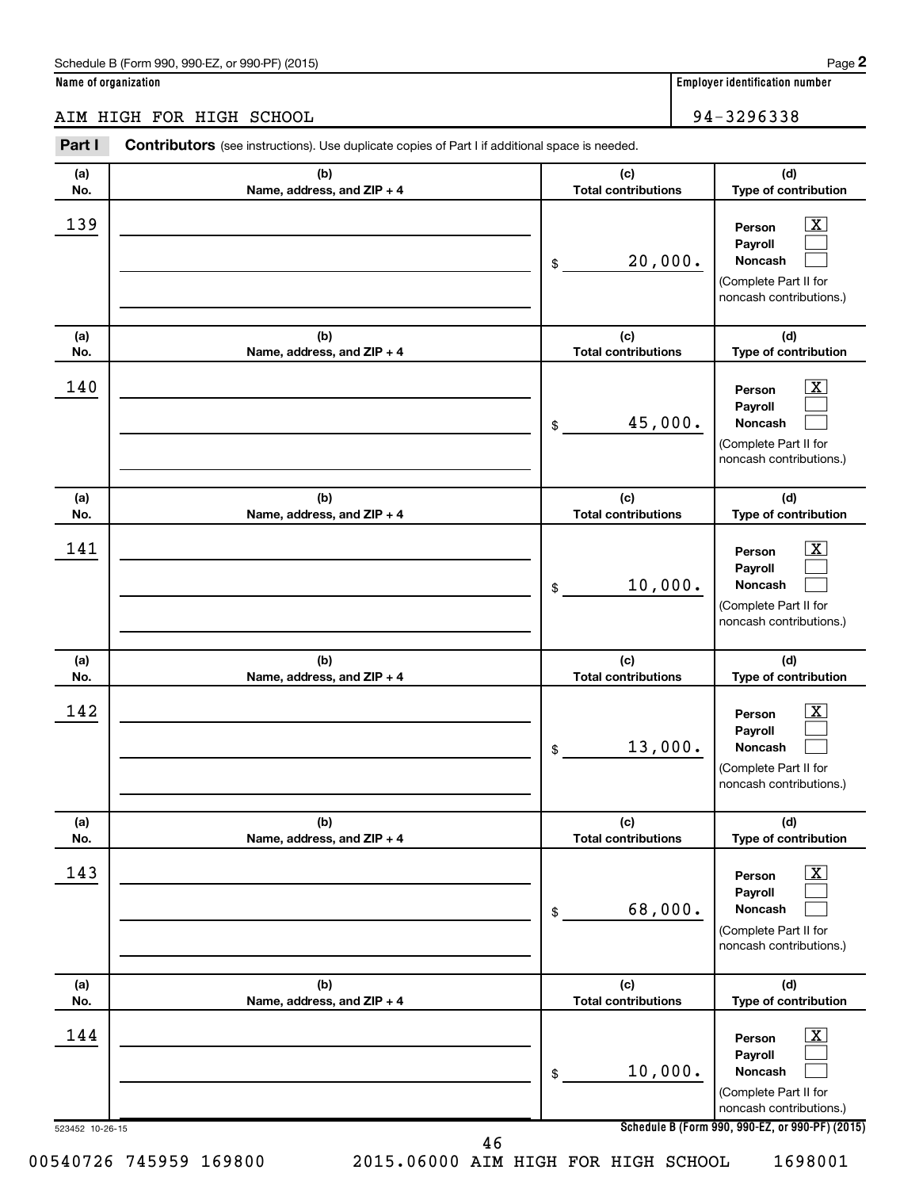Schedule B (Form 990, 990-EZ, or 990-PF) (2015) Page **2**

**Name of organization**: AIM HIGH FOR HIGH SCHOOL

**Employer identification number**: 94-3296338

**Part I** **Contributors** (see instructions). Use duplicate copies of Part I if additional space is needed.

| (a) No. | (b) Name, address, and ZIP + 4 | (c) Total contributions | (d) Type of contribution |
|---|---|---|---|
| 139 | | $ 20,000. | Person [X] Payroll [ ] Noncash [ ] (Complete Part II for noncash contributions.) |
| 140 | | $ 45,000. | Person [X] Payroll [ ] Noncash [ ] (Complete Part II for noncash contributions.) |
| 141 | | $ 10,000. | Person [X] Payroll [ ] Noncash [ ] (Complete Part II for noncash contributions.) |
| 142 | | $ 13,000. | Person [X] Payroll [ ] Noncash [ ] (Complete Part II for noncash contributions.) |
| 143 | | $ 68,000. | Person [X] Payroll [ ] Noncash [ ] (Complete Part II for noncash contributions.) |
| 144 | | $ 10,000. | Person [X] Payroll [ ] Noncash [ ] (Complete Part II for noncash contributions.) |

523452 10-26-15 **Schedule B (Form 990, 990-EZ, or 990-PF) (2015)**

00540726 745959 169800 2015.06000 AIM HIGH FOR HIGH SCHOOL 1698001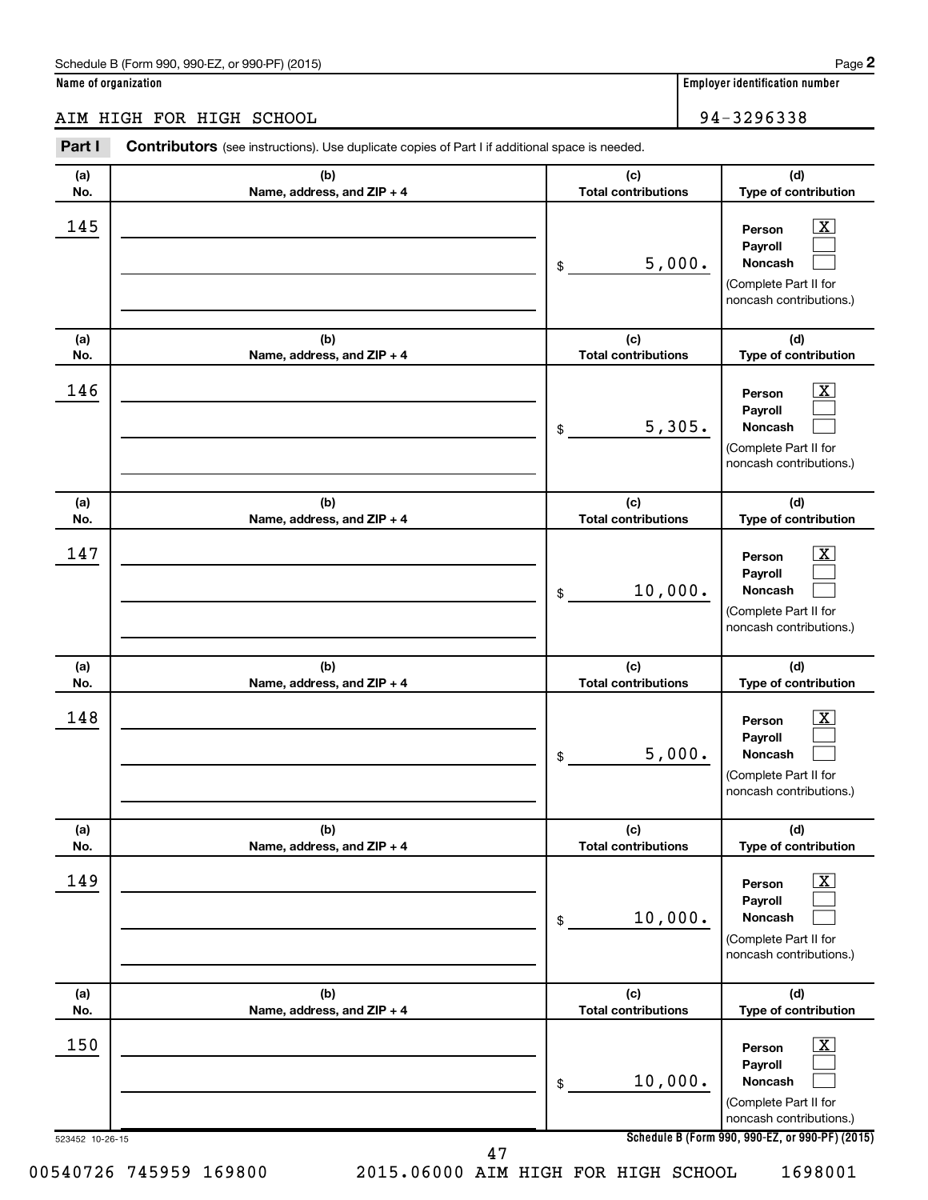Schedule B (Form 990, 990-EZ, or 990-PF) (2015)

**Name of organization**

AIM HIGH FOR HIGH SCHOOL

**Employer identification number**

94-3296338

**Part I** **Contributors** (see instructions). Use duplicate copies of Part I if additional space is needed.

| (a) No. | (b) Name, address, and ZIP + 4 | (c) Total contributions | (d) Type of contribution |
|---|---|---|---|
| 145 | | $ 5,000. | Person [X] Payroll [ ] Noncash [ ] (Complete Part II for noncash contributions.) |
| 146 | | $ 5,305. | Person [X] Payroll [ ] Noncash [ ] (Complete Part II for noncash contributions.) |
| 147 | | $ 10,000. | Person [X] Payroll [ ] Noncash [ ] (Complete Part II for noncash contributions.) |
| 148 | | $ 5,000. | Person [X] Payroll [ ] Noncash [ ] (Complete Part II for noncash contributions.) |
| 149 | | $ 10,000. | Person [X] Payroll [ ] Noncash [ ] (Complete Part II for noncash contributions.) |
| 150 | | $ 10,000. | Person [X] Payroll [ ] Noncash [ ] (Complete Part II for noncash contributions.) |

523452 10-26-15

**Schedule B (Form 990, 990-EZ, or 990-PF) (2015)**

00540726 745959 169800 2015.06000 AIM HIGH FOR HIGH SCHOOL 1698001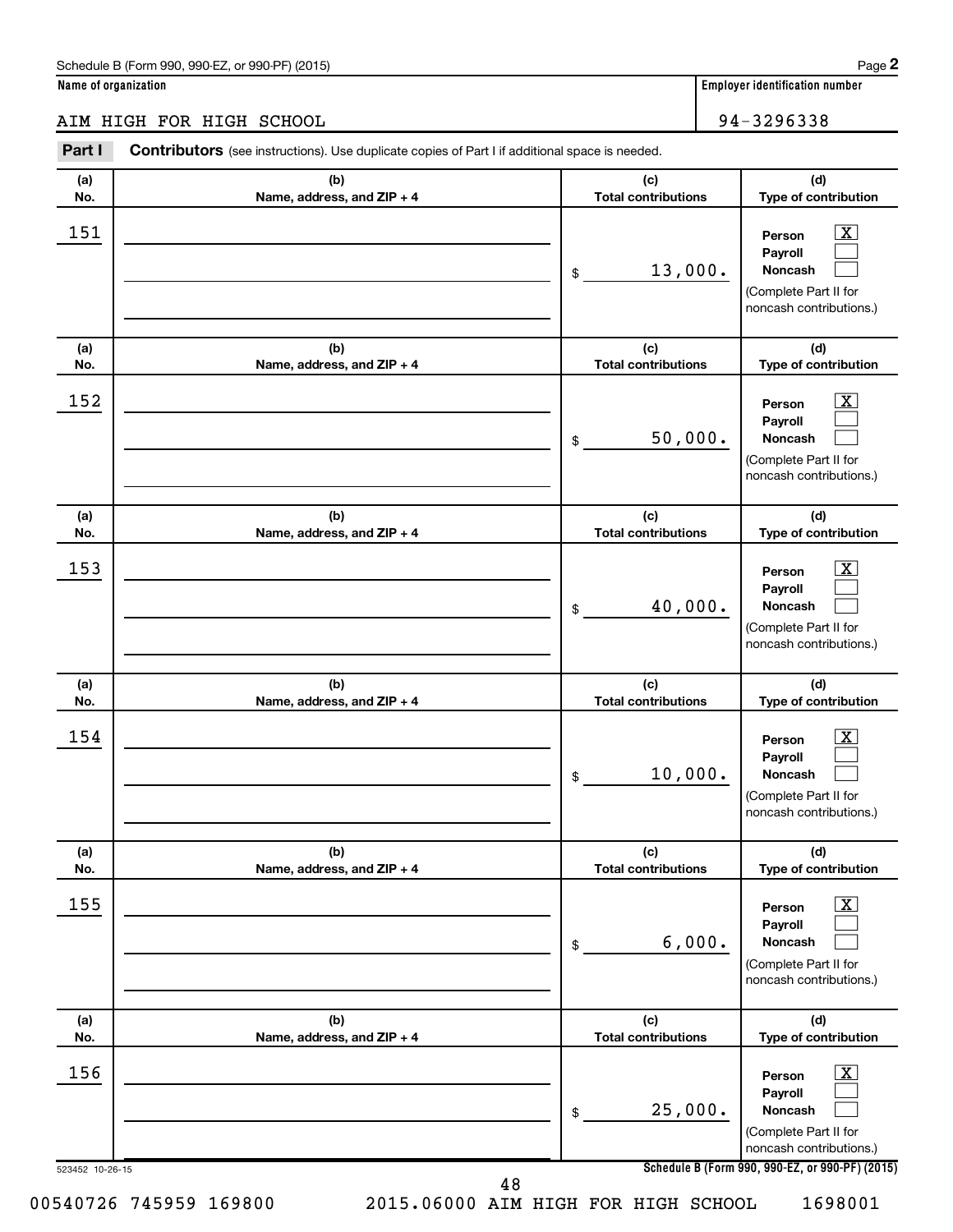Schedule B (Form 990, 990-EZ, or 990-PF) (2015)

**Name of organization**

AIM HIGH FOR HIGH SCHOOL

**Employer identification number**

94-3296338

**Part I** **Contributors** (see instructions). Use duplicate copies of Part I if additional space is needed.

| (a) No. | (b) Name, address, and ZIP + 4 | (c) Total contributions | (d) Type of contribution |
|---|---|---|---|
| 151 | | $ 13,000. | Person [X] Payroll [ ] Noncash [ ] (Complete Part II for noncash contributions.) |
| 152 | | $ 50,000. | Person [X] Payroll [ ] Noncash [ ] (Complete Part II for noncash contributions.) |
| 153 | | $ 40,000. | Person [X] Payroll [ ] Noncash [ ] (Complete Part II for noncash contributions.) |
| 154 | | $ 10,000. | Person [X] Payroll [ ] Noncash [ ] (Complete Part II for noncash contributions.) |
| 155 | | $ 6,000. | Person [X] Payroll [ ] Noncash [ ] (Complete Part II for noncash contributions.) |
| 156 | | $ 25,000. | Person [X] Payroll [ ] Noncash [ ] (Complete Part II for noncash contributions.) |

523452 10-26-15

**Schedule B (Form 990, 990-EZ, or 990-PF) (2015)**

00540726 745959 169800 2015.06000 AIM HIGH FOR HIGH SCHOOL 1698001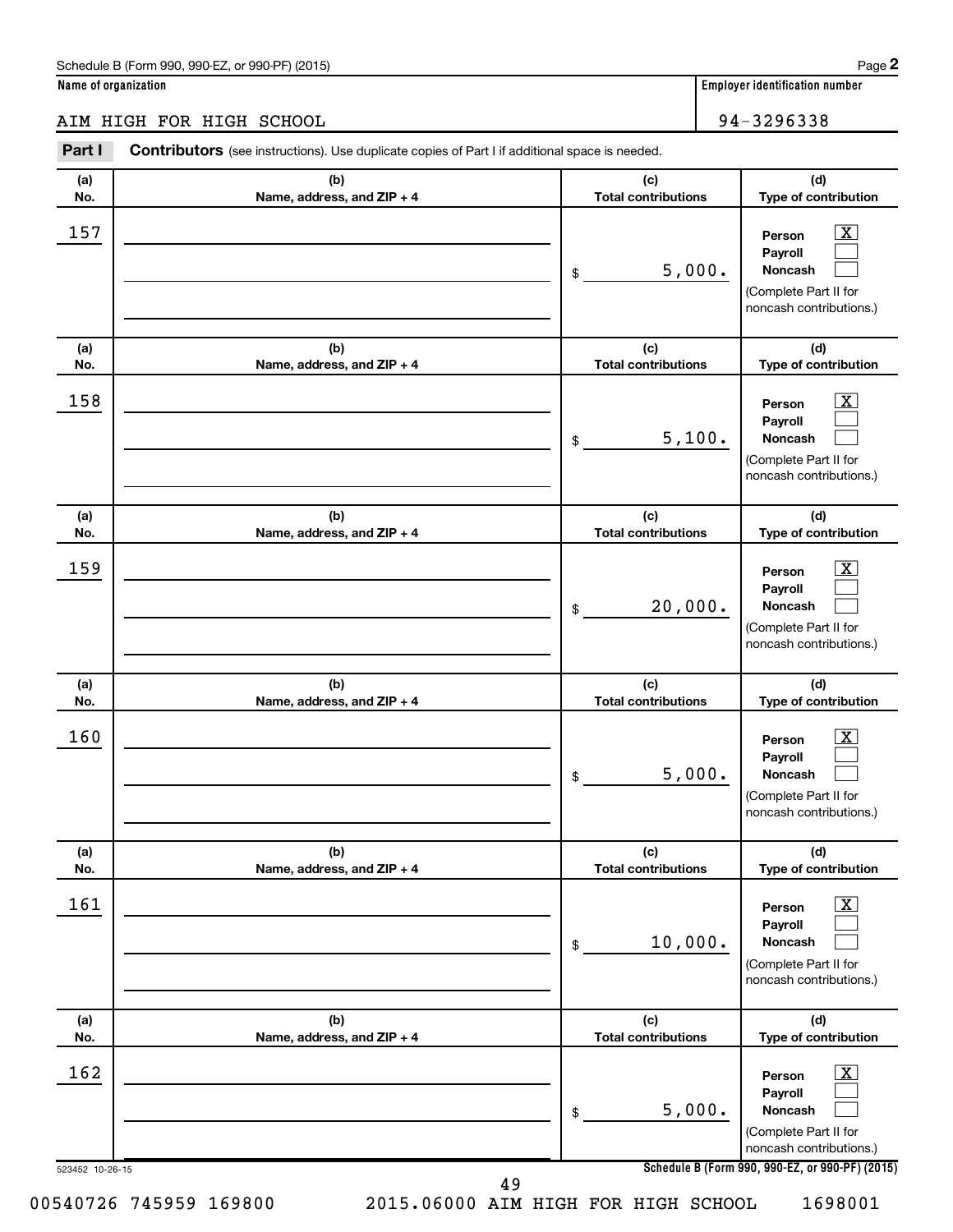Schedule B (Form 990, 990-EZ, or 990-PF) (2015)

**Name of organization**

AIM HIGH FOR HIGH SCHOOL

**Employer identification number**

94-3296338

**Part I** **Contributors** (see instructions). Use duplicate copies of Part I if additional space is needed.

| (a) No. | (b) Name, address, and ZIP + 4 | (c) Total contributions | (d) Type of contribution |
|---|---|---|---|
| 157 | | $ 5,000. | Person [X] Payroll [ ] Noncash [ ] (Complete Part II for noncash contributions.) |
| 158 | | $ 5,100. | Person [X] Payroll [ ] Noncash [ ] (Complete Part II for noncash contributions.) |
| 159 | | $ 20,000. | Person [X] Payroll [ ] Noncash [ ] (Complete Part II for noncash contributions.) |
| 160 | | $ 5,000. | Person [X] Payroll [ ] Noncash [ ] (Complete Part II for noncash contributions.) |
| 161 | | $ 10,000. | Person [X] Payroll [ ] Noncash [ ] (Complete Part II for noncash contributions.) |
| 162 | | $ 5,000. | Person [X] Payroll [ ] Noncash [ ] (Complete Part II for noncash contributions.) |

523452 10-26-15

**Schedule B (Form 990, 990-EZ, or 990-PF) (2015)**

00540726 745959 169800 2015.06000 AIM HIGH FOR HIGH SCHOOL 1698001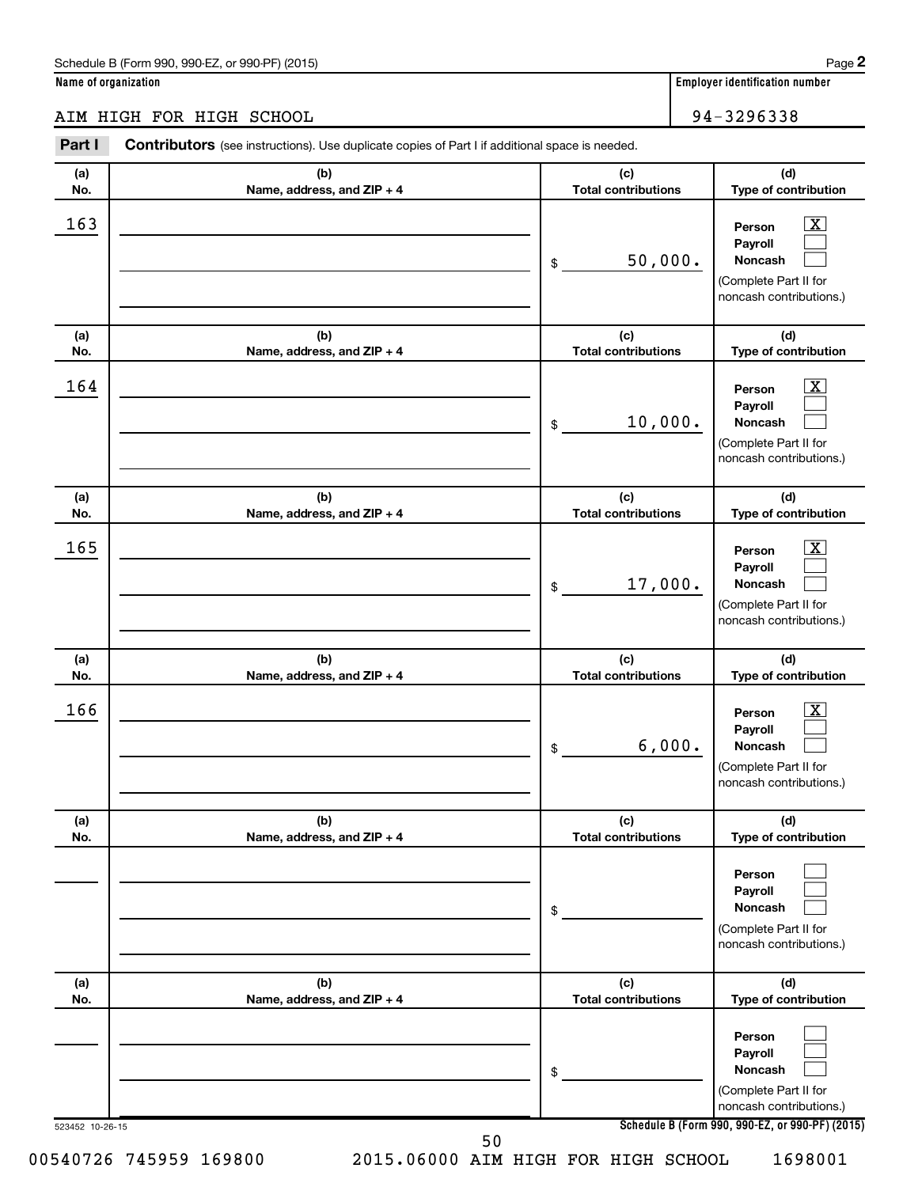Schedule B (Form 990, 990-EZ, or 990-PF) (2015)

**Name of organization**

AIM HIGH FOR HIGH SCHOOL

**Employer identification number**

94-3296338

**Part I** **Contributors** (see instructions). Use duplicate copies of Part I if additional space is needed.

| (a) No. | (b) Name, address, and ZIP + 4 | (c) Total contributions | (d) Type of contribution |
|---|---|---|---|
| 163 | | $ 50,000. | Person [X] Payroll [ ] Noncash [ ] (Complete Part II for noncash contributions.) |
| 164 | | $ 10,000. | Person [X] Payroll [ ] Noncash [ ] (Complete Part II for noncash contributions.) |
| 165 | | $ 17,000. | Person [X] Payroll [ ] Noncash [ ] (Complete Part II for noncash contributions.) |
| 166 | | $ 6,000. | Person [X] Payroll [ ] Noncash [ ] (Complete Part II for noncash contributions.) |
| | | $ | Person [ ] Payroll [ ] Noncash [ ] (Complete Part II for noncash contributions.) |
| | | $ | Person [ ] Payroll [ ] Noncash [ ] (Complete Part II for noncash contributions.) |

523452 10-26-15

**Schedule B (Form 990, 990-EZ, or 990-PF) (2015)**

00540726 745959 169800 2015.06000 AIM HIGH FOR HIGH SCHOOL 1698001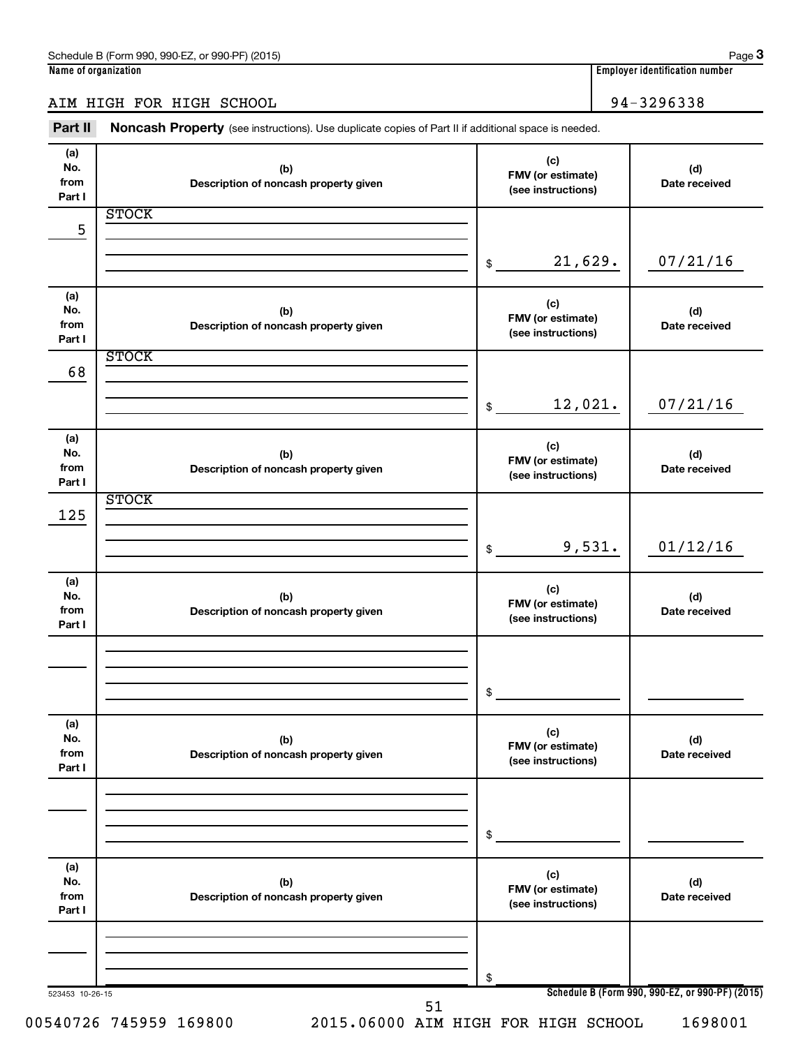Schedule B (Form 990, 990-EZ, or 990-PF) (2015)

**Name of organization**

AIM HIGH FOR HIGH SCHOOL

**Employer identification number**

94-3296338

**Part II Noncash Property** (see instructions). Use duplicate copies of Part II if additional space is needed.

| (a) No. from Part I | (b) Description of noncash property given | (c) FMV (or estimate) (see instructions) | (d) Date received |
|---|---|---|---|
| 5 | STOCK | $ 21,629. | 07/21/16 |
| 68 | STOCK | $ 12,021. | 07/21/16 |
| 125 | STOCK | $ 9,531. | 01/12/16 |
| | | $ | |
| | | $ | |
| | | $ | |

523453 10-26-15

Schedule B (Form 990, 990-EZ, or 990-PF) (2015)

00540726 745959 169800 2015.06000 AIM HIGH FOR HIGH SCHOOL 1698001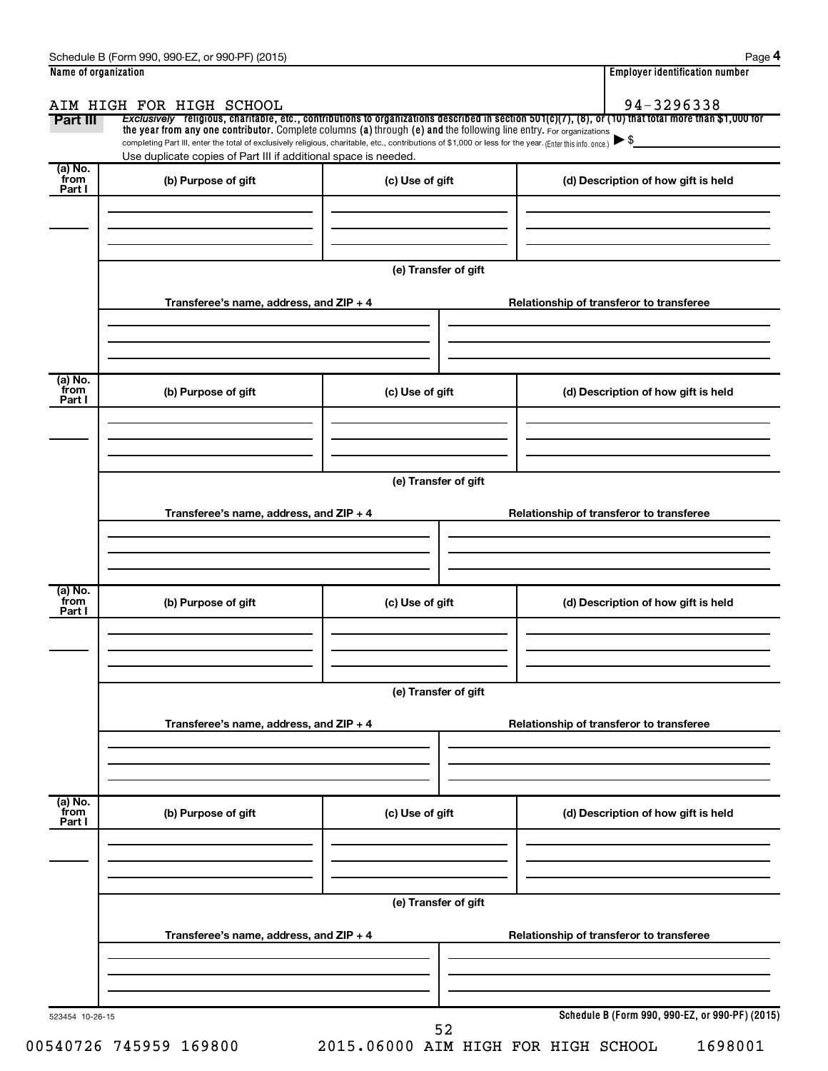Schedule B (Form 990, 990-EZ, or 990-PF) (2015) Page **4**

**Name of organization**

AIM HIGH FOR HIGH SCHOOL

**Employer identification number**

94-3296338

**Part III** *Exclusively* **religious, charitable, etc., contributions to organizations described in section 501(c)(7), (8), or (10) that total more than $1,000 for the year from any one contributor.** Complete columns **(a)** through **(e)** and the following line entry. For organizations completing Part III, enter the total of exclusively religious, charitable, etc., contributions of $1,000 or less for the year. (Enter this info. once.) ▶ $

Use duplicate copies of Part III if additional space is needed.

| (a) No. from Part I | (b) Purpose of gift | (c) Use of gift | (d) Description of how gift is held |
|---|---|---|---|
| | | | |

**(e) Transfer of gift**

| Transferee's name, address, and ZIP + 4 | Relationship of transferor to transferee |
|---|---|
| | |

| (a) No. from Part I | (b) Purpose of gift | (c) Use of gift | (d) Description of how gift is held |
|---|---|---|---|
| | | | |

**(e) Transfer of gift**

| Transferee's name, address, and ZIP + 4 | Relationship of transferor to transferee |
|---|---|
| | |

| (a) No. from Part I | (b) Purpose of gift | (c) Use of gift | (d) Description of how gift is held |
|---|---|---|---|
| | | | |

**(e) Transfer of gift**

| Transferee's name, address, and ZIP + 4 | Relationship of transferor to transferee |
|---|---|
| | |

| (a) No. from Part I | (b) Purpose of gift | (c) Use of gift | (d) Description of how gift is held |
|---|---|---|---|
| | | | |

**(e) Transfer of gift**

| Transferee's name, address, and ZIP + 4 | Relationship of transferor to transferee |
|---|---|
| | |

523454 10-26-15

**Schedule B (Form 990, 990-EZ, or 990-PF) (2015)**

00540726 745959 169800 2015.06000 AIM HIGH FOR HIGH SCHOOL 1698001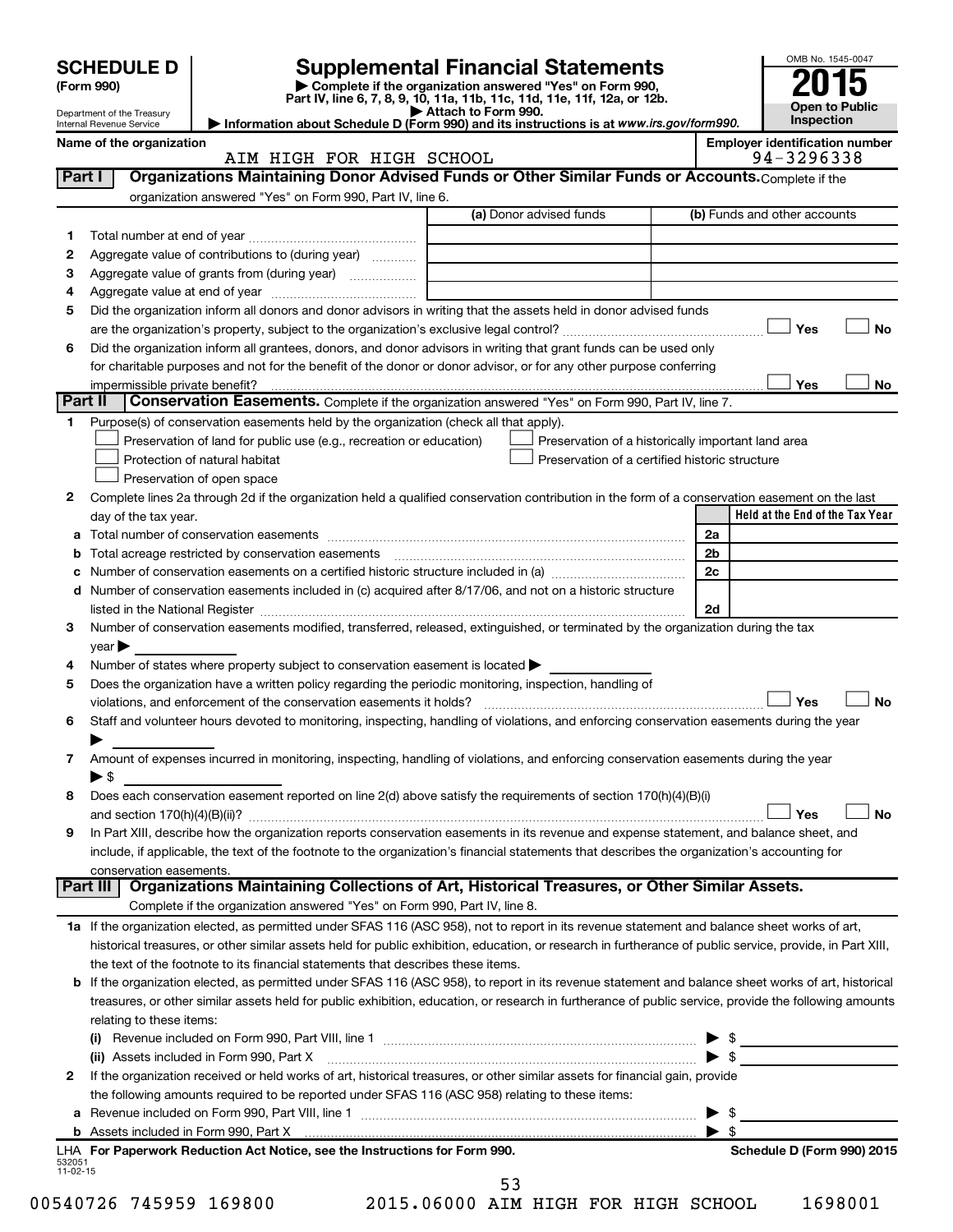# SCHEDULE D (Form 990)

Department of the Treasury
Internal Revenue Service

## Supplemental Financial Statements

▶ Complete if the organization answered "Yes" on Form 990, Part IV, line 6, 7, 8, 9, 10, 11a, 11b, 11c, 11d, 11e, 11f, 12a, or 12b.

▶ Attach to Form 990.

▶ Information about Schedule D (Form 990) and its instructions is at www.irs.gov/form990.

OMB No. 1545-0047

2015

Open to Public Inspection

Name of the organization: AIM HIGH FOR HIGH SCHOOL

Employer identification number: 94-3296338

**Part I — Organizations Maintaining Donor Advised Funds or Other Similar Funds or Accounts.** Complete if the organization answered "Yes" on Form 990, Part IV, line 6.

| | | (a) Donor advised funds | (b) Funds and other accounts |
|---|---|---|---|
| 1 | Total number at end of year | | |
| 2 | Aggregate value of contributions to (during year) | | |
| 3 | Aggregate value of grants from (during year) | | |
| 4 | Aggregate value at end of year | | |

5 Did the organization inform all donors and donor advisors in writing that the assets held in donor advised funds are the organization's property, subject to the organization's exclusive legal control? ☐ Yes ☐ No

6 Did the organization inform all grantees, donors, and donor advisors in writing that grant funds can be used only for charitable purposes and not for the benefit of the donor or donor advisor, or for any other purpose conferring impermissible private benefit? ☐ Yes ☐ No

**Part II — Conservation Easements.** Complete if the organization answered "Yes" on Form 990, Part IV, line 7.

1 Purpose(s) of conservation easements held by the organization (check all that apply).

- ☐ Preservation of land for public use (e.g., recreation or education)
- ☐ Preservation of a historically important land area
- ☐ Protection of natural habitat
- ☐ Preservation of a certified historic structure
- ☐ Preservation of open space

2 Complete lines 2a through 2d if the organization held a qualified conservation contribution in the form of a conservation easement on the last day of the tax year.

| | | | Held at the End of the Tax Year |
|---|---|---|---|
| a | Total number of conservation easements | 2a | |
| b | Total acreage restricted by conservation easements | 2b | |
| c | Number of conservation easements on a certified historic structure included in (a) | 2c | |
| d | Number of conservation easements included in (c) acquired after 8/17/06, and not on a historic structure listed in the National Register | 2d | |

3 Number of conservation easements modified, transferred, released, extinguished, or terminated by the organization during the tax year ▶

4 Number of states where property subject to conservation easement is located ▶

5 Does the organization have a written policy regarding the periodic monitoring, inspection, handling of violations, and enforcement of the conservation easements it holds? ☐ Yes ☐ No

6 Staff and volunteer hours devoted to monitoring, inspecting, handling of violations, and enforcing conservation easements during the year ▶

7 Amount of expenses incurred in monitoring, inspecting, handling of violations, and enforcing conservation easements during the year ▶ $

8 Does each conservation easement reported on line 2(d) above satisfy the requirements of section 170(h)(4)(B)(i) and section 170(h)(4)(B)(ii)? ☐ Yes ☐ No

9 In Part XIII, describe how the organization reports conservation easements in its revenue and expense statement, and balance sheet, and include, if applicable, the text of the footnote to the organization's financial statements that describes the organization's accounting for conservation easements.

**Part III — Organizations Maintaining Collections of Art, Historical Treasures, or Other Similar Assets.** Complete if the organization answered "Yes" on Form 990, Part IV, line 8.

1a If the organization elected, as permitted under SFAS 116 (ASC 958), not to report in its revenue statement and balance sheet works of art, historical treasures, or other similar assets held for public exhibition, education, or research in furtherance of public service, provide, in Part XIII, the text of the footnote to its financial statements that describes these items.

b If the organization elected, as permitted under SFAS 116 (ASC 958), to report in its revenue statement and balance sheet works of art, historical treasures, or other similar assets held for public exhibition, education, or research in furtherance of public service, provide the following amounts relating to these items:

(i) Revenue included on Form 990, Part VIII, line 1 ▶ $

(ii) Assets included in Form 990, Part X ▶ $

2 If the organization received or held works of art, historical treasures, or other similar assets for financial gain, provide the following amounts required to be reported under SFAS 116 (ASC 958) relating to these items:

a Revenue included on Form 990, Part VIII, line 1 ▶ $

b Assets included in Form 990, Part X ▶ $

LHA For Paperwork Reduction Act Notice, see the Instructions for Form 990. Schedule D (Form 990) 2015

532051 11-02-15

00540726 745959 169800 2015.06000 AIM HIGH FOR HIGH SCHOOL 1698001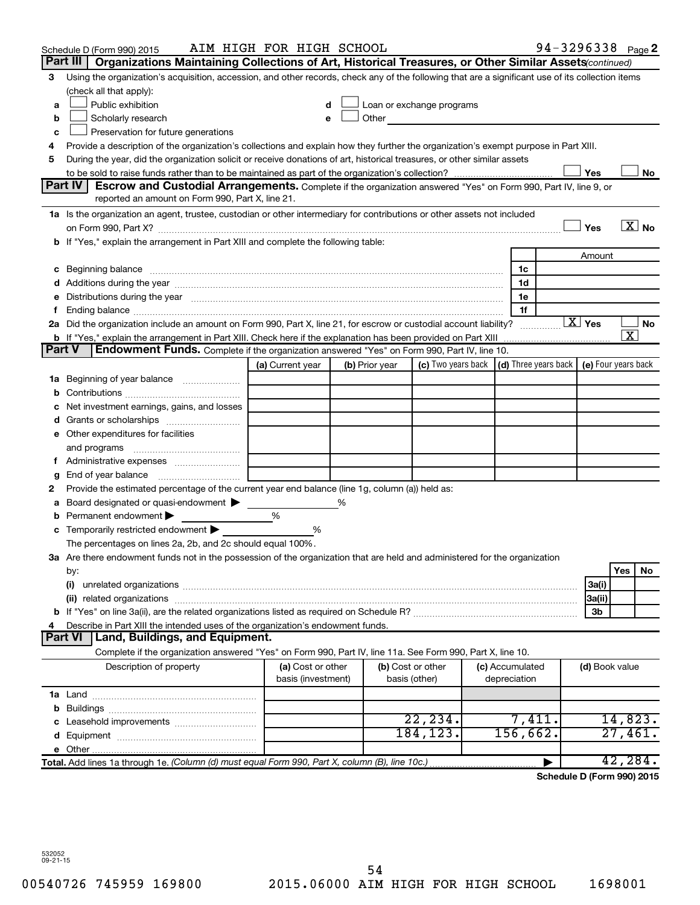Schedule D (Form 990) 2015 AIM HIGH FOR HIGH SCHOOL 94-3296338 Page 2

**Part III** **Organizations Maintaining Collections of Art, Historical Treasures, or Other Similar Assets** *(continued)*

3 Using the organization's acquisition, accession, and other records, check any of the following that are a significant use of its collection items (check all that apply):

a ☐ Public exhibition
b ☐ Scholarly research
c ☐ Preservation for future generations
d ☐ Loan or exchange programs
e ☐ Other

4 Provide a description of the organization's collections and explain how they further the organization's exempt purpose in Part XIII.

5 During the year, did the organization solicit or receive donations of art, historical treasures, or other similar assets to be sold to raise funds rather than to be maintained as part of the organization's collection? ☐ Yes ☐ No

**Part IV** **Escrow and Custodial Arrangements.** Complete if the organization answered "Yes" on Form 990, Part IV, line 9, or reported an amount on Form 990, Part X, line 21.

1a Is the organization an agent, trustee, custodian or other intermediary for contributions or other assets not included on Form 990, Part X? ☐ Yes ☒ No

b If "Yes," explain the arrangement in Part XIII and complete the following table:

| | | Amount |
|---|---|---|
| c Beginning balance | 1c | |
| d Additions during the year | 1d | |
| e Distributions during the year | 1e | |
| f Ending balance | 1f | |

2a Did the organization include an amount on Form 990, Part X, line 21, for escrow or custodial account liability? ☒ Yes ☐ No

b If "Yes," explain the arrangement in Part XIII. Check here if the explanation has been provided on Part XIII ☒

**Part V** **Endowment Funds.** Complete if the organization answered "Yes" on Form 990, Part IV, line 10.

| | (a) Current year | (b) Prior year | (c) Two years back | (d) Three years back | (e) Four years back |
|---|---|---|---|---|---|
| 1a Beginning of year balance | | | | | |
| b Contributions | | | | | |
| c Net investment earnings, gains, and losses | | | | | |
| d Grants or scholarships | | | | | |
| e Other expenditures for facilities and programs | | | | | |
| f Administrative expenses | | | | | |
| g End of year balance | | | | | |

2 Provide the estimated percentage of the current year end balance (line 1g, column (a)) held as:

a Board designated or quasi-endowment ▶ %
b Permanent endowment ▶ %
c Temporarily restricted endowment ▶ %

The percentages on lines 2a, 2b, and 2c should equal 100%.

3a Are there endowment funds not in the possession of the organization that are held and administered for the organization by:

| | | Yes | No |
|---|---|---|---|
| (i) unrelated organizations | 3a(i) | | |
| (ii) related organizations | 3a(ii) | | |
| b If "Yes" on line 3a(ii), are the related organizations listed as required on Schedule R? | 3b | | |

4 Describe in Part XIII the intended uses of the organization's endowment funds.

**Part VI** **Land, Buildings, and Equipment.**

Complete if the organization answered "Yes" on Form 990, Part IV, line 11a. See Form 990, Part X, line 10.

| Description of property | (a) Cost or other basis (investment) | (b) Cost or other basis (other) | (c) Accumulated depreciation | (d) Book value |
|---|---|---|---|---|
| 1a Land | | | | |
| b Buildings | | | | |
| c Leasehold improvements | | 22,234. | 7,411. | 14,823. |
| d Equipment | | 184,123. | 156,662. | 27,461. |
| e Other | | | | |
| **Total.** Add lines 1a through 1e. *(Column (d) must equal Form 990, Part X, column (B), line 10c.)* | | | ▶ | 42,284. |

**Schedule D (Form 990) 2015**

532052
09-21-15

00540726 745959 169800 2015.06000 AIM HIGH FOR HIGH SCHOOL 1698001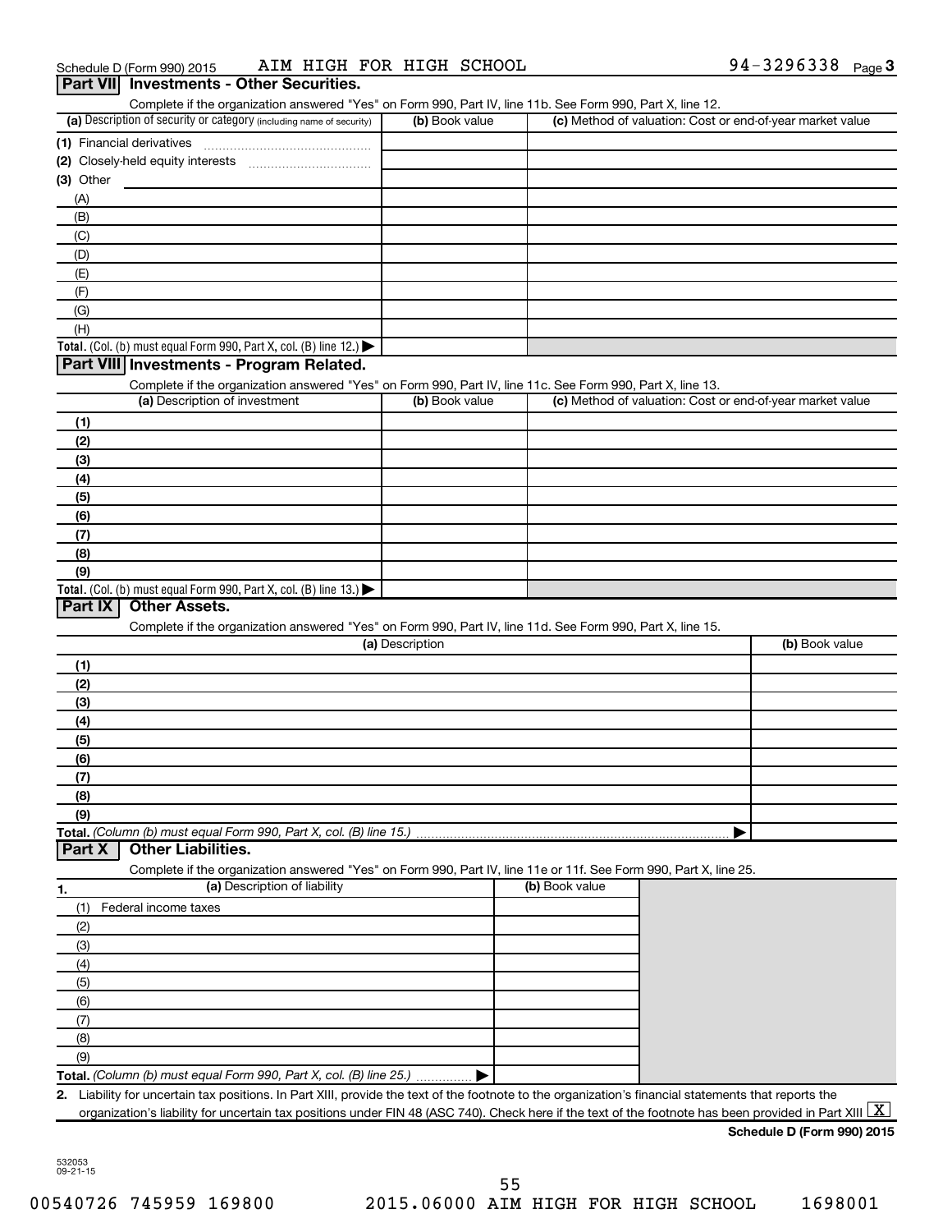Schedule D (Form 990) 2015 AIM HIGH FOR HIGH SCHOOL 94-3296338 Page 3

## Part VII Investments - Other Securities.

Complete if the organization answered "Yes" on Form 990, Part IV, line 11b. See Form 990, Part X, line 12.

| (a) Description of security or category (including name of security) | (b) Book value | (c) Method of valuation: Cost or end-of-year market value |
|---|---|---|
| (1) Financial derivatives | | |
| (2) Closely-held equity interests | | |
| (3) Other | | |
| (A) | | |
| (B) | | |
| (C) | | |
| (D) | | |
| (E) | | |
| (F) | | |
| (G) | | |
| (H) | | |
| **Total.** (Col. (b) must equal Form 990, Part X, col. (B) line 12.) ▶ | | |

## Part VIII Investments - Program Related.

Complete if the organization answered "Yes" on Form 990, Part IV, line 11c. See Form 990, Part X, line 13.

| (a) Description of investment | (b) Book value | (c) Method of valuation: Cost or end-of-year market value |
|---|---|---|
| (1) | | |
| (2) | | |
| (3) | | |
| (4) | | |
| (5) | | |
| (6) | | |
| (7) | | |
| (8) | | |
| (9) | | |
| **Total.** (Col. (b) must equal Form 990, Part X, col. (B) line 13.) ▶ | | |

## Part IX Other Assets.

Complete if the organization answered "Yes" on Form 990, Part IV, line 11d. See Form 990, Part X, line 15.

| (a) Description | (b) Book value |
|---|---|
| (1) | |
| (2) | |
| (3) | |
| (4) | |
| (5) | |
| (6) | |
| (7) | |
| (8) | |
| (9) | |
| **Total.** *(Column (b) must equal Form 990, Part X, col. (B) line 15.)* ▶ | |

## Part X Other Liabilities.

Complete if the organization answered "Yes" on Form 990, Part IV, line 11e or 11f. See Form 990, Part X, line 25.

| 1. (a) Description of liability | (b) Book value |
|---|---|
| (1) Federal income taxes | |
| (2) | |
| (3) | |
| (4) | |
| (5) | |
| (6) | |
| (7) | |
| (8) | |
| (9) | |
| **Total.** *(Column (b) must equal Form 990, Part X, col. (B) line 25.)* ▶ | |

**2.** Liability for uncertain tax positions. In Part XIII, provide the text of the footnote to the organization's financial statements that reports the organization's liability for uncertain tax positions under FIN 48 (ASC 740). Check here if the text of the footnote has been provided in Part XIII [X]

**Schedule D (Form 990) 2015**

532053 09-21-15

00540726 745959 169800 2015.06000 AIM HIGH FOR HIGH SCHOOL 1698001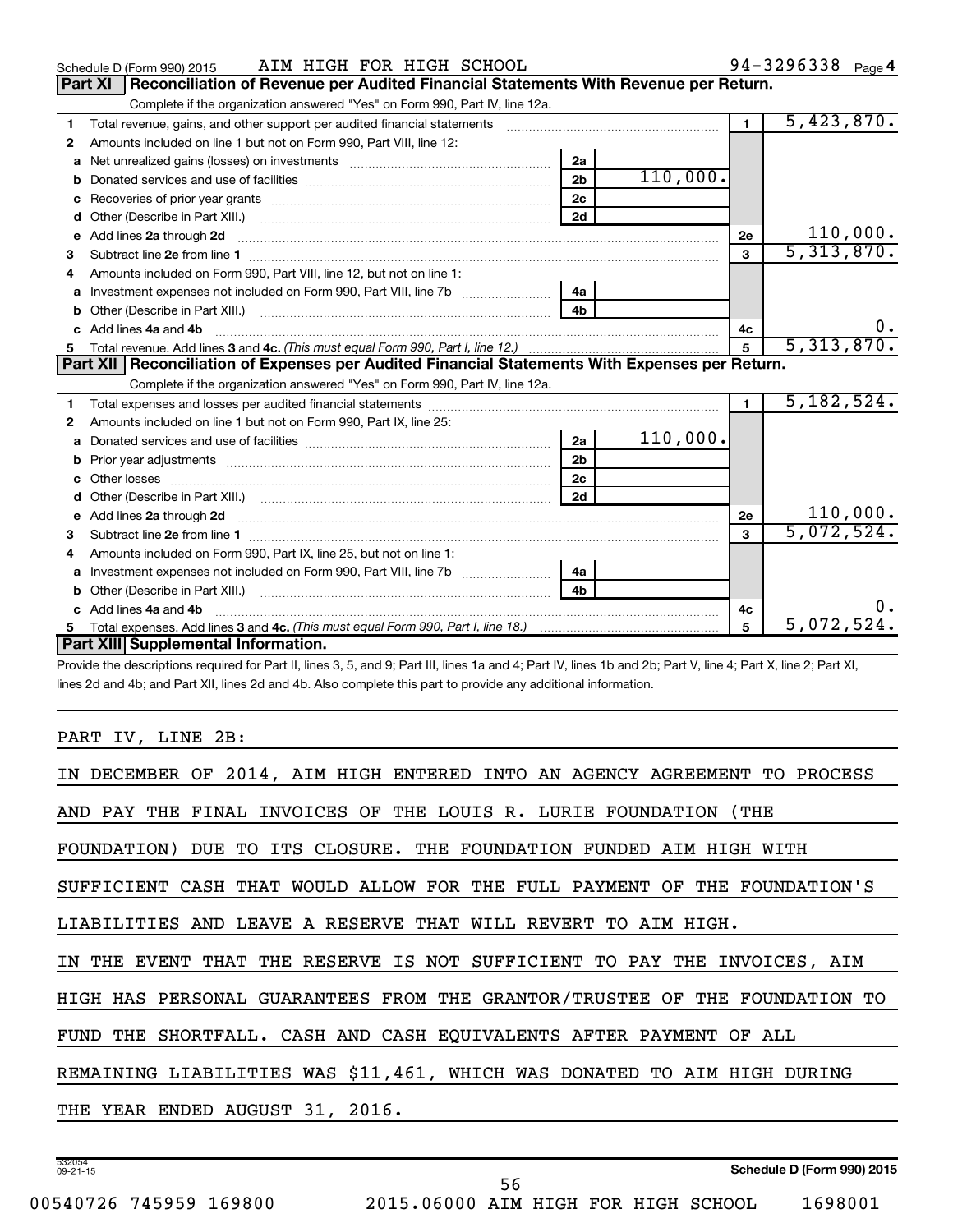Schedule D (Form 990) 2015 AIM HIGH FOR HIGH SCHOOL 94-3296338 Page 4

## Part XI Reconciliation of Revenue per Audited Financial Statements With Revenue per Return.

Complete if the organization answered "Yes" on Form 990, Part IV, line 12a.

| | | | | | |
|---|---|---|---|---|---|
| 1 | Total revenue, gains, and other support per audited financial statements | | | 1 | 5,423,870. |
| 2 | Amounts included on line 1 but not on Form 990, Part VIII, line 12: | | | | |
| a | Net unrealized gains (losses) on investments | 2a | | | |
| b | Donated services and use of facilities | 2b | 110,000. | | |
| c | Recoveries of prior year grants | 2c | | | |
| d | Other (Describe in Part XIII.) | 2d | | | |
| e | Add lines 2a through 2d | | | 2e | 110,000. |
| 3 | Subtract line 2e from line 1 | | | 3 | 5,313,870. |
| 4 | Amounts included on Form 990, Part VIII, line 12, but not on line 1: | | | | |
| a | Investment expenses not included on Form 990, Part VIII, line 7b | 4a | | | |
| b | Other (Describe in Part XIII.) | 4b | | | |
| c | Add lines 4a and 4b | | | 4c | 0. |
| 5 | Total revenue. Add lines 3 and 4c. *(This must equal Form 990, Part I, line 12.)* | | | 5 | 5,313,870. |

## Part XII Reconciliation of Expenses per Audited Financial Statements With Expenses per Return.

Complete if the organization answered "Yes" on Form 990, Part IV, line 12a.

| | | | | | |
|---|---|---|---|---|---|
| 1 | Total expenses and losses per audited financial statements | | | 1 | 5,182,524. |
| 2 | Amounts included on line 1 but not on Form 990, Part IX, line 25: | | | | |
| a | Donated services and use of facilities | 2a | 110,000. | | |
| b | Prior year adjustments | 2b | | | |
| c | Other losses | 2c | | | |
| d | Other (Describe in Part XIII.) | 2d | | | |
| e | Add lines 2a through 2d | | | 2e | 110,000. |
| 3 | Subtract line 2e from line 1 | | | 3 | 5,072,524. |
| 4 | Amounts included on Form 990, Part IX, line 25, but not on line 1: | | | | |
| a | Investment expenses not included on Form 990, Part VIII, line 7b | 4a | | | |
| b | Other (Describe in Part XIII.) | 4b | | | |
| c | Add lines 4a and 4b | | | 4c | 0. |
| 5 | Total expenses. Add lines 3 and 4c. *(This must equal Form 990, Part I, line 18.)* | | | 5 | 5,072,524. |

## Part XIII Supplemental Information.

Provide the descriptions required for Part II, lines 3, 5, and 9; Part III, lines 1a and 4; Part IV, lines 1b and 2b; Part V, line 4; Part X, line 2; Part XI, lines 2d and 4b; and Part XII, lines 2d and 4b. Also complete this part to provide any additional information.

PART IV, LINE 2B:

IN DECEMBER OF 2014, AIM HIGH ENTERED INTO AN AGENCY AGREEMENT TO PROCESS AND PAY THE FINAL INVOICES OF THE LOUIS R. LURIE FOUNDATION (THE FOUNDATION) DUE TO ITS CLOSURE. THE FOUNDATION FUNDED AIM HIGH WITH SUFFICIENT CASH THAT WOULD ALLOW FOR THE FULL PAYMENT OF THE FOUNDATION'S LIABILITIES AND LEAVE A RESERVE THAT WILL REVERT TO AIM HIGH.

IN THE EVENT THAT THE RESERVE IS NOT SUFFICIENT TO PAY THE INVOICES, AIM HIGH HAS PERSONAL GUARANTEES FROM THE GRANTOR/TRUSTEE OF THE FOUNDATION TO FUND THE SHORTFALL. CASH AND CASH EQUIVALENTS AFTER PAYMENT OF ALL REMAINING LIABILITIES WAS $11,461, WHICH WAS DONATED TO AIM HIGH DURING THE YEAR ENDED AUGUST 31, 2016.

532054 09-21-15 Schedule D (Form 990) 2015

00540726 745959 169800 2015.06000 AIM HIGH FOR HIGH SCHOOL 1698001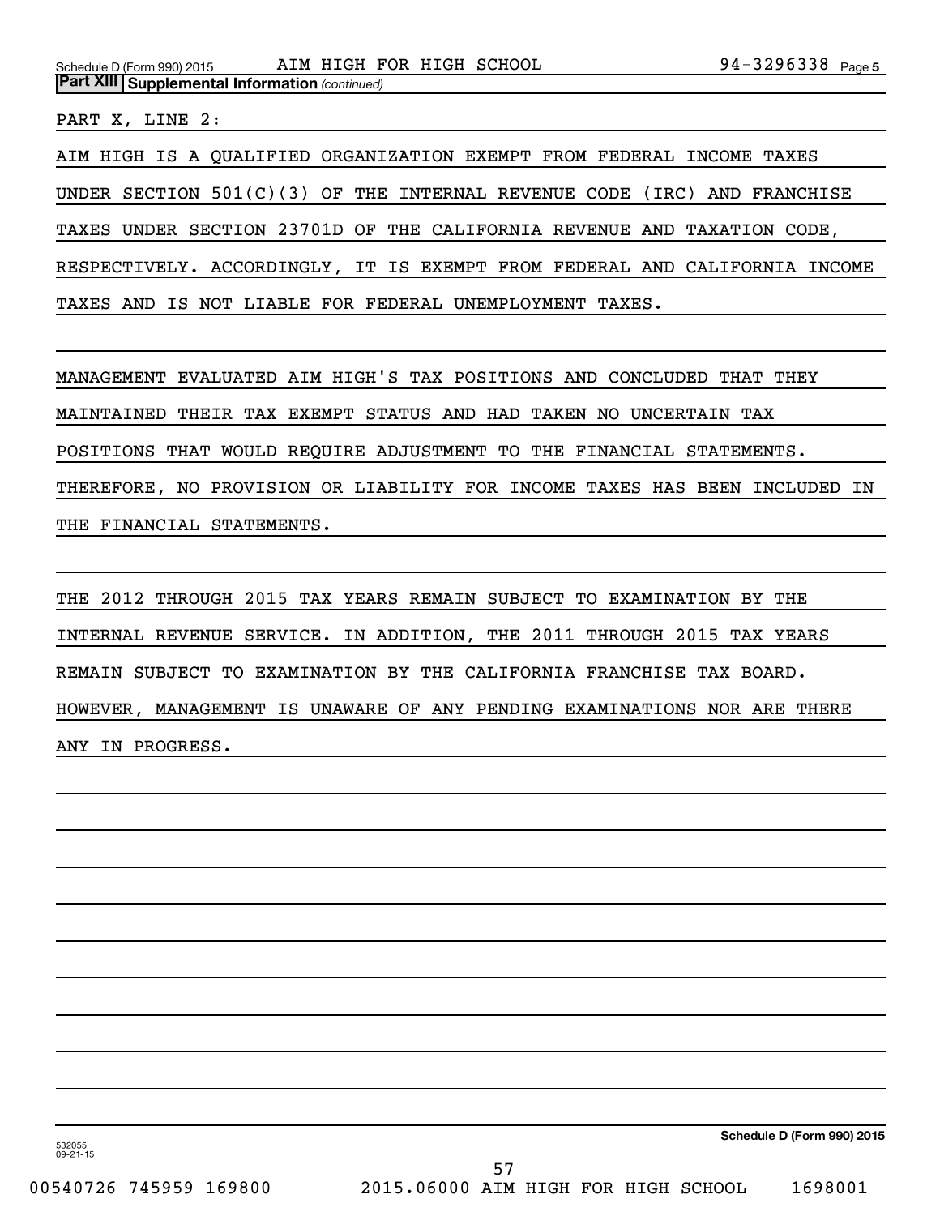**Part XIII Supplemental Information** *(continued)*

PART X, LINE 2:

AIM HIGH IS A QUALIFIED ORGANIZATION EXEMPT FROM FEDERAL INCOME TAXES UNDER SECTION 501(C)(3) OF THE INTERNAL REVENUE CODE (IRC) AND FRANCHISE TAXES UNDER SECTION 23701D OF THE CALIFORNIA REVENUE AND TAXATION CODE, RESPECTIVELY. ACCORDINGLY, IT IS EXEMPT FROM FEDERAL AND CALIFORNIA INCOME TAXES AND IS NOT LIABLE FOR FEDERAL UNEMPLOYMENT TAXES.

MANAGEMENT EVALUATED AIM HIGH'S TAX POSITIONS AND CONCLUDED THAT THEY MAINTAINED THEIR TAX EXEMPT STATUS AND HAD TAKEN NO UNCERTAIN TAX POSITIONS THAT WOULD REQUIRE ADJUSTMENT TO THE FINANCIAL STATEMENTS. THEREFORE, NO PROVISION OR LIABILITY FOR INCOME TAXES HAS BEEN INCLUDED IN THE FINANCIAL STATEMENTS.

THE 2012 THROUGH 2015 TAX YEARS REMAIN SUBJECT TO EXAMINATION BY THE INTERNAL REVENUE SERVICE. IN ADDITION, THE 2011 THROUGH 2015 TAX YEARS REMAIN SUBJECT TO EXAMINATION BY THE CALIFORNIA FRANCHISE TAX BOARD. HOWEVER, MANAGEMENT IS UNAWARE OF ANY PENDING EXAMINATIONS NOR ARE THERE ANY IN PROGRESS.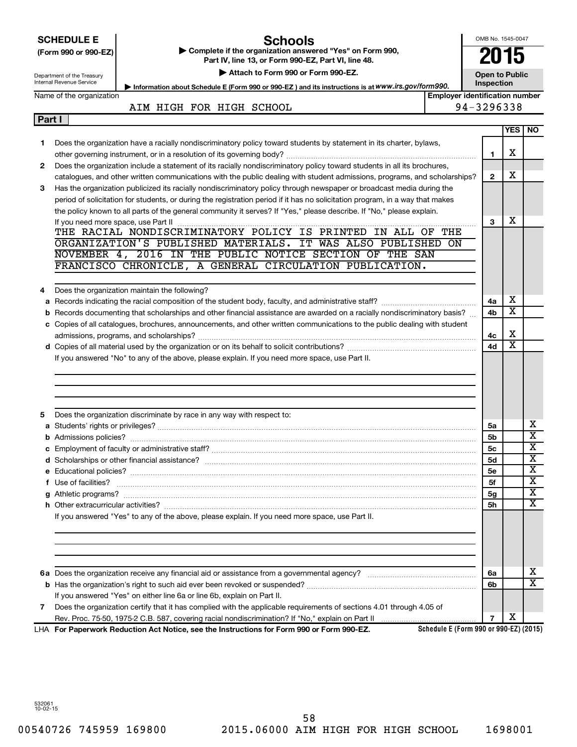**SCHEDULE E**
**(Form 990 or 990-EZ)**

Department of the Treasury
Internal Revenue Service

# Schools

▶ **Complete if the organization answered "Yes" on Form 990, Part IV, line 13, or Form 990-EZ, Part VI, line 48.**

▶ **Attach to Form 990 or Form 990-EZ.**

▶ Information about Schedule E (Form 990 or 990-EZ) and its instructions is at *www.irs.gov/form990.*

OMB No. 1545-0047

**2015**

**Open to Public Inspection**

| Name of the organization | Employer identification number |
|---|---|
| AIM HIGH FOR HIGH SCHOOL | 94-3296338 |

**Part I**

| | | | YES | NO |
|---|---|---|---|---|
| **1** | Does the organization have a racially nondiscriminatory policy toward students by statement in its charter, bylaws, other governing instrument, or in a resolution of its governing body? | **1** | X | |
| **2** | Does the organization include a statement of its racially nondiscriminatory policy toward students in all its brochures, catalogues, and other written communications with the public dealing with student admissions, programs, and scholarships? | **2** | X | |
| **3** | Has the organization publicized its racially nondiscriminatory policy through newspaper or broadcast media during the period of solicitation for students, or during the registration period if it has no solicitation program, in a way that makes the policy known to all parts of the general community it serves? If "Yes," please describe. If "No," please explain. If you need more space, use Part II | **3** | X | |

THE RACIAL NONDISCRIMINATORY POLICY IS PRINTED IN ALL OF THE ORGANIZATION'S PUBLISHED MATERIALS. IT WAS ALSO PUBLISHED ON NOVEMBER 4, 2016 IN THE PUBLIC NOTICE SECTION OF THE SAN FRANCISCO CHRONICLE, A GENERAL CIRCULATION PUBLICATION.

| | | | YES | NO |
|---|---|---|---|---|
| **4** | Does the organization maintain the following? | | | |
| **a** | Records indicating the racial composition of the student body, faculty, and administrative staff? | **4a** | X | |
| **b** | Records documenting that scholarships and other financial assistance are awarded on a racially nondiscriminatory basis? | **4b** | X | |
| **c** | Copies of all catalogues, brochures, announcements, and other written communications to the public dealing with student admissions, programs, and scholarships? | **4c** | X | |
| **d** | Copies of all material used by the organization or on its behalf to solicit contributions? | **4d** | X | |
| | If you answered "No" to any of the above, please explain. If you need more space, use Part II. | | | |
| **5** | Does the organization discriminate by race in any way with respect to: | | | |
| **a** | Students' rights or privileges? | **5a** | | X |
| **b** | Admissions policies? | **5b** | | X |
| **c** | Employment of faculty or administrative staff? | **5c** | | X |
| **d** | Scholarships or other financial assistance? | **5d** | | X |
| **e** | Educational policies? | **5e** | | X |
| **f** | Use of facilities? | **5f** | | X |
| **g** | Athletic programs? | **5g** | | X |
| **h** | Other extracurricular activities? | **5h** | | X |
| | If you answered "Yes" to any of the above, please explain. If you need more space, use Part II. | | | |
| **6a** | Does the organization receive any financial aid or assistance from a governmental agency? | **6a** | | X |
| **b** | Has the organization's right to such aid ever been revoked or suspended? | **6b** | | X |
| | If you answered "Yes" on either line 6a or line 6b, explain on Part II. | | | |
| **7** | Does the organization certify that it has complied with the applicable requirements of sections 4.01 through 4.05 of Rev. Proc. 75-50, 1975-2 C.B. 587, covering racial nondiscrimination? If "No," explain on Part II | **7** | X | |

LHA **For Paperwork Reduction Act Notice, see the Instructions for Form 990 or Form 990-EZ.** **Schedule E (Form 990 or 990-EZ) (2015)**

532061
10-02-15

00540726 745959 169800 2015.06000 AIM HIGH FOR HIGH SCHOOL 1698001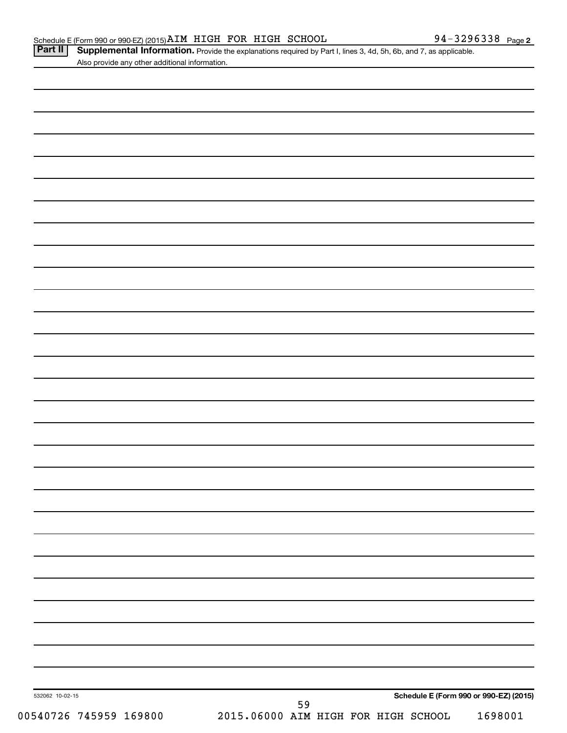Schedule E (Form 990 or 990-EZ) (2015) AIM HIGH FOR HIGH SCHOOL 94-3296338 Page 2

**Part II** **Supplemental Information.** Provide the explanations required by Part I, lines 3, 4d, 5h, 6b, and 7, as applicable. Also provide any other additional information.

532062 10-02-15 **Schedule E (Form 990 or 990-EZ) (2015)**

00540726 745959 169800 2015.06000 AIM HIGH FOR HIGH SCHOOL 1698001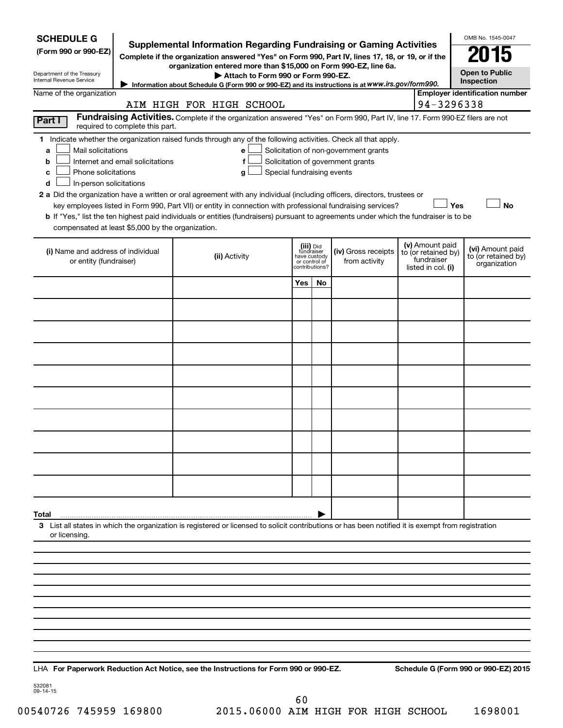**SCHEDULE G**
**(Form 990 or 990-EZ)**

Department of the Treasury
Internal Revenue Service

# Supplemental Information Regarding Fundraising or Gaming Activities

**Complete if the organization answered "Yes" on Form 990, Part IV, lines 17, 18, or 19, or if the organization entered more than $15,000 on Form 990-EZ, line 6a.**

**▶ Attach to Form 990 or Form 990-EZ.**

▶ Information about Schedule G (Form 990 or 990-EZ) and its instructions is at *www.irs.gov/form990.*

OMB No. 1545-0047

**2015**

**Open to Public Inspection**

Name of the organization: AIM HIGH FOR HIGH SCHOOL

**Employer identification number:** 94-3296338

**Part I** **Fundraising Activities.** Complete if the organization answered "Yes" on Form 990, Part IV, line 17. Form 990-EZ filers are not required to complete this part.

**1** Indicate whether the organization raised funds through any of the following activities. Check all that apply.

- **a** ☐ Mail solicitations
- **b** ☐ Internet and email solicitations
- **c** ☐ Phone solicitations
- **d** ☐ In-person solicitations
- **e** ☐ Solicitation of non-government grants
- **f** ☐ Solicitation of government grants
- **g** ☐ Special fundraising events

**2 a** Did the organization have a written or oral agreement with any individual (including officers, directors, trustees or key employees listed in Form 990, Part VII) or entity in connection with professional fundraising services? ☐ **Yes** ☐ **No**

**b** If "Yes," list the ten highest paid individuals or entities (fundraisers) pursuant to agreements under which the fundraiser is to be compensated at least $5,000 by the organization.

| (i) Name and address of individual or entity (fundraiser) | (ii) Activity | (iii) Did fundraiser have custody or control of contributions? | | (iv) Gross receipts from activity | (v) Amount paid to (or retained by) fundraiser listed in col. (i) | (vi) Amount paid to (or retained by) organization |
|---|---|---|---|---|---|---|
| | | Yes | No | | | |
| | | | | | | |
| | | | | | | |
| | | | | | | |
| | | | | | | |
| | | | | | | |
| | | | | | | |
| | | | | | | |
| | | | | | | |
| | | | | | | |
| | | | | | | |
| **Total** ▶ | | | | | | |

**3** List all states in which the organization is registered or licensed to solicit contributions or has been notified it is exempt from registration or licensing.

LHA **For Paperwork Reduction Act Notice, see the Instructions for Form 990 or 990-EZ.** **Schedule G (Form 990 or 990-EZ) 2015**

532081
09-14-15

00540726 745959 169800 2015.06000 AIM HIGH FOR HIGH SCHOOL 1698001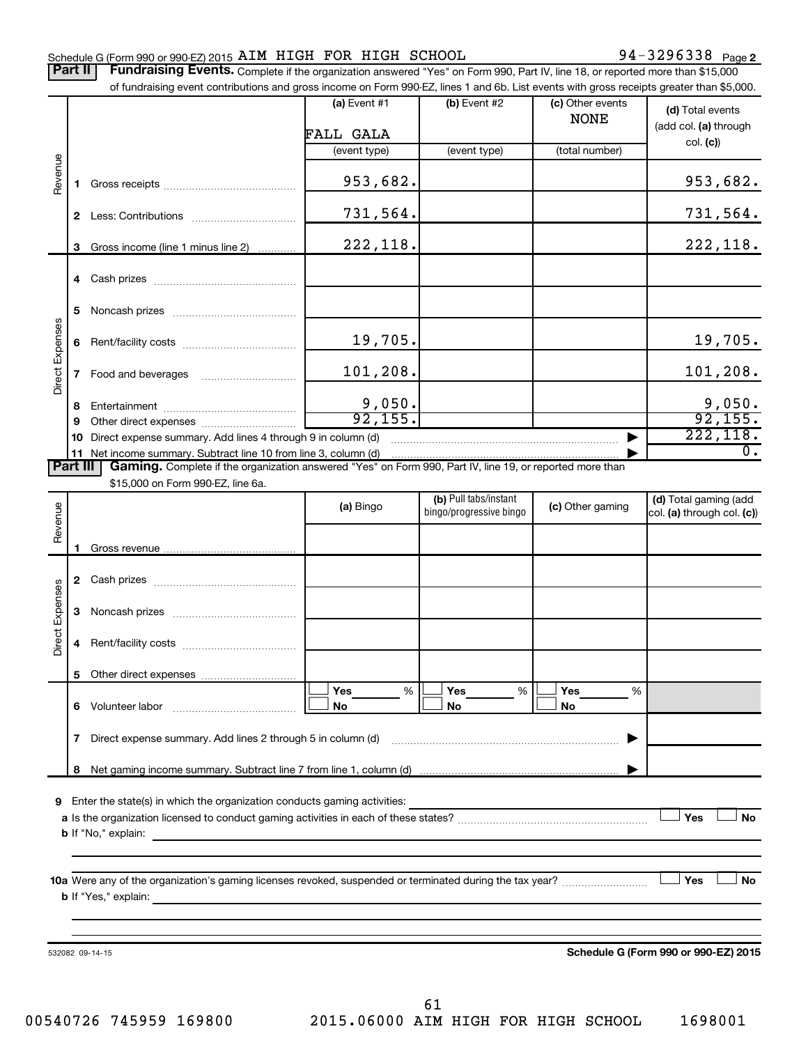Schedule G (Form 990 or 990-EZ) 2015 AIM HIGH FOR HIGH SCHOOL 94-3296338 Page 2

**Part II | Fundraising Events.** Complete if the organization answered "Yes" on Form 990, Part IV, line 18, or reported more than $15,000 of fundraising event contributions and gross income on Form 990-EZ, lines 1 and 6b. List events with gross receipts greater than $5,000.

| | | (a) Event #1 | (b) Event #2 | (c) Other events | (d) Total events (add col. (a) through col. (c)) |
|---|---|---|---|---|---|
| | | FALL GALA | | NONE | |
| | | (event type) | (event type) | (total number) | |
| Revenue | 1 Gross receipts | 953,682. | | | 953,682. |
| | 2 Less: Contributions | 731,564. | | | 731,564. |
| | 3 Gross income (line 1 minus line 2) | 222,118. | | | 222,118. |
| Direct Expenses | 4 Cash prizes | | | | |
| | 5 Noncash prizes | | | | |
| | 6 Rent/facility costs | 19,705. | | | 19,705. |
| | 7 Food and beverages | 101,208. | | | 101,208. |
| | 8 Entertainment | 9,050. | | | 9,050. |
| | 9 Other direct expenses | 92,155. | | | 92,155. |
| | 10 Direct expense summary. Add lines 4 through 9 in column (d) | | | ▶ | 222,118. |
| | 11 Net income summary. Subtract line 10 from line 3, column (d) | | | ▶ | 0. |

**Part III | Gaming.** Complete if the organization answered "Yes" on Form 990, Part IV, line 19, or reported more than $15,000 on Form 990-EZ, line 6a.

| | | (a) Bingo | (b) Pull tabs/instant bingo/progressive bingo | (c) Other gaming | (d) Total gaming (add col. (a) through col. (c)) |
|---|---|---|---|---|---|
| Revenue | 1 Gross revenue | | | | |
| Direct Expenses | 2 Cash prizes | | | | |
| | 3 Noncash prizes | | | | |
| | 4 Rent/facility costs | | | | |
| | 5 Other direct expenses | | | | |
| | 6 Volunteer labor | ☐ Yes ___ % ☐ No | ☐ Yes ___ % ☐ No | ☐ Yes ___ % ☐ No | |
| | 7 Direct expense summary. Add lines 2 through 5 in column (d) | | | ▶ | |
| | 8 Net gaming income summary. Subtract line 7 from line 1, column (d) | | | ▶ | |

9 Enter the state(s) in which the organization conducts gaming activities: ____________

a Is the organization licensed to conduct gaming activities in each of these states? ☐ Yes ☐ No

b If "No," explain: ____________

10a Were any of the organization's gaming licenses revoked, suspended or terminated during the tax year? ☐ Yes ☐ No

b If "Yes," explain: ____________

532082 09-14-15 **Schedule G (Form 990 or 990-EZ) 2015**

00540726 745959 169800 2015.06000 AIM HIGH FOR HIGH SCHOOL 1698001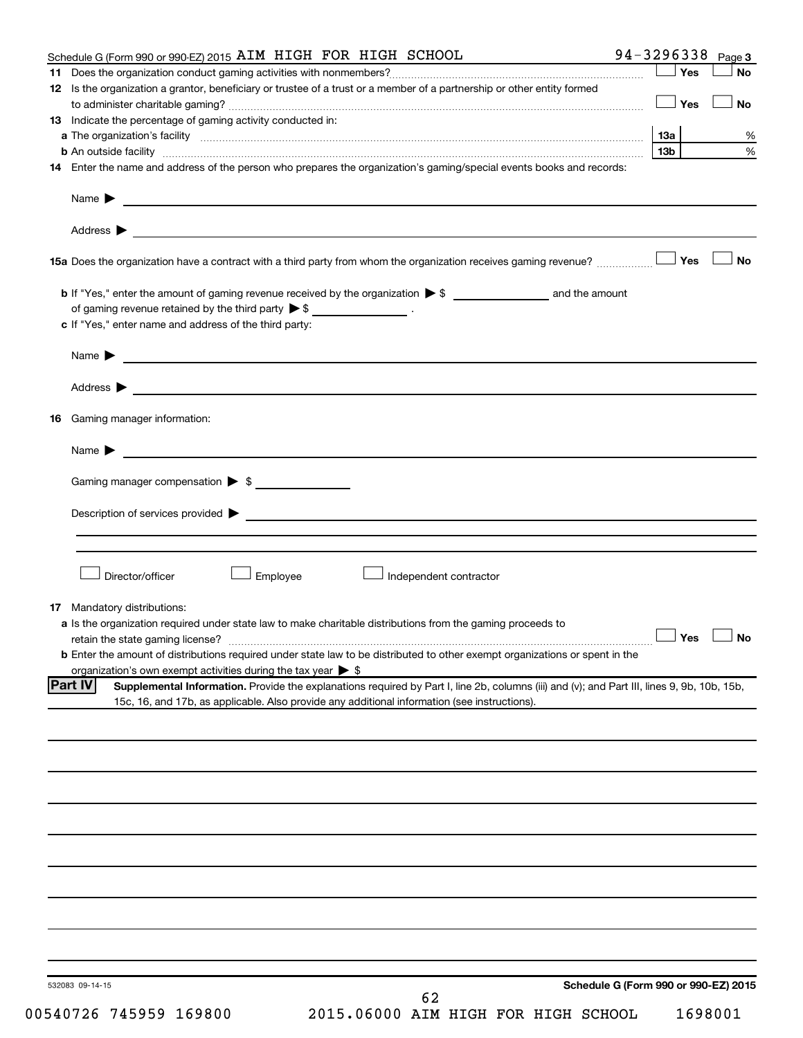Schedule G (Form 990 or 990-EZ) 2015 AIM HIGH FOR HIGH SCHOOL 94-3296338 Page 3

**11** Does the organization conduct gaming activities with nonmembers? ☐ Yes ☐ No

**12** Is the organization a grantor, beneficiary or trustee of a trust or a member of a partnership or other entity formed to administer charitable gaming? ☐ Yes ☐ No

**13** Indicate the percentage of gaming activity conducted in:

**a** The organization's facility **13a** %

**b** An outside facility **13b** %

**14** Enter the name and address of the person who prepares the organization's gaming/special events books and records:

Name ▶

Address ▶

**15a** Does the organization have a contract with a third party from whom the organization receives gaming revenue? ☐ Yes ☐ No

**b** If "Yes," enter the amount of gaming revenue received by the organization ▶ $ \_\_\_\_\_\_\_\_ and the amount of gaming revenue retained by the third party ▶ $ \_\_\_\_\_\_\_\_ .

**c** If "Yes," enter name and address of the third party:

Name ▶

Address ▶

**16** Gaming manager information:

Name ▶

Gaming manager compensation ▶ $

Description of services provided ▶

☐ Director/officer ☐ Employee ☐ Independent contractor

**17** Mandatory distributions:

**a** Is the organization required under state law to make charitable distributions from the gaming proceeds to retain the state gaming license? ☐ Yes ☐ No

**b** Enter the amount of distributions required under state law to be distributed to other exempt organizations or spent in the organization's own exempt activities during the tax year ▶ $

**Part IV** **Supplemental Information.** Provide the explanations required by Part I, line 2b, columns (iii) and (v); and Part III, lines 9, 9b, 10b, 15b, 15c, 16, and 17b, as applicable. Also provide any additional information (see instructions).

532083 09-14-15 **Schedule G (Form 990 or 990-EZ) 2015**

00540726 745959 169800 2015.06000 AIM HIGH FOR HIGH SCHOOL 1698001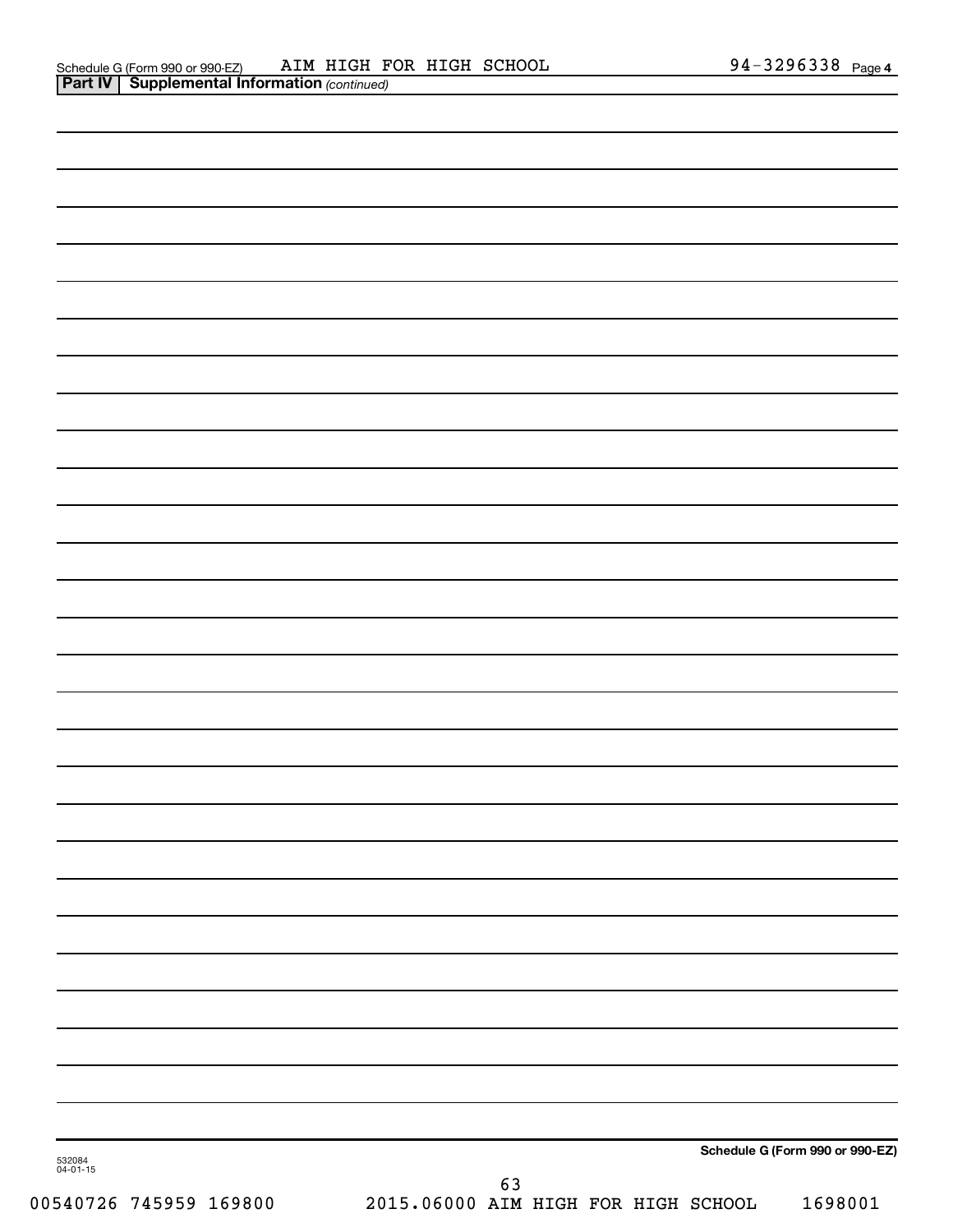Schedule G (Form 990 or 990-EZ) AIM HIGH FOR HIGH SCHOOL 94-3296338 Page 4

**Part IV | Supplemental Information** *(continued)*

**Schedule G (Form 990 or 990-EZ)**

532084
04-01-15

00540726 745959 169800 2015.06000 AIM HIGH FOR HIGH SCHOOL 1698001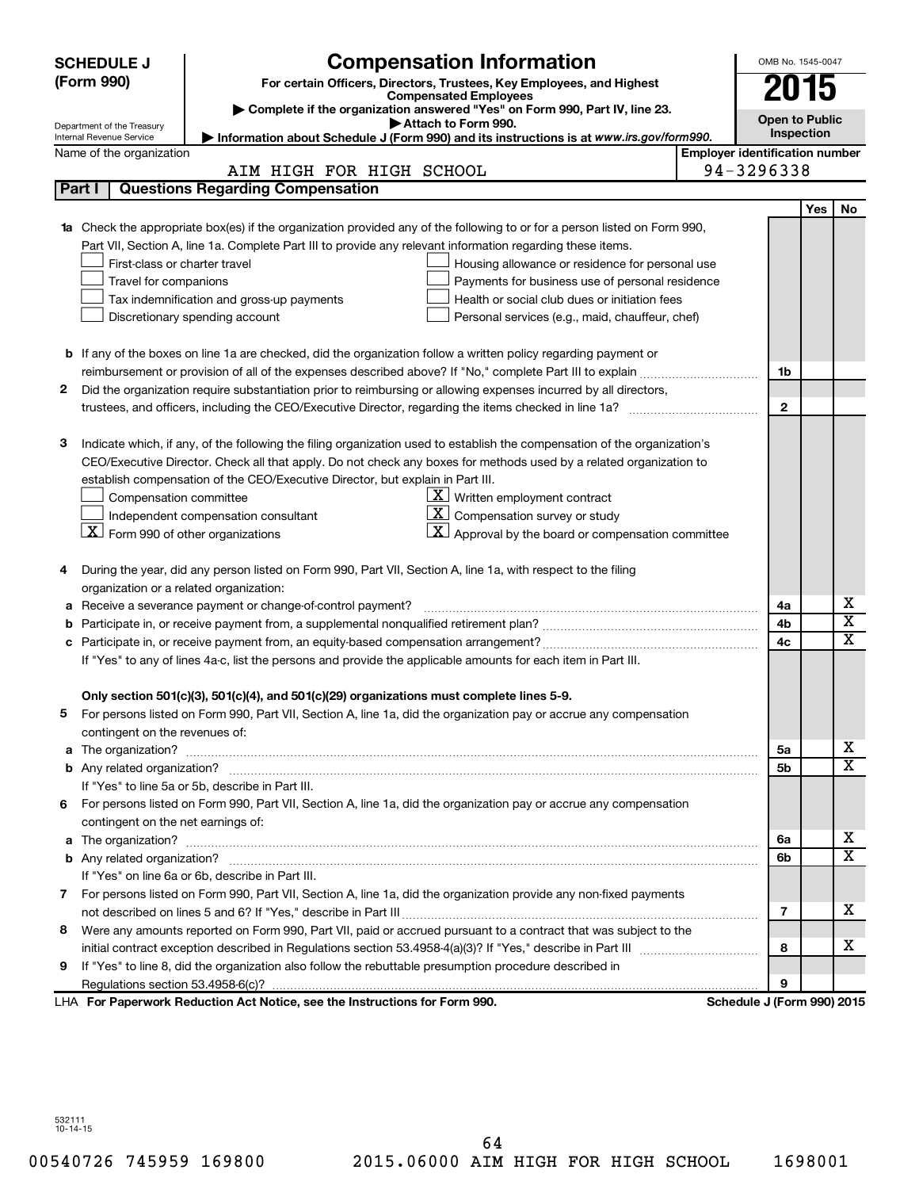**SCHEDULE J (Form 990)**

Department of the Treasury
Internal Revenue Service

# Compensation Information

**For certain Officers, Directors, Trustees, Key Employees, and Highest Compensated Employees**

▶ **Complete if the organization answered "Yes" on Form 990, Part IV, line 23.**

▶ **Attach to Form 990.**

▶ **Information about Schedule J (Form 990) and its instructions is at *www.irs.gov/form990*.**

OMB No. 1545-0047

**2015**

**Open to Public Inspection**

Name of the organization: AIM HIGH FOR HIGH SCHOOL

**Employer identification number:** 94-3296338

## Part I | Questions Regarding Compensation

| | | | Yes | No |
|---|---|---|---|---|
| **1a** | Check the appropriate box(es) if the organization provided any of the following to or for a person listed on Form 990, Part VII, Section A, line 1a. Complete Part III to provide any relevant information regarding these items.<br>☐ First-class or charter travel<br>☐ Travel for companions<br>☐ Tax indemnification and gross-up payments<br>☐ Discretionary spending account<br>☐ Housing allowance or residence for personal use<br>☐ Payments for business use of personal residence<br>☐ Health or social club dues or initiation fees<br>☐ Personal services (e.g., maid, chauffeur, chef) | | | |
| **b** | If any of the boxes on line 1a are checked, did the organization follow a written policy regarding payment or reimbursement or provision of all of the expenses described above? If "No," complete Part III to explain | 1b | | |
| **2** | Did the organization require substantiation prior to reimbursing or allowing expenses incurred by all directors, trustees, and officers, including the CEO/Executive Director, regarding the items checked in line 1a? | 2 | | |
| **3** | Indicate which, if any, of the following the filing organization used to establish the compensation of the organization's CEO/Executive Director. Check all that apply. Do not check any boxes for methods used by a related organization to establish compensation of the CEO/Executive Director, but explain in Part III.<br>☐ Compensation committee<br>☐ Independent compensation consultant<br>☒ Form 990 of other organizations<br>☒ Written employment contract<br>☒ Compensation survey or study<br>☒ Approval by the board or compensation committee | | | |
| **4** | During the year, did any person listed on Form 990, Part VII, Section A, line 1a, with respect to the filing organization or a related organization: | | | |
| **a** | Receive a severance payment or change-of-control payment? | 4a | | X |
| **b** | Participate in, or receive payment from, a supplemental nonqualified retirement plan? | 4b | | X |
| **c** | Participate in, or receive payment from, an equity-based compensation arrangement? | 4c | | X |
| | If "Yes" to any of lines 4a-c, list the persons and provide the applicable amounts for each item in Part III. | | | |
| | **Only section 501(c)(3), 501(c)(4), and 501(c)(29) organizations must complete lines 5-9.** | | | |
| **5** | For persons listed on Form 990, Part VII, Section A, line 1a, did the organization pay or accrue any compensation contingent on the revenues of: | | | |
| **a** | The organization? | 5a | | X |
| **b** | Any related organization? | 5b | | X |
| | If "Yes" to line 5a or 5b, describe in Part III. | | | |
| **6** | For persons listed on Form 990, Part VII, Section A, line 1a, did the organization pay or accrue any compensation contingent on the net earnings of: | | | |
| **a** | The organization? | 6a | | X |
| **b** | Any related organization? | 6b | | X |
| | If "Yes" on line 6a or 6b, describe in Part III. | | | |
| **7** | For persons listed on Form 990, Part VII, Section A, line 1a, did the organization provide any non-fixed payments not described on lines 5 and 6? If "Yes," describe in Part III | 7 | | X |
| **8** | Were any amounts reported on Form 990, Part VII, paid or accrued pursuant to a contract that was subject to the initial contract exception described in Regulations section 53.4958-4(a)(3)? If "Yes," describe in Part III | 8 | | X |
| **9** | If "Yes" to line 8, did the organization also follow the rebuttable presumption procedure described in Regulations section 53.4958-6(c)? | 9 | | |

LHA **For Paperwork Reduction Act Notice, see the Instructions for Form 990.** **Schedule J (Form 990) 2015**

532111
10-14-15

00540726 745959 169800 2015.06000 AIM HIGH FOR HIGH SCHOOL 1698001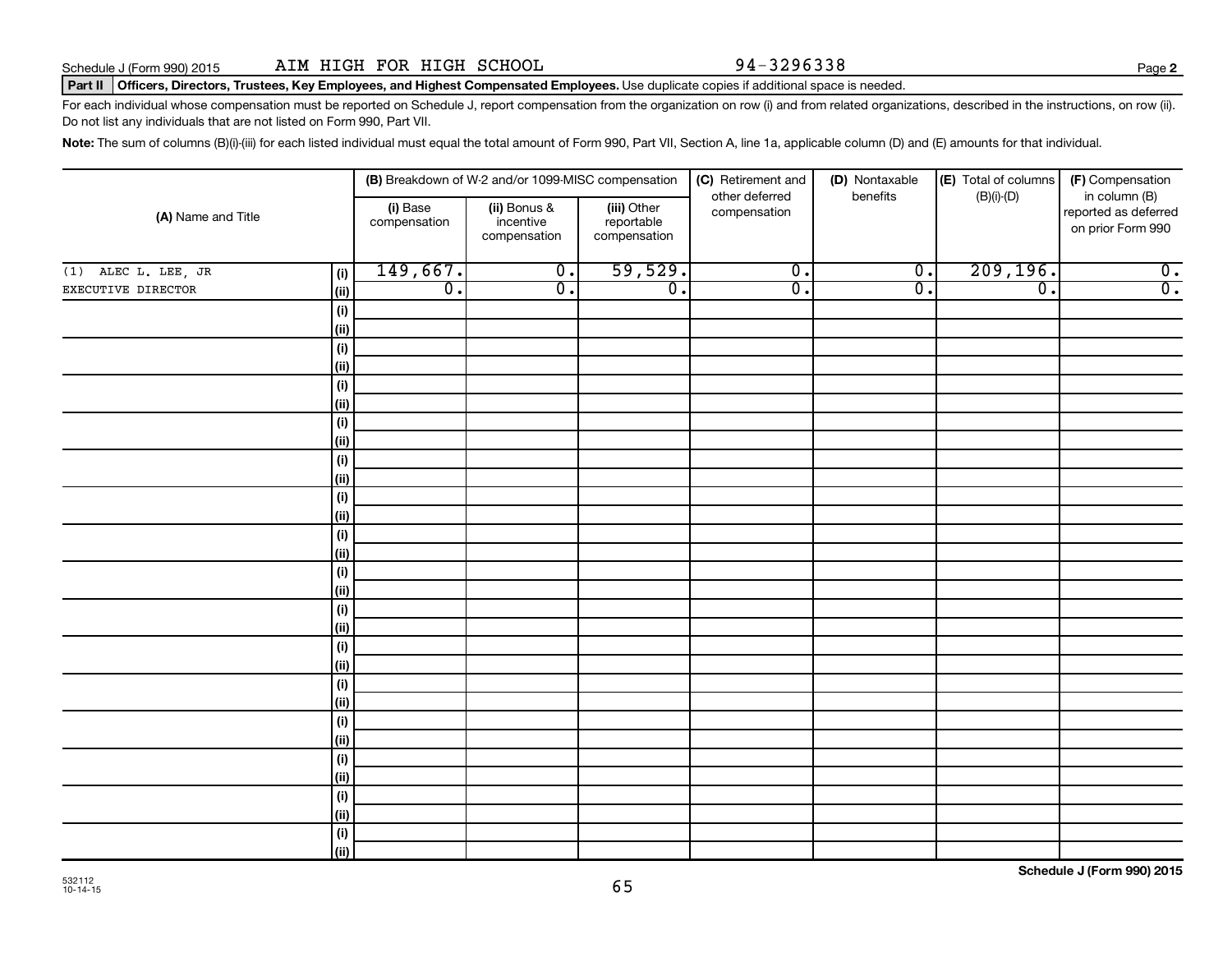Schedule J (Form 990) 2015 AIM HIGH FOR HIGH SCHOOL 94-3296338 Page **2**

**Part II Officers, Directors, Trustees, Key Employees, and Highest Compensated Employees.** Use duplicate copies if additional space is needed.

For each individual whose compensation must be reported on Schedule J, report compensation from the organization on row (i) and from related organizations, described in the instructions, on row (ii). Do not list any individuals that are not listed on Form 990, Part VII.

**Note:** The sum of columns (B)(i)-(iii) for each listed individual must equal the total amount of Form 990, Part VII, Section A, line 1a, applicable column (D) and (E) amounts for that individual.

| (A) Name and Title | | (B) Breakdown of W-2 and/or 1099-MISC compensation | | | (C) Retirement and other deferred compensation | (D) Nontaxable benefits | (E) Total of columns (B)(i)-(D) | (F) Compensation in column (B) reported as deferred on prior Form 990 |
|---|---|---|---|---|---|---|---|---|
| | | (i) Base compensation | (ii) Bonus & incentive compensation | (iii) Other reportable compensation | | | | |
| (1) ALEC L. LEE, JR | (i) | 149,667. | 0. | 59,529. | 0. | 0. | 209,196. | 0. |
| EXECUTIVE DIRECTOR | (ii) | 0. | 0. | 0. | 0. | 0. | 0. | 0. |
| | (i) | | | | | | | |
| | (ii) | | | | | | | |
| | (i) | | | | | | | |
| | (ii) | | | | | | | |
| | (i) | | | | | | | |
| | (ii) | | | | | | | |
| | (i) | | | | | | | |
| | (ii) | | | | | | | |
| | (i) | | | | | | | |
| | (ii) | | | | | | | |
| | (i) | | | | | | | |
| | (ii) | | | | | | | |
| | (i) | | | | | | | |
| | (ii) | | | | | | | |
| | (i) | | | | | | | |
| | (ii) | | | | | | | |
| | (i) | | | | | | | |
| | (ii) | | | | | | | |
| | (i) | | | | | | | |
| | (ii) | | | | | | | |
| | (i) | | | | | | | |
| | (ii) | | | | | | | |
| | (i) | | | | | | | |
| | (ii) | | | | | | | |
| | (i) | | | | | | | |
| | (ii) | | | | | | | |
| | (i) | | | | | | | |
| | (ii) | | | | | | | |
| | (i) | | | | | | | |
| | (ii) | | | | | | | |

532112
10-14-15

**Schedule J (Form 990) 2015**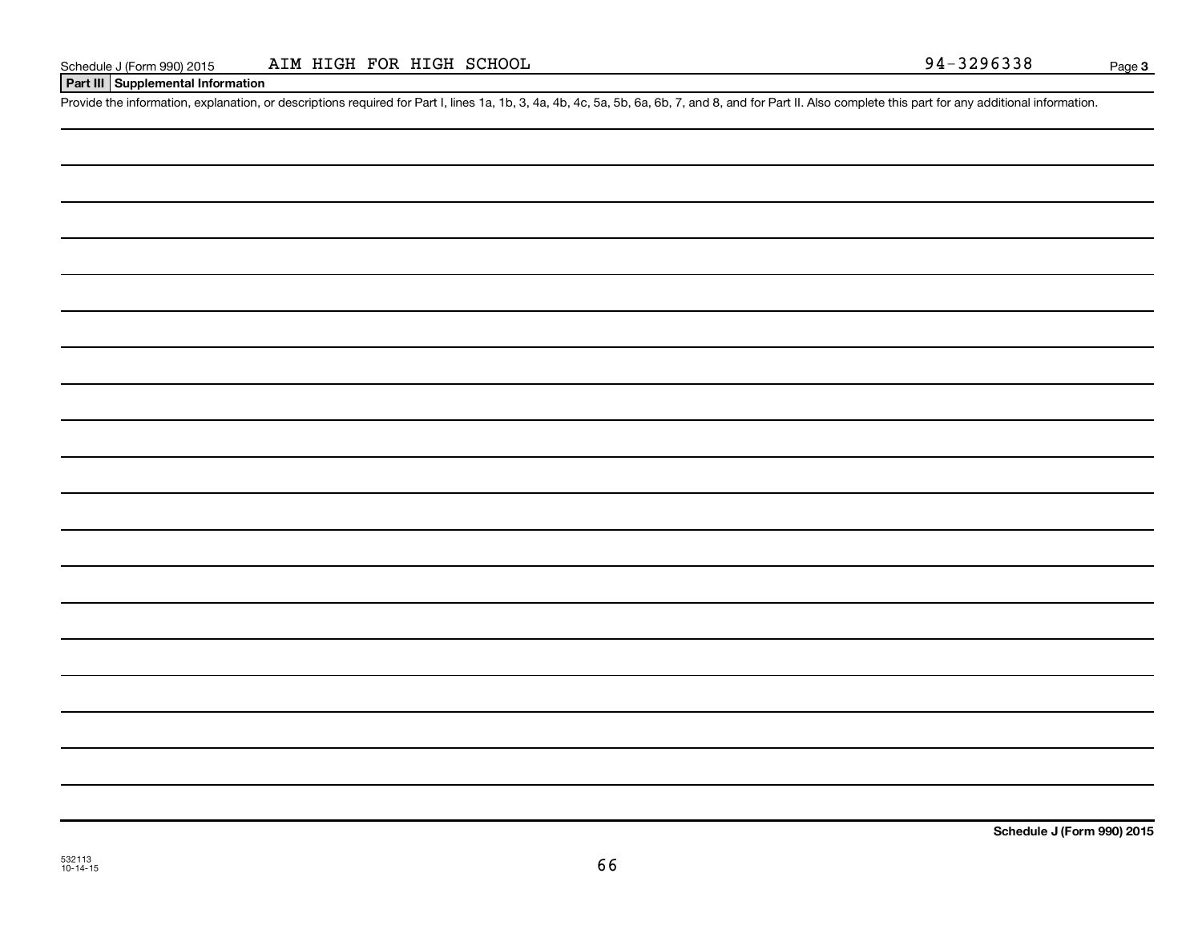Schedule J (Form 990) 2015 AIM HIGH FOR HIGH SCHOOL 94-3296338 Page **3**

## Part III Supplemental Information

Provide the information, explanation, or descriptions required for Part I, lines 1a, 1b, 3, 4a, 4b, 4c, 5a, 5b, 6a, 6b, 7, and 8, and for Part II. Also complete this part for any additional information.

**Schedule J (Form 990) 2015**

532113
10-14-15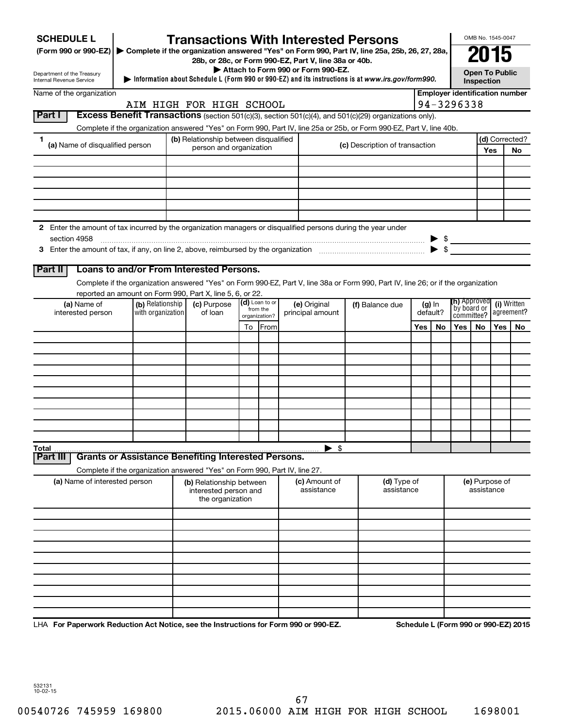**SCHEDULE L**
**(Form 990 or 990-EZ)**

Department of the Treasury
Internal Revenue Service

# Transactions With Interested Persons

▶ **Complete if the organization answered "Yes" on Form 990, Part IV, line 25a, 25b, 26, 27, 28a, 28b, or 28c, or Form 990-EZ, Part V, line 38a or 40b.**
▶ **Attach to Form 990 or Form 990-EZ.**
▶ **Information about Schedule L (Form 990 or 990-EZ) and its instructions is at *www.irs.gov/form990*.**

OMB No. 1545-0047

**2015**

**Open To Public Inspection**

Name of the organization: AIM HIGH FOR HIGH SCHOOL

**Employer identification number:** 94-3296338

## Part I — Excess Benefit Transactions (section 501(c)(3), section 501(c)(4), and 501(c)(29) organizations only).

Complete if the organization answered "Yes" on Form 990, Part IV, line 25a or 25b, or Form 990-EZ, Part V, line 40b.

| 1 (a) Name of disqualified person | (b) Relationship between disqualified person and organization | (c) Description of transaction | (d) Corrected? Yes | No |
|---|---|---|---|---|
| | | | | |
| | | | | |
| | | | | |
| | | | | |
| | | | | |
| | | | | |

**2** Enter the amount of tax incurred by the organization managers or disqualified persons during the year under section 4958 ▶ $

**3** Enter the amount of tax, if any, on line 2, above, reimbursed by the organization ▶ $

## Part II — Loans to and/or From Interested Persons.

Complete if the organization answered "Yes" on Form 990-EZ, Part V, line 38a or Form 990, Part IV, line 26; or if the organization reported an amount on Form 990, Part X, line 5, 6, or 22.

| (a) Name of interested person | (b) Relationship with organization | (c) Purpose of loan | (d) Loan to or from the organization? To | From | (e) Original principal amount | (f) Balance due | (g) In default? Yes | No | (h) Approved by board or committee? Yes | No | (i) Written agreement? Yes | No |
|---|---|---|---|---|---|---|---|---|---|---|---|---|
| | | | | | | | | | | | | |
| | | | | | | | | | | | | |
| | | | | | | | | | | | | |
| | | | | | | | | | | | | |
| | | | | | | | | | | | | |
| | | | | | | | | | | | | |
| | | | | | | | | | | | | |
| | | | | | | | | | | | | |
| | | | | | | | | | | | | |
| | | | | | | | | | | | | |
| **Total** | | | | | ▶ $ | | | | | | | |

## Part III — Grants or Assistance Benefiting Interested Persons.

Complete if the organization answered "Yes" on Form 990, Part IV, line 27.

| (a) Name of interested person | (b) Relationship between interested person and the organization | (c) Amount of assistance | (d) Type of assistance | (e) Purpose of assistance |
|---|---|---|---|---|
| | | | | |
| | | | | |
| | | | | |
| | | | | |
| | | | | |
| | | | | |
| | | | | |
| | | | | |
| | | | | |
| | | | | |

LHA **For Paperwork Reduction Act Notice, see the Instructions for Form 990 or 990-EZ.** **Schedule L (Form 990 or 990-EZ) 2015**

532131
10-02-15

00540726 745959 169800 2015.06000 AIM HIGH FOR HIGH SCHOOL 1698001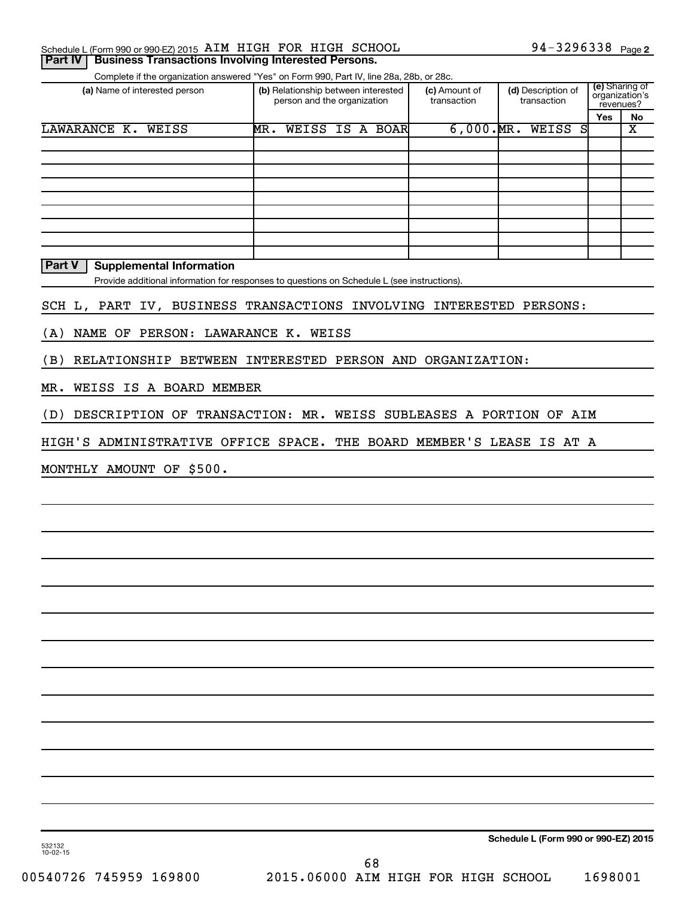Schedule L (Form 990 or 990-EZ) 2015 AIM HIGH FOR HIGH SCHOOL 94-3296338 Page 2

## Part IV | Business Transactions Involving Interested Persons.

Complete if the organization answered "Yes" on Form 990, Part IV, line 28a, 28b, or 28c.

| (a) Name of interested person | (b) Relationship between interested person and the organization | (c) Amount of transaction | (d) Description of transaction | (e) Sharing of organization's revenues? Yes | No |
|---|---|---|---|---|---|
| LAWARANCE K. WEISS | MR. WEISS IS A BOAR | 6,000. | MR. WEISS S | | X |
| | | | | | |
| | | | | | |
| | | | | | |
| | | | | | |
| | | | | | |
| | | | | | |
| | | | | | |
| | | | | | |

## Part V | Supplemental Information

Provide additional information for responses to questions on Schedule L (see instructions).

SCH L, PART IV, BUSINESS TRANSACTIONS INVOLVING INTERESTED PERSONS:

(A) NAME OF PERSON: LAWARANCE K. WEISS

(B) RELATIONSHIP BETWEEN INTERESTED PERSON AND ORGANIZATION:

MR. WEISS IS A BOARD MEMBER

(D) DESCRIPTION OF TRANSACTION: MR. WEISS SUBLEASES A PORTION OF AIM HIGH'S ADMINISTRATIVE OFFICE SPACE. THE BOARD MEMBER'S LEASE IS AT A MONTHLY AMOUNT OF $500.

532132 10-02-15

Schedule L (Form 990 or 990-EZ) 2015

00540726 745959 169800 2015.06000 AIM HIGH FOR HIGH SCHOOL 1698001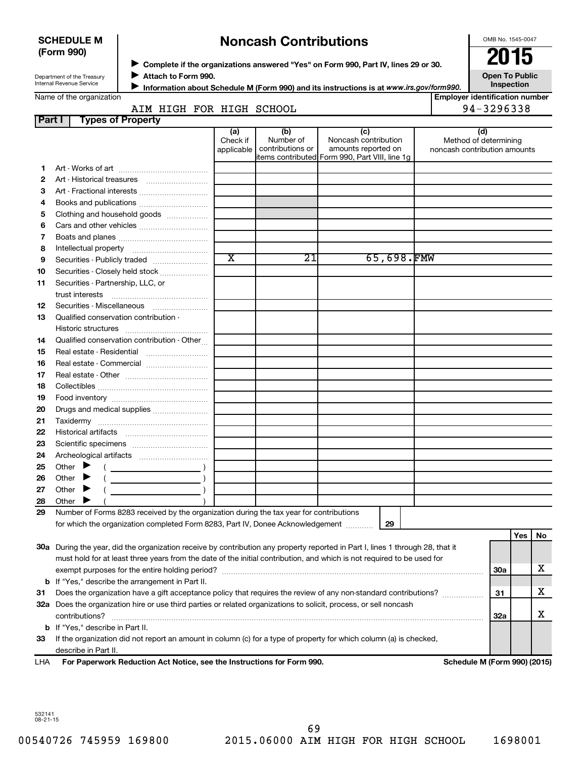**SCHEDULE M (Form 990)**

Department of the Treasury
Internal Revenue Service

# Noncash Contributions

▶ Complete if the organizations answered "Yes" on Form 990, Part IV, lines 29 or 30.
▶ Attach to Form 990.
▶ Information about Schedule M (Form 990) and its instructions is at *www.irs.gov/form990.*

OMB No. 1545-0047

**2015**

**Open To Public Inspection**

Name of the organization: AIM HIGH FOR HIGH SCHOOL

Employer identification number: 94-3296338

**Part I — Types of Property**

| | | (a) Check if applicable | (b) Number of contributions or items contributed | (c) Noncash contribution amounts reported on Form 990, Part VIII, line 1g | (d) Method of determining noncash contribution amounts |
|---|---|---|---|---|---|
| 1 | Art - Works of art | | | | |
| 2 | Art - Historical treasures | | | | |
| 3 | Art - Fractional interests | | | | |
| 4 | Books and publications | | | | |
| 5 | Clothing and household goods | | | | |
| 6 | Cars and other vehicles | | | | |
| 7 | Boats and planes | | | | |
| 8 | Intellectual property | | | | |
| 9 | Securities - Publicly traded | X | 21 | 65,698. | FMW |
| 10 | Securities - Closely held stock | | | | |
| 11 | Securities - Partnership, LLC, or trust interests | | | | |
| 12 | Securities - Miscellaneous | | | | |
| 13 | Qualified conservation contribution - Historic structures | | | | |
| 14 | Qualified conservation contribution - Other | | | | |
| 15 | Real estate - Residential | | | | |
| 16 | Real estate - Commercial | | | | |
| 17 | Real estate - Other | | | | |
| 18 | Collectibles | | | | |
| 19 | Food inventory | | | | |
| 20 | Drugs and medical supplies | | | | |
| 21 | Taxidermy | | | | |
| 22 | Historical artifacts | | | | |
| 23 | Scientific specimens | | | | |
| 24 | Archeological artifacts | | | | |
| 25 | Other ▶ ( ) | | | | |
| 26 | Other ▶ ( ) | | | | |
| 27 | Other ▶ ( ) | | | | |
| 28 | Other ▶ ( ) | | | | |

29 Number of Forms 8283 received by the organization during the tax year for contributions for which the organization completed Form 8283, Part IV, Donee Acknowledgement ..... **29**

| | | | Yes | No |
|---|---|---|---|---|
| 30a | During the year, did the organization receive by contribution any property reported in Part I, lines 1 through 28, that it must hold for at least three years from the date of the initial contribution, and which is not required to be used for exempt purposes for the entire holding period? | 30a | | X |
| b | If "Yes," describe the arrangement in Part II. | | | |
| 31 | Does the organization have a gift acceptance policy that requires the review of any non-standard contributions? | 31 | | X |
| 32a | Does the organization hire or use third parties or related organizations to solicit, process, or sell noncash contributions? | 32a | | X |
| b | If "Yes," describe in Part II. | | | |
| 33 | If the organization did not report an amount in column (c) for a type of property for which column (a) is checked, describe in Part II. | | | |

LHA **For Paperwork Reduction Act Notice, see the Instructions for Form 990.** **Schedule M (Form 990) (2015)**

532141
08-21-15

00540726 745959 169800 2015.06000 AIM HIGH FOR HIGH SCHOOL 1698001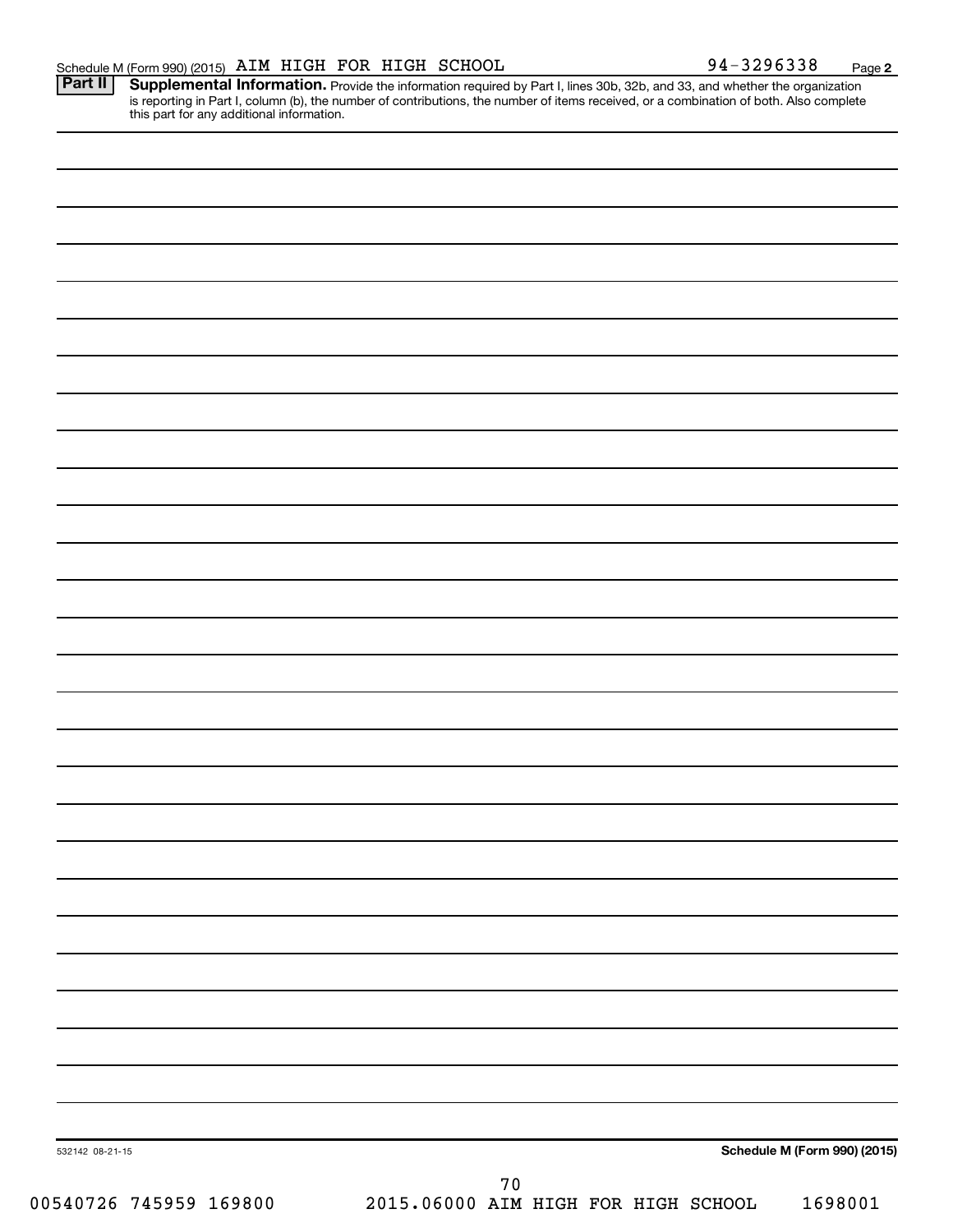Schedule M (Form 990) (2015) AIM HIGH FOR HIGH SCHOOL 94-3296338 Page 2

**Part II** **Supplemental Information.** Provide the information required by Part I, lines 30b, 32b, and 33, and whether the organization is reporting in Part I, column (b), the number of contributions, the number of items received, or a combination of both. Also complete this part for any additional information.

532142 08-21-15

**Schedule M (Form 990) (2015)**

00540726 745959 169800 2015.06000 AIM HIGH FOR HIGH SCHOOL 1698001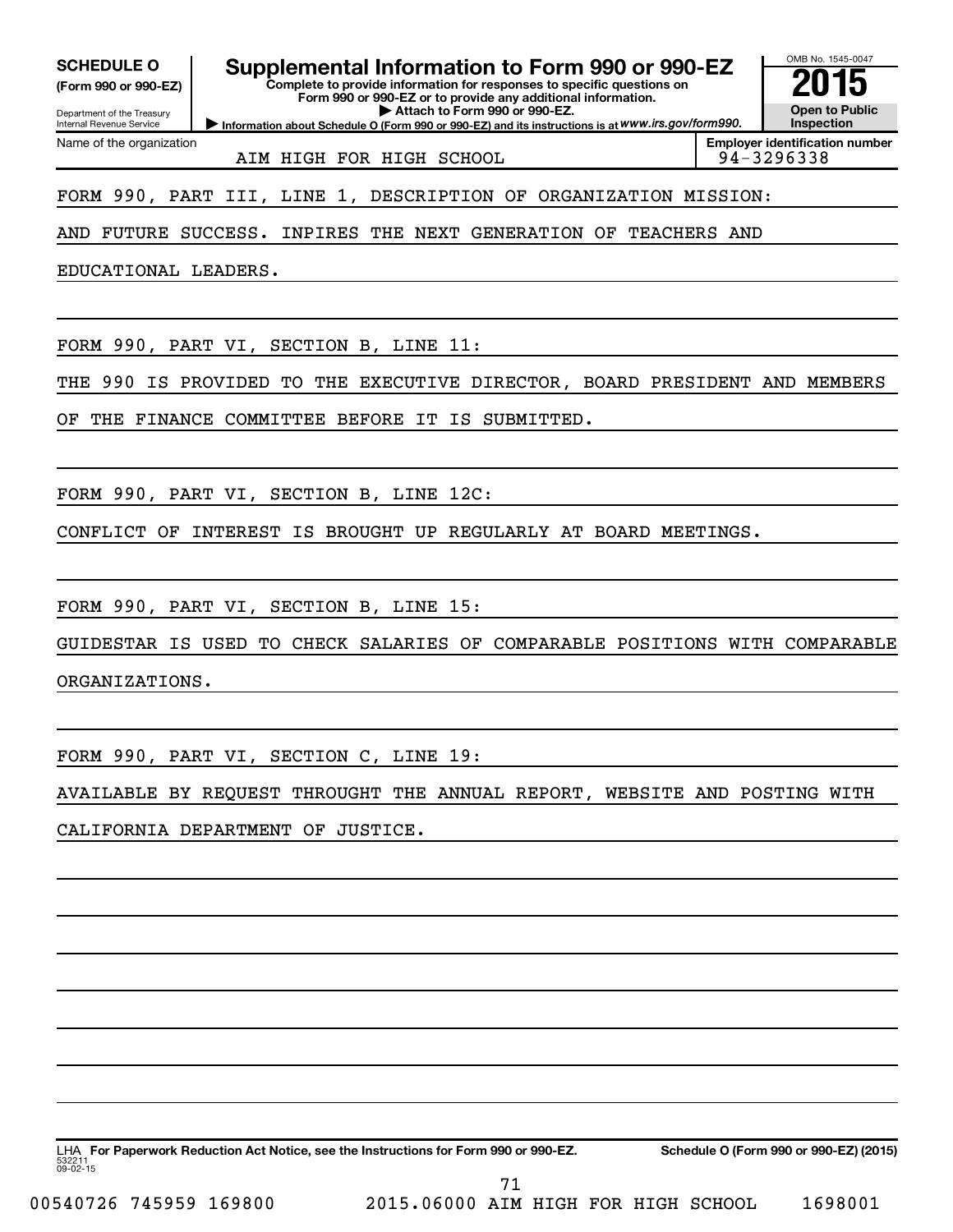**SCHEDULE O**
**(Form 990 or 990-EZ)**

Department of the Treasury
Internal Revenue Service

# Supplemental Information to Form 990 or 990-EZ

**Complete to provide information for responses to specific questions on Form 990 or 990-EZ or to provide any additional information.**
**▶ Attach to Form 990 or 990-EZ.**
**▶ Information about Schedule O (Form 990 or 990-EZ) and its instructions is at** ***www.irs.gov/form990.***

OMB No. 1545-0047
**2015**
**Open to Public Inspection**

Name of the organization: AIM HIGH FOR HIGH SCHOOL
**Employer identification number**: 94-3296338

FORM 990, PART III, LINE 1, DESCRIPTION OF ORGANIZATION MISSION:

AND FUTURE SUCCESS. INPIRES THE NEXT GENERATION OF TEACHERS AND EDUCATIONAL LEADERS.

FORM 990, PART VI, SECTION B, LINE 11:

THE 990 IS PROVIDED TO THE EXECUTIVE DIRECTOR, BOARD PRESIDENT AND MEMBERS OF THE FINANCE COMMITTEE BEFORE IT IS SUBMITTED.

FORM 990, PART VI, SECTION B, LINE 12C:

CONFLICT OF INTEREST IS BROUGHT UP REGULARLY AT BOARD MEETINGS.

FORM 990, PART VI, SECTION B, LINE 15:

GUIDESTAR IS USED TO CHECK SALARIES OF COMPARABLE POSITIONS WITH COMPARABLE ORGANIZATIONS.

FORM 990, PART VI, SECTION C, LINE 19:

AVAILABLE BY REQUEST THROUGHT THE ANNUAL REPORT, WEBSITE AND POSTING WITH CALIFORNIA DEPARTMENT OF JUSTICE.

LHA **For Paperwork Reduction Act Notice, see the Instructions for Form 990 or 990-EZ.** **Schedule O (Form 990 or 990-EZ) (2015)**
532211
09-02-15

00540726 745959 169800 2015.06000 AIM HIGH FOR HIGH SCHOOL 1698001